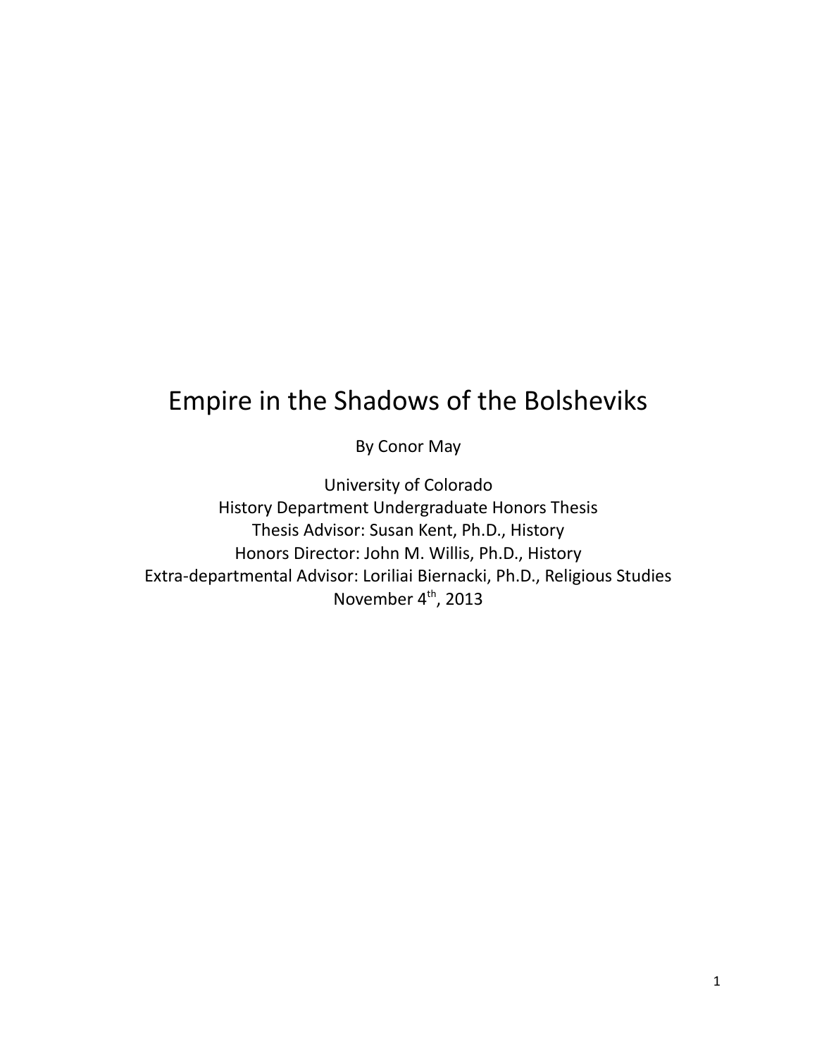# Empire in the Shadows of the Bolsheviks

By Conor May

University of Colorado
History Department Undergraduate Honors Thesis
Thesis Advisor: Susan Kent, Ph.D., History
Honors Director: John M. Willis, Ph.D., History
Extra-departmental Advisor: Loriliai Biernacki, Ph.D., Religious Studies
November 4th, 2013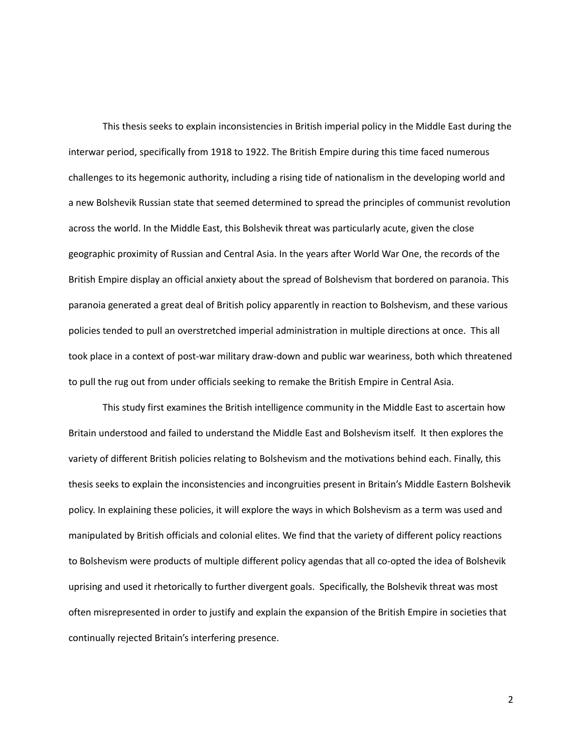This thesis seeks to explain inconsistencies in British imperial policy in the Middle East during the interwar period, specifically from 1918 to 1922. The British Empire during this time faced numerous challenges to its hegemonic authority, including a rising tide of nationalism in the developing world and a new Bolshevik Russian state that seemed determined to spread the principles of communist revolution across the world. In the Middle East, this Bolshevik threat was particularly acute, given the close geographic proximity of Russian and Central Asia. In the years after World War One, the records of the British Empire display an official anxiety about the spread of Bolshevism that bordered on paranoia. This paranoia generated a great deal of British policy apparently in reaction to Bolshevism, and these various policies tended to pull an overstretched imperial administration in multiple directions at once. This all took place in a context of post-war military draw-down and public war weariness, both which threatened to pull the rug out from under officials seeking to remake the British Empire in Central Asia.

This study first examines the British intelligence community in the Middle East to ascertain how Britain understood and failed to understand the Middle East and Bolshevism itself. It then explores the variety of different British policies relating to Bolshevism and the motivations behind each. Finally, this thesis seeks to explain the inconsistencies and incongruities present in Britain's Middle Eastern Bolshevik policy. In explaining these policies, it will explore the ways in which Bolshevism as a term was used and manipulated by British officials and colonial elites. We find that the variety of different policy reactions to Bolshevism were products of multiple different policy agendas that all co-opted the idea of Bolshevik uprising and used it rhetorically to further divergent goals. Specifically, the Bolshevik threat was most often misrepresented in order to justify and explain the expansion of the British Empire in societies that continually rejected Britain's interfering presence.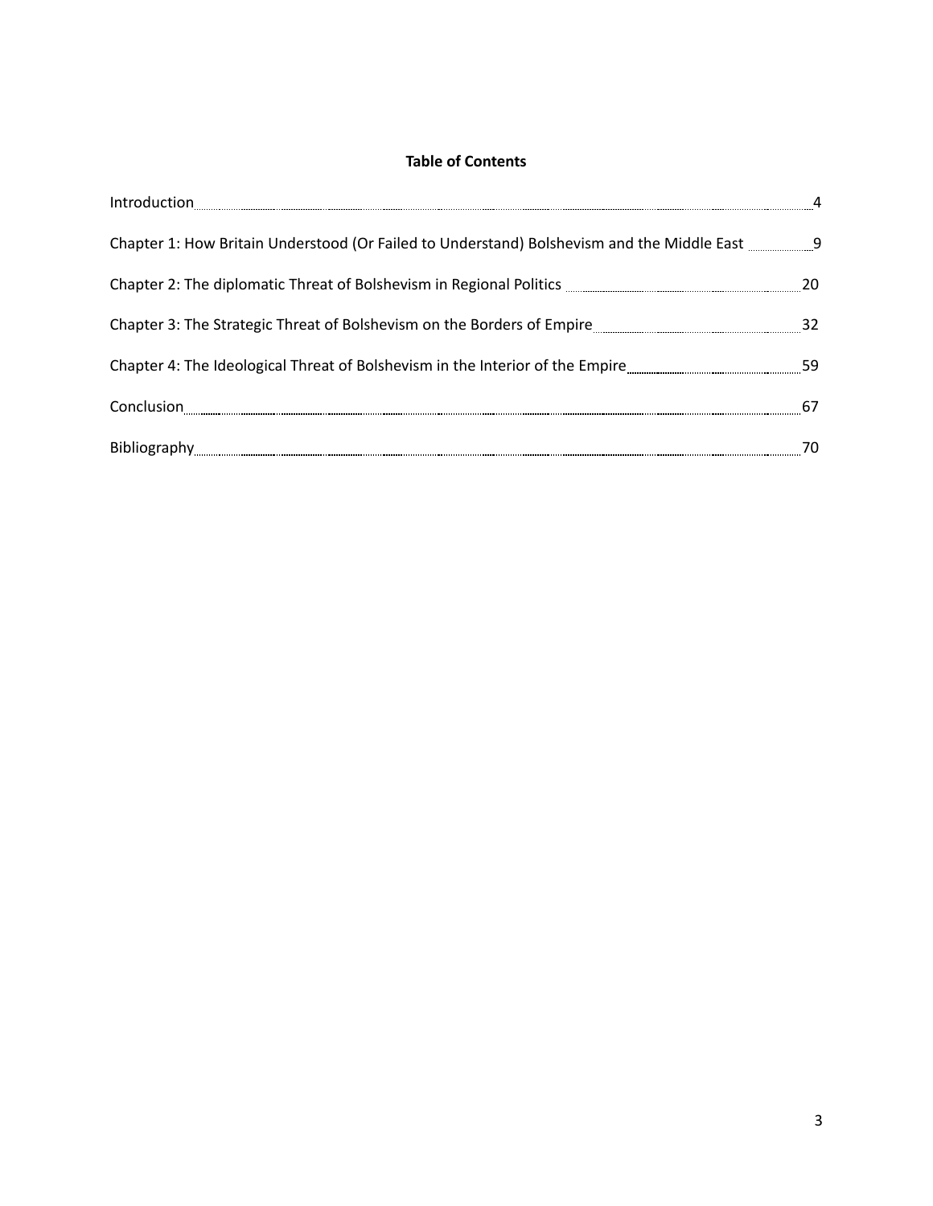# Table of Contents

Introduction ..... 4

Chapter 1: How Britain Understood (Or Failed to Understand) Bolshevism and the Middle East ..... 9

Chapter 2: The diplomatic Threat of Bolshevism in Regional Politics ..... 20

Chapter 3: The Strategic Threat of Bolshevism on the Borders of Empire ..... 32

Chapter 4: The Ideological Threat of Bolshevism in the Interior of the Empire ..... 59

Conclusion ..... 67

Bibliography ..... 70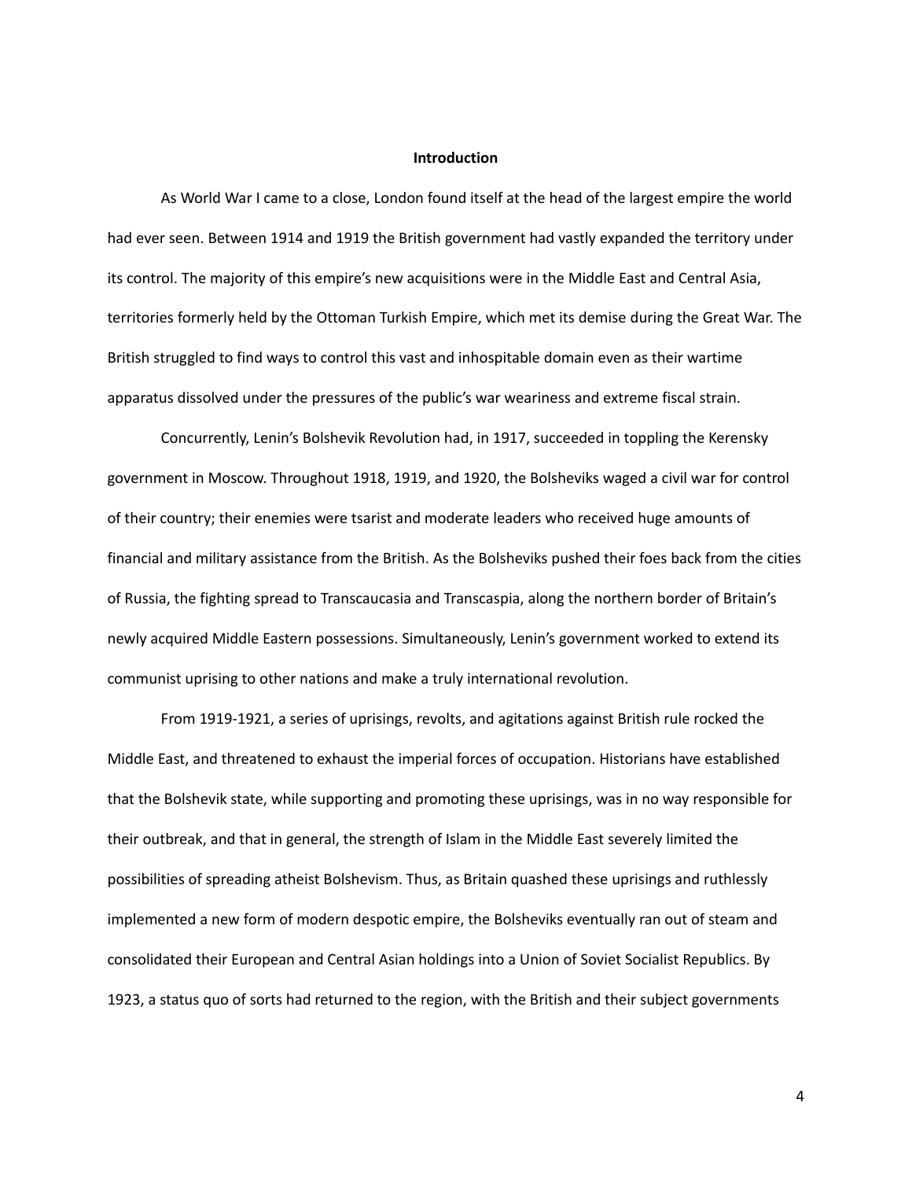# Introduction

As World War I came to a close, London found itself at the head of the largest empire the world had ever seen. Between 1914 and 1919 the British government had vastly expanded the territory under its control. The majority of this empire's new acquisitions were in the Middle East and Central Asia, territories formerly held by the Ottoman Turkish Empire, which met its demise during the Great War. The British struggled to find ways to control this vast and inhospitable domain even as their wartime apparatus dissolved under the pressures of the public's war weariness and extreme fiscal strain.

Concurrently, Lenin's Bolshevik Revolution had, in 1917, succeeded in toppling the Kerensky government in Moscow. Throughout 1918, 1919, and 1920, the Bolsheviks waged a civil war for control of their country; their enemies were tsarist and moderate leaders who received huge amounts of financial and military assistance from the British. As the Bolsheviks pushed their foes back from the cities of Russia, the fighting spread to Transcaucasia and Transcaspia, along the northern border of Britain's newly acquired Middle Eastern possessions. Simultaneously, Lenin's government worked to extend its communist uprising to other nations and make a truly international revolution.

From 1919-1921, a series of uprisings, revolts, and agitations against British rule rocked the Middle East, and threatened to exhaust the imperial forces of occupation. Historians have established that the Bolshevik state, while supporting and promoting these uprisings, was in no way responsible for their outbreak, and that in general, the strength of Islam in the Middle East severely limited the possibilities of spreading atheist Bolshevism. Thus, as Britain quashed these uprisings and ruthlessly implemented a new form of modern despotic empire, the Bolsheviks eventually ran out of steam and consolidated their European and Central Asian holdings into a Union of Soviet Socialist Republics. By 1923, a status quo of sorts had returned to the region, with the British and their subject governments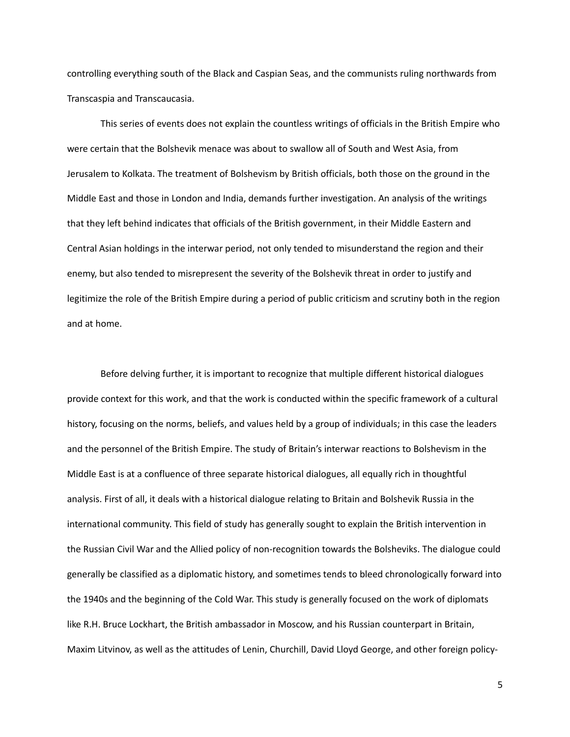controlling everything south of the Black and Caspian Seas, and the communists ruling northwards from Transcaspia and Transcaucasia.

This series of events does not explain the countless writings of officials in the British Empire who were certain that the Bolshevik menace was about to swallow all of South and West Asia, from Jerusalem to Kolkata. The treatment of Bolshevism by British officials, both those on the ground in the Middle East and those in London and India, demands further investigation. An analysis of the writings that they left behind indicates that officials of the British government, in their Middle Eastern and Central Asian holdings in the interwar period, not only tended to misunderstand the region and their enemy, but also tended to misrepresent the severity of the Bolshevik threat in order to justify and legitimize the role of the British Empire during a period of public criticism and scrutiny both in the region and at home.

Before delving further, it is important to recognize that multiple different historical dialogues provide context for this work, and that the work is conducted within the specific framework of a cultural history, focusing on the norms, beliefs, and values held by a group of individuals; in this case the leaders and the personnel of the British Empire. The study of Britain's interwar reactions to Bolshevism in the Middle East is at a confluence of three separate historical dialogues, all equally rich in thoughtful analysis. First of all, it deals with a historical dialogue relating to Britain and Bolshevik Russia in the international community. This field of study has generally sought to explain the British intervention in the Russian Civil War and the Allied policy of non-recognition towards the Bolsheviks. The dialogue could generally be classified as a diplomatic history, and sometimes tends to bleed chronologically forward into the 1940s and the beginning of the Cold War. This study is generally focused on the work of diplomats like R.H. Bruce Lockhart, the British ambassador in Moscow, and his Russian counterpart in Britain, Maxim Litvinov, as well as the attitudes of Lenin, Churchill, David Lloyd George, and other foreign policy-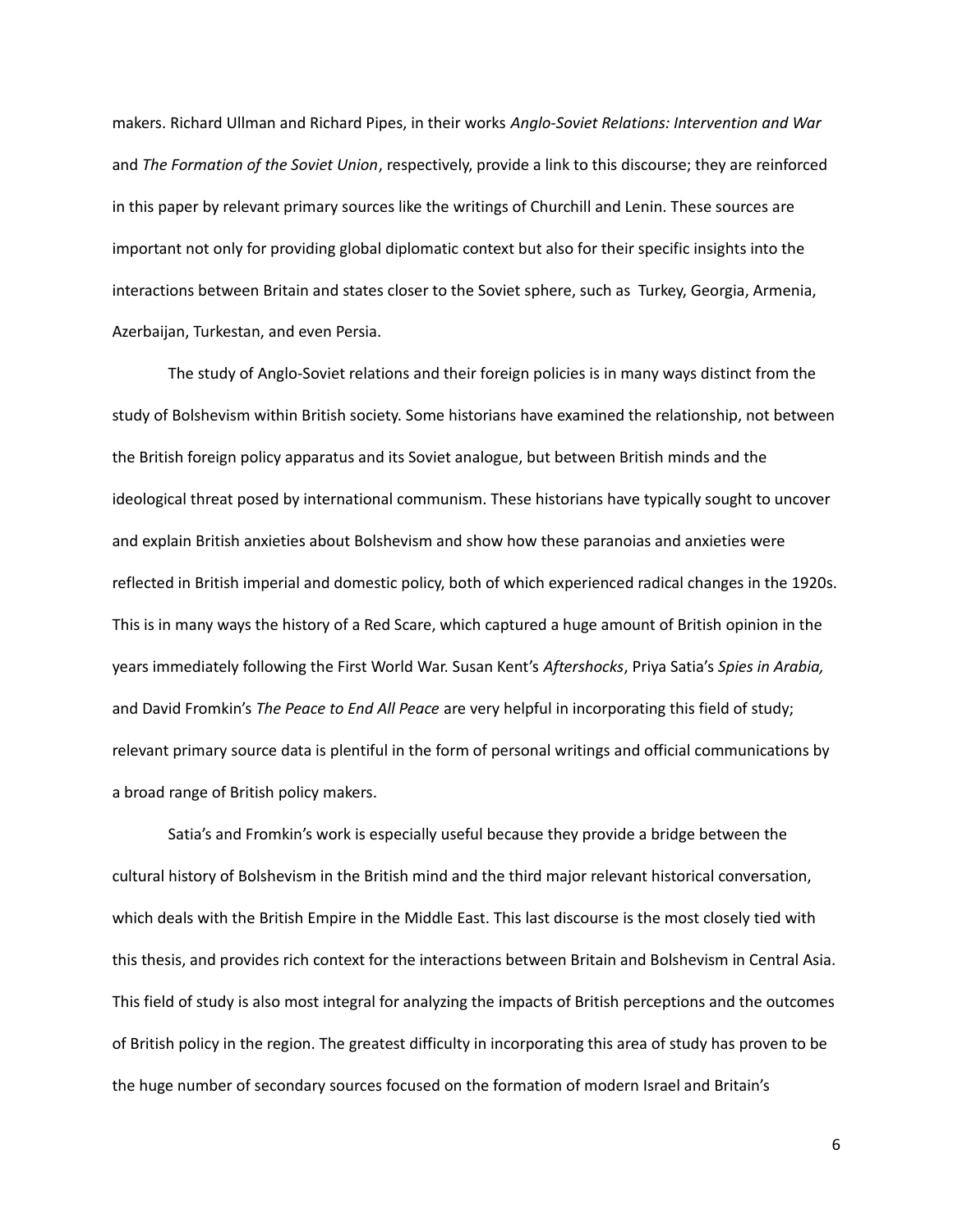makers. Richard Ullman and Richard Pipes, in their works *Anglo-Soviet Relations: Intervention and War* and *The Formation of the Soviet Union*, respectively, provide a link to this discourse; they are reinforced in this paper by relevant primary sources like the writings of Churchill and Lenin. These sources are important not only for providing global diplomatic context but also for their specific insights into the interactions between Britain and states closer to the Soviet sphere, such as Turkey, Georgia, Armenia, Azerbaijan, Turkestan, and even Persia.

The study of Anglo-Soviet relations and their foreign policies is in many ways distinct from the study of Bolshevism within British society. Some historians have examined the relationship, not between the British foreign policy apparatus and its Soviet analogue, but between British minds and the ideological threat posed by international communism. These historians have typically sought to uncover and explain British anxieties about Bolshevism and show how these paranoias and anxieties were reflected in British imperial and domestic policy, both of which experienced radical changes in the 1920s. This is in many ways the history of a Red Scare, which captured a huge amount of British opinion in the years immediately following the First World War. Susan Kent's *Aftershocks*, Priya Satia's *Spies in Arabia,* and David Fromkin's *The Peace to End All Peace* are very helpful in incorporating this field of study; relevant primary source data is plentiful in the form of personal writings and official communications by a broad range of British policy makers.

Satia's and Fromkin's work is especially useful because they provide a bridge between the cultural history of Bolshevism in the British mind and the third major relevant historical conversation, which deals with the British Empire in the Middle East. This last discourse is the most closely tied with this thesis, and provides rich context for the interactions between Britain and Bolshevism in Central Asia. This field of study is also most integral for analyzing the impacts of British perceptions and the outcomes of British policy in the region. The greatest difficulty in incorporating this area of study has proven to be the huge number of secondary sources focused on the formation of modern Israel and Britain's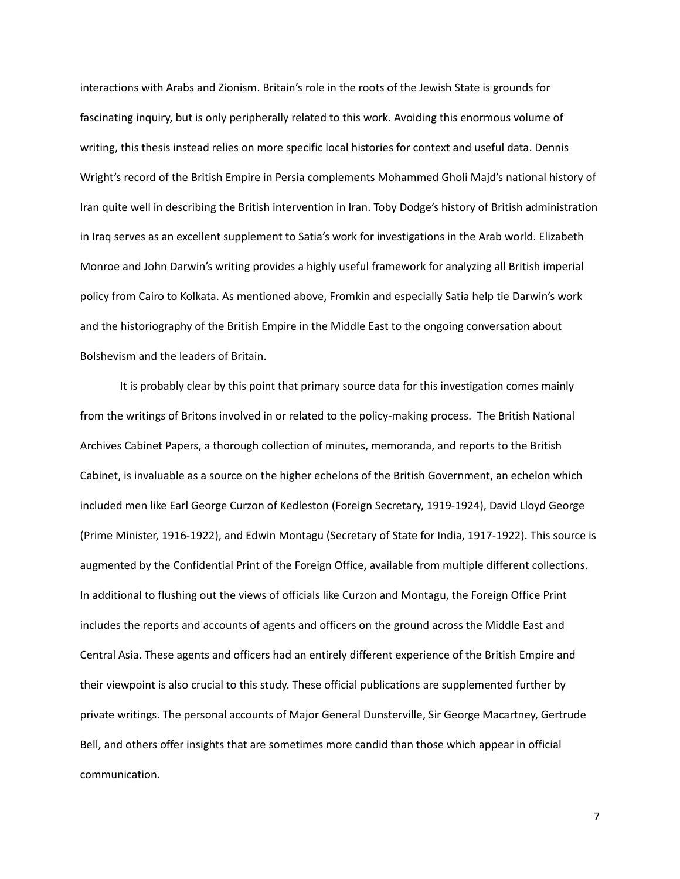interactions with Arabs and Zionism. Britain's role in the roots of the Jewish State is grounds for fascinating inquiry, but is only peripherally related to this work. Avoiding this enormous volume of writing, this thesis instead relies on more specific local histories for context and useful data. Dennis Wright's record of the British Empire in Persia complements Mohammed Gholi Majd's national history of Iran quite well in describing the British intervention in Iran. Toby Dodge's history of British administration in Iraq serves as an excellent supplement to Satia's work for investigations in the Arab world. Elizabeth Monroe and John Darwin's writing provides a highly useful framework for analyzing all British imperial policy from Cairo to Kolkata. As mentioned above, Fromkin and especially Satia help tie Darwin's work and the historiography of the British Empire in the Middle East to the ongoing conversation about Bolshevism and the leaders of Britain.

It is probably clear by this point that primary source data for this investigation comes mainly from the writings of Britons involved in or related to the policy-making process. The British National Archives Cabinet Papers, a thorough collection of minutes, memoranda, and reports to the British Cabinet, is invaluable as a source on the higher echelons of the British Government, an echelon which included men like Earl George Curzon of Kedleston (Foreign Secretary, 1919-1924), David Lloyd George (Prime Minister, 1916-1922), and Edwin Montagu (Secretary of State for India, 1917-1922). This source is augmented by the Confidential Print of the Foreign Office, available from multiple different collections. In additional to flushing out the views of officials like Curzon and Montagu, the Foreign Office Print includes the reports and accounts of agents and officers on the ground across the Middle East and Central Asia. These agents and officers had an entirely different experience of the British Empire and their viewpoint is also crucial to this study. These official publications are supplemented further by private writings. The personal accounts of Major General Dunsterville, Sir George Macartney, Gertrude Bell, and others offer insights that are sometimes more candid than those which appear in official communication.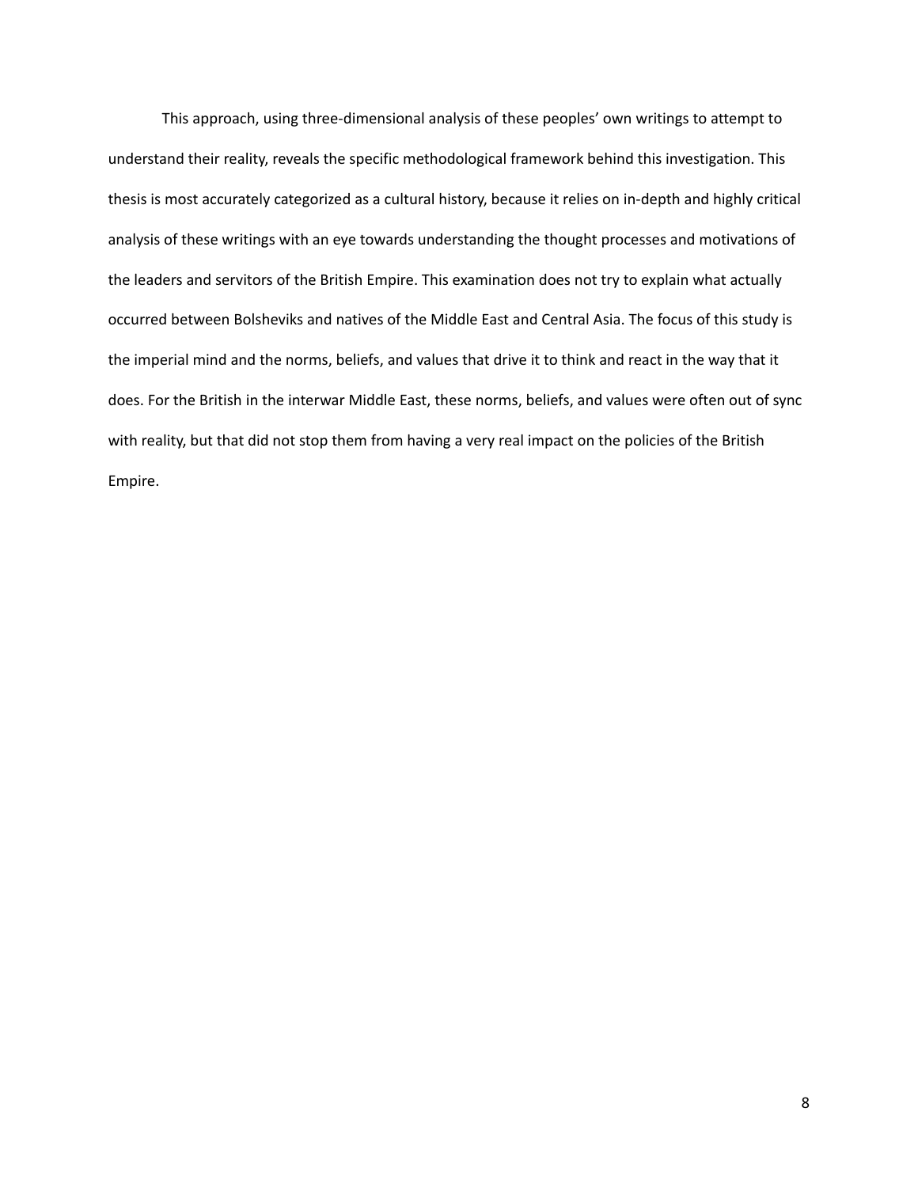This approach, using three-dimensional analysis of these peoples' own writings to attempt to understand their reality, reveals the specific methodological framework behind this investigation. This thesis is most accurately categorized as a cultural history, because it relies on in-depth and highly critical analysis of these writings with an eye towards understanding the thought processes and motivations of the leaders and servitors of the British Empire. This examination does not try to explain what actually occurred between Bolsheviks and natives of the Middle East and Central Asia. The focus of this study is the imperial mind and the norms, beliefs, and values that drive it to think and react in the way that it does. For the British in the interwar Middle East, these norms, beliefs, and values were often out of sync with reality, but that did not stop them from having a very real impact on the policies of the British Empire.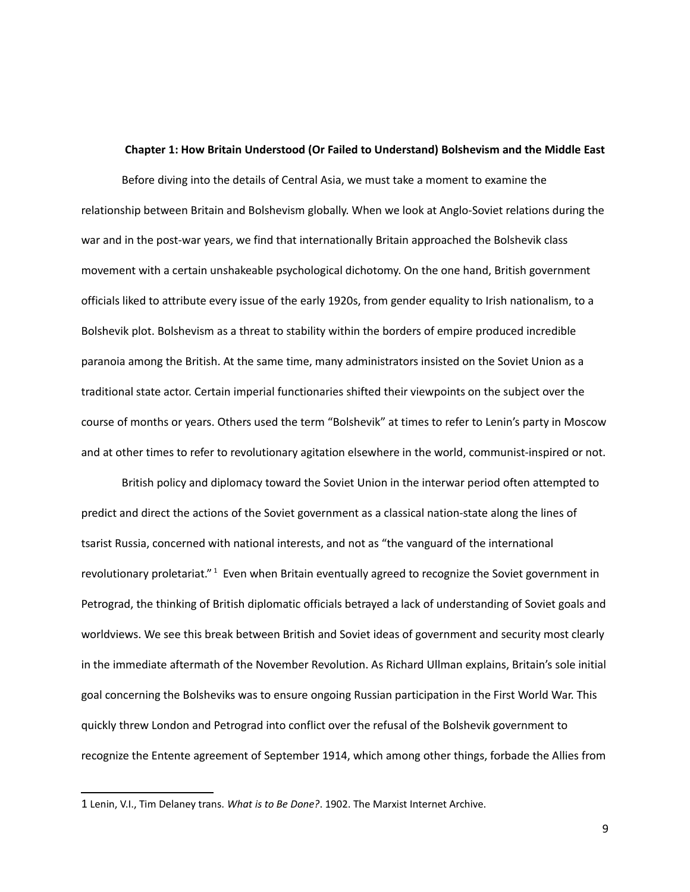## Chapter 1: How Britain Understood (Or Failed to Understand) Bolshevism and the Middle East

Before diving into the details of Central Asia, we must take a moment to examine the relationship between Britain and Bolshevism globally. When we look at Anglo-Soviet relations during the war and in the post-war years, we find that internationally Britain approached the Bolshevik class movement with a certain unshakeable psychological dichotomy. On the one hand, British government officials liked to attribute every issue of the early 1920s, from gender equality to Irish nationalism, to a Bolshevik plot. Bolshevism as a threat to stability within the borders of empire produced incredible paranoia among the British. At the same time, many administrators insisted on the Soviet Union as a traditional state actor. Certain imperial functionaries shifted their viewpoints on the subject over the course of months or years. Others used the term "Bolshevik" at times to refer to Lenin's party in Moscow and at other times to refer to revolutionary agitation elsewhere in the world, communist-inspired or not.

British policy and diplomacy toward the Soviet Union in the interwar period often attempted to predict and direct the actions of the Soviet government as a classical nation-state along the lines of tsarist Russia, concerned with national interests, and not as "the vanguard of the international revolutionary proletariat."[1] Even when Britain eventually agreed to recognize the Soviet government in Petrograd, the thinking of British diplomatic officials betrayed a lack of understanding of Soviet goals and worldviews. We see this break between British and Soviet ideas of government and security most clearly in the immediate aftermath of the November Revolution. As Richard Ullman explains, Britain's sole initial goal concerning the Bolsheviks was to ensure ongoing Russian participation in the First World War. This quickly threw London and Petrograd into conflict over the refusal of the Bolshevik government to recognize the Entente agreement of September 1914, which among other things, forbade the Allies from

---

1 Lenin, V.I., Tim Delaney trans. *What is to Be Done?*. 1902. The Marxist Internet Archive.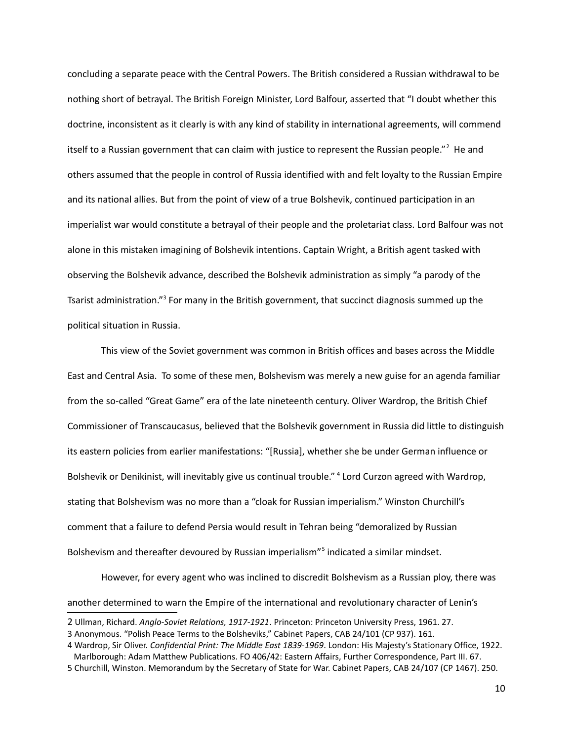concluding a separate peace with the Central Powers. The British considered a Russian withdrawal to be nothing short of betrayal. The British Foreign Minister, Lord Balfour, asserted that "I doubt whether this doctrine, inconsistent as it clearly is with any kind of stability in international agreements, will commend itself to a Russian government that can claim with justice to represent the Russian people."[2] He and others assumed that the people in control of Russia identified with and felt loyalty to the Russian Empire and its national allies. But from the point of view of a true Bolshevik, continued participation in an imperialist war would constitute a betrayal of their people and the proletariat class. Lord Balfour was not alone in this mistaken imagining of Bolshevik intentions. Captain Wright, a British agent tasked with observing the Bolshevik advance, described the Bolshevik administration as simply "a parody of the Tsarist administration."[3] For many in the British government, that succinct diagnosis summed up the political situation in Russia.

This view of the Soviet government was common in British offices and bases across the Middle East and Central Asia. To some of these men, Bolshevism was merely a new guise for an agenda familiar from the so-called "Great Game" era of the late nineteenth century. Oliver Wardrop, the British Chief Commissioner of Transcaucasus, believed that the Bolshevik government in Russia did little to distinguish its eastern policies from earlier manifestations: "[Russia], whether she be under German influence or Bolshevik or Denikinist, will inevitably give us continual trouble." [4] Lord Curzon agreed with Wardrop, stating that Bolshevism was no more than a "cloak for Russian imperialism." Winston Churchill's comment that a failure to defend Persia would result in Tehran being "demoralized by Russian Bolshevism and thereafter devoured by Russian imperialism"[5] indicated a similar mindset.

However, for every agent who was inclined to discredit Bolshevism as a Russian ploy, there was another determined to warn the Empire of the international and revolutionary character of Lenin's

---

2 Ullman, Richard. *Anglo-Soviet Relations, 1917-1921*. Princeton: Princeton University Press, 1961. 27.

3 Anonymous. "Polish Peace Terms to the Bolsheviks," Cabinet Papers, CAB 24/101 (CP 937). 161.

4 Wardrop, Sir Oliver. *Confidential Print: The Middle East 1839-1969*. London: His Majesty's Stationary Office, 1922. Marlborough: Adam Matthew Publications. FO 406/42: Eastern Affairs, Further Correspondence, Part III. 67.

5 Churchill, Winston. Memorandum by the Secretary of State for War. Cabinet Papers, CAB 24/107 (CP 1467). 250.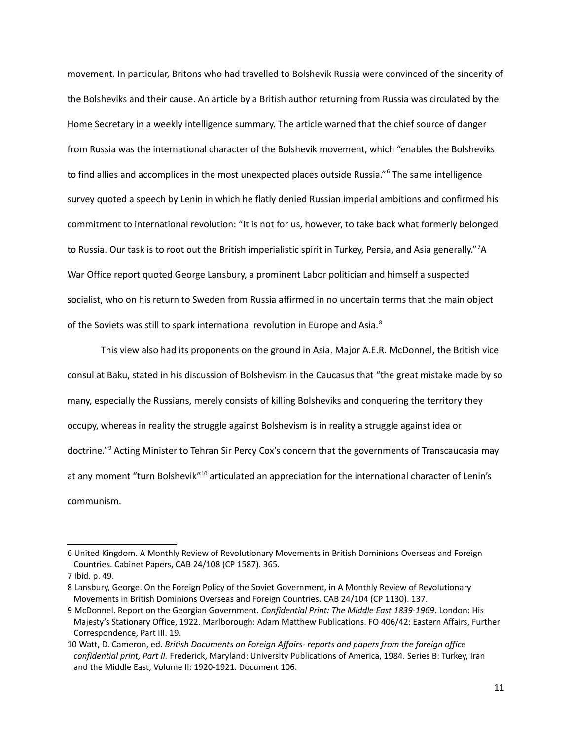movement. In particular, Britons who had travelled to Bolshevik Russia were convinced of the sincerity of the Bolsheviks and their cause. An article by a British author returning from Russia was circulated by the Home Secretary in a weekly intelligence summary. The article warned that the chief source of danger from Russia was the international character of the Bolshevik movement, which "enables the Bolsheviks to find allies and accomplices in the most unexpected places outside Russia."[6] The same intelligence survey quoted a speech by Lenin in which he flatly denied Russian imperial ambitions and confirmed his commitment to international revolution: "It is not for us, however, to take back what formerly belonged to Russia. Our task is to root out the British imperialistic spirit in Turkey, Persia, and Asia generally."[7]A War Office report quoted George Lansbury, a prominent Labor politician and himself a suspected socialist, who on his return to Sweden from Russia affirmed in no uncertain terms that the main object of the Soviets was still to spark international revolution in Europe and Asia.[8]

This view also had its proponents on the ground in Asia. Major A.E.R. McDonnel, the British vice consul at Baku, stated in his discussion of Bolshevism in the Caucasus that "the great mistake made by so many, especially the Russians, merely consists of killing Bolsheviks and conquering the territory they occupy, whereas in reality the struggle against Bolshevism is in reality a struggle against idea or doctrine."[9] Acting Minister to Tehran Sir Percy Cox's concern that the governments of Transcaucasia may at any moment "turn Bolshevik"[10] articulated an appreciation for the international character of Lenin's communism.

---

6 United Kingdom. A Monthly Review of Revolutionary Movements in British Dominions Overseas and Foreign Countries. Cabinet Papers, CAB 24/108 (CP 1587). 365.

7 Ibid. p. 49.

8 Lansbury, George. On the Foreign Policy of the Soviet Government, in A Monthly Review of Revolutionary Movements in British Dominions Overseas and Foreign Countries. CAB 24/104 (CP 1130). 137.

9 McDonnel. Report on the Georgian Government. *Confidential Print: The Middle East 1839-1969*. London: His Majesty's Stationary Office, 1922. Marlborough: Adam Matthew Publications. FO 406/42: Eastern Affairs, Further Correspondence, Part III. 19.

10 Watt, D. Cameron, ed. *British Documents on Foreign Affairs- reports and papers from the foreign office confidential print, Part II.* Frederick, Maryland: University Publications of America, 1984. Series B: Turkey, Iran and the Middle East, Volume II: 1920-1921. Document 106.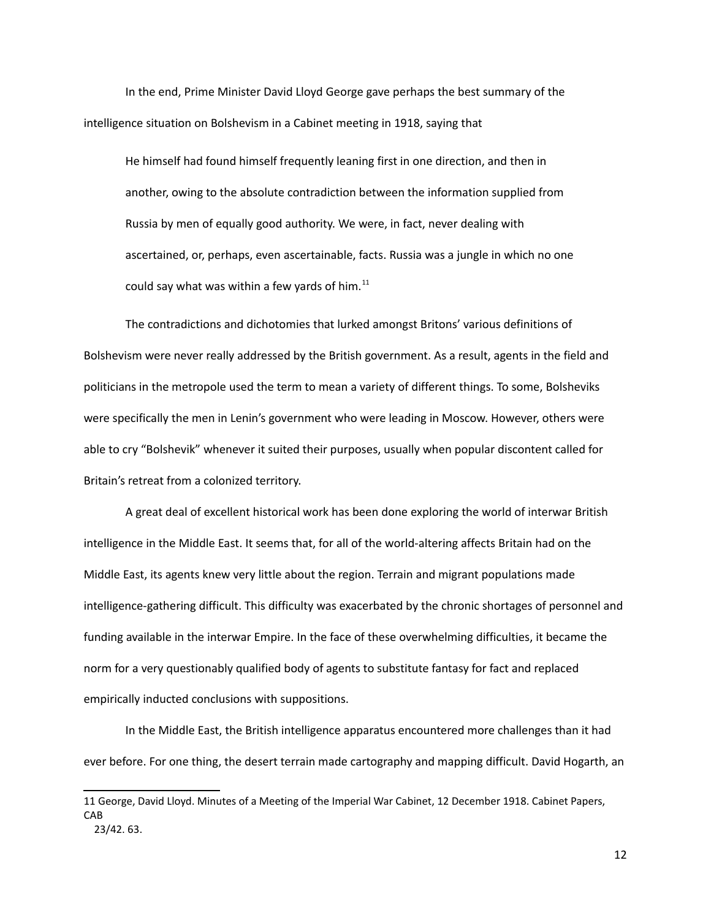In the end, Prime Minister David Lloyd George gave perhaps the best summary of the intelligence situation on Bolshevism in a Cabinet meeting in 1918, saying that

> He himself had found himself frequently leaning first in one direction, and then in another, owing to the absolute contradiction between the information supplied from Russia by men of equally good authority. We were, in fact, never dealing with ascertained, or, perhaps, even ascertainable, facts. Russia was a jungle in which no one could say what was within a few yards of him.[11]

The contradictions and dichotomies that lurked amongst Britons' various definitions of Bolshevism were never really addressed by the British government. As a result, agents in the field and politicians in the metropole used the term to mean a variety of different things. To some, Bolsheviks were specifically the men in Lenin's government who were leading in Moscow. However, others were able to cry "Bolshevik" whenever it suited their purposes, usually when popular discontent called for Britain's retreat from a colonized territory.

A great deal of excellent historical work has been done exploring the world of interwar British intelligence in the Middle East. It seems that, for all of the world-altering affects Britain had on the Middle East, its agents knew very little about the region. Terrain and migrant populations made intelligence-gathering difficult. This difficulty was exacerbated by the chronic shortages of personnel and funding available in the interwar Empire. In the face of these overwhelming difficulties, it became the norm for a very questionably qualified body of agents to substitute fantasy for fact and replaced empirically inducted conclusions with suppositions.

In the Middle East, the British intelligence apparatus encountered more challenges than it had ever before. For one thing, the desert terrain made cartography and mapping difficult. David Hogarth, an

---

11 George, David Lloyd. Minutes of a Meeting of the Imperial War Cabinet, 12 December 1918. Cabinet Papers, CAB 23/42. 63.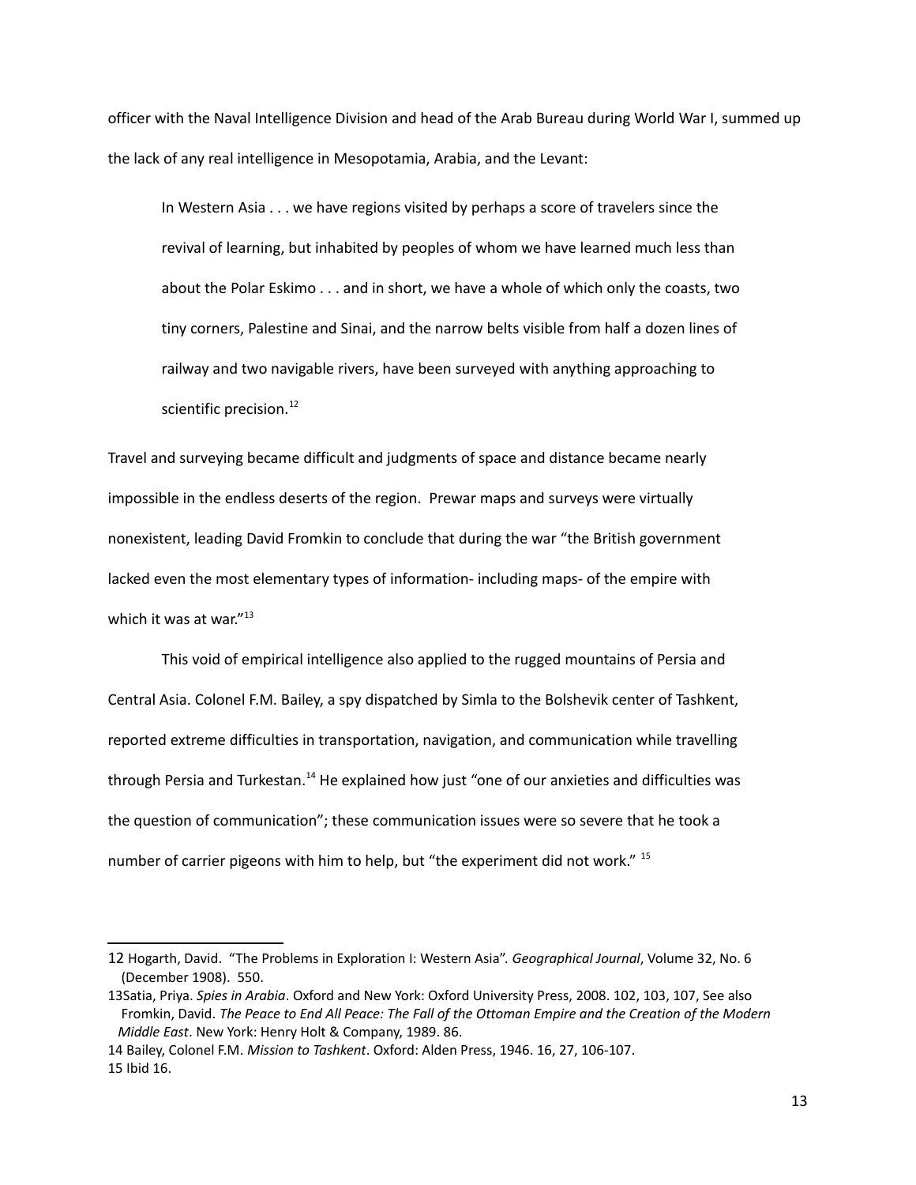officer with the Naval Intelligence Division and head of the Arab Bureau during World War I, summed up the lack of any real intelligence in Mesopotamia, Arabia, and the Levant:

> In Western Asia . . . we have regions visited by perhaps a score of travelers since the revival of learning, but inhabited by peoples of whom we have learned much less than about the Polar Eskimo . . . and in short, we have a whole of which only the coasts, two tiny corners, Palestine and Sinai, and the narrow belts visible from half a dozen lines of railway and two navigable rivers, have been surveyed with anything approaching to scientific precision.[12]

Travel and surveying became difficult and judgments of space and distance became nearly impossible in the endless deserts of the region. Prewar maps and surveys were virtually nonexistent, leading David Fromkin to conclude that during the war "the British government lacked even the most elementary types of information- including maps- of the empire with which it was at war."[13]

This void of empirical intelligence also applied to the rugged mountains of Persia and Central Asia. Colonel F.M. Bailey, a spy dispatched by Simla to the Bolshevik center of Tashkent, reported extreme difficulties in transportation, navigation, and communication while travelling through Persia and Turkestan.[14] He explained how just "one of our anxieties and difficulties was the question of communication"; these communication issues were so severe that he took a number of carrier pigeons with him to help, but "the experiment did not work." [15]

---

12 Hogarth, David. "The Problems in Exploration I: Western Asia". *Geographical Journal*, Volume 32, No. 6 (December 1908). 550.

13 Satia, Priya. *Spies in Arabia*. Oxford and New York: Oxford University Press, 2008. 102, 103, 107, See also Fromkin, David. *The Peace to End All Peace: The Fall of the Ottoman Empire and the Creation of the Modern Middle East*. New York: Henry Holt & Company, 1989. 86.

14 Bailey, Colonel F.M. *Mission to Tashkent*. Oxford: Alden Press, 1946. 16, 27, 106-107.

15 Ibid 16.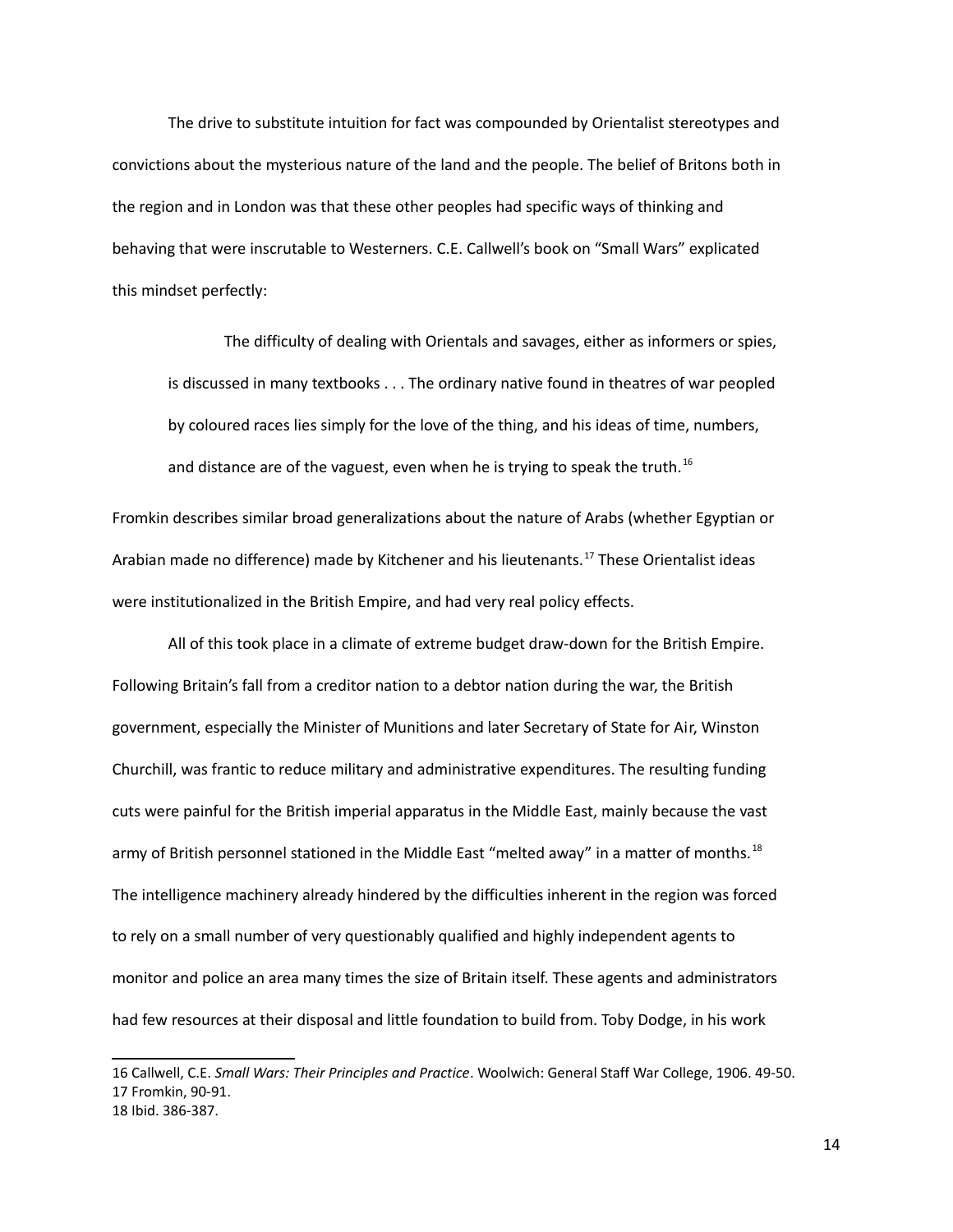The drive to substitute intuition for fact was compounded by Orientalist stereotypes and convictions about the mysterious nature of the land and the people. The belief of Britons both in the region and in London was that these other peoples had specific ways of thinking and behaving that were inscrutable to Westerners. C.E. Callwell's book on "Small Wars" explicated this mindset perfectly:

> The difficulty of dealing with Orientals and savages, either as informers or spies, is discussed in many textbooks . . . The ordinary native found in theatres of war peopled by coloured races lies simply for the love of the thing, and his ideas of time, numbers, and distance are of the vaguest, even when he is trying to speak the truth.[16]

Fromkin describes similar broad generalizations about the nature of Arabs (whether Egyptian or Arabian made no difference) made by Kitchener and his lieutenants.[17] These Orientalist ideas were institutionalized in the British Empire, and had very real policy effects.

All of this took place in a climate of extreme budget draw-down for the British Empire. Following Britain's fall from a creditor nation to a debtor nation during the war, the British government, especially the Minister of Munitions and later Secretary of State for Air, Winston Churchill, was frantic to reduce military and administrative expenditures. The resulting funding cuts were painful for the British imperial apparatus in the Middle East, mainly because the vast army of British personnel stationed in the Middle East "melted away" in a matter of months.[18] The intelligence machinery already hindered by the difficulties inherent in the region was forced to rely on a small number of very questionably qualified and highly independent agents to monitor and police an area many times the size of Britain itself. These agents and administrators had few resources at their disposal and little foundation to build from. Toby Dodge, in his work

---

16 Callwell, C.E. *Small Wars: Their Principles and Practice*. Woolwich: General Staff War College, 1906. 49-50.
17 Fromkin, 90-91.
18 Ibid. 386-387.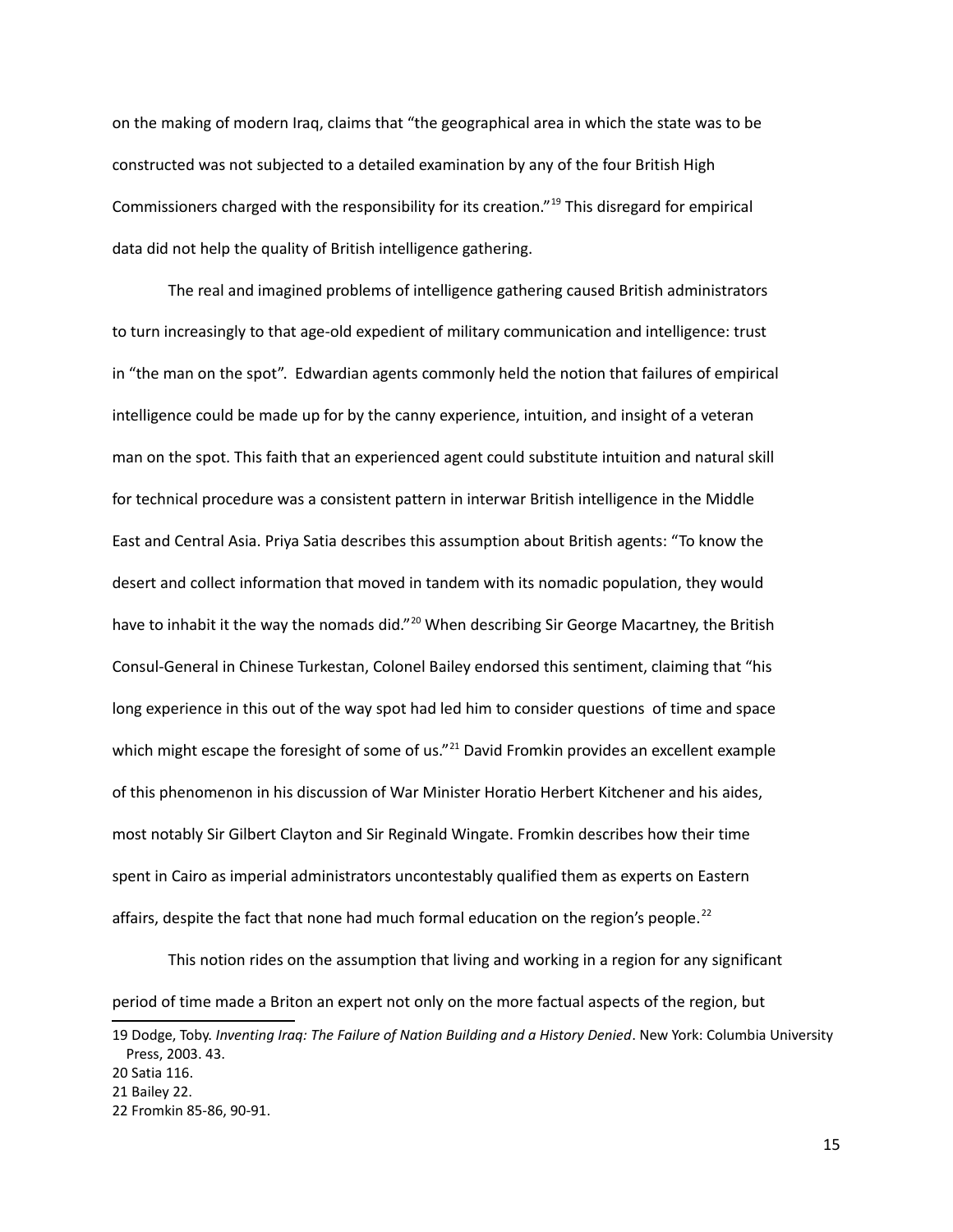on the making of modern Iraq, claims that "the geographical area in which the state was to be constructed was not subjected to a detailed examination by any of the four British High Commissioners charged with the responsibility for its creation."[19] This disregard for empirical data did not help the quality of British intelligence gathering.

The real and imagined problems of intelligence gathering caused British administrators to turn increasingly to that age-old expedient of military communication and intelligence: trust in "the man on the spot". Edwardian agents commonly held the notion that failures of empirical intelligence could be made up for by the canny experience, intuition, and insight of a veteran man on the spot. This faith that an experienced agent could substitute intuition and natural skill for technical procedure was a consistent pattern in interwar British intelligence in the Middle East and Central Asia. Priya Satia describes this assumption about British agents: "To know the desert and collect information that moved in tandem with its nomadic population, they would have to inhabit it the way the nomads did."[20] When describing Sir George Macartney, the British Consul-General in Chinese Turkestan, Colonel Bailey endorsed this sentiment, claiming that "his long experience in this out of the way spot had led him to consider questions of time and space which might escape the foresight of some of us."[21] David Fromkin provides an excellent example of this phenomenon in his discussion of War Minister Horatio Herbert Kitchener and his aides, most notably Sir Gilbert Clayton and Sir Reginald Wingate. Fromkin describes how their time spent in Cairo as imperial administrators uncontestably qualified them as experts on Eastern affairs, despite the fact that none had much formal education on the region's people.[22]

This notion rides on the assumption that living and working in a region for any significant period of time made a Briton an expert not only on the more factual aspects of the region, but

19 Dodge, Toby. *Inventing Iraq: The Failure of Nation Building and a History Denied*. New York: Columbia University Press, 2003. 43.

20 Satia 116.

21 Bailey 22.

22 Fromkin 85-86, 90-91.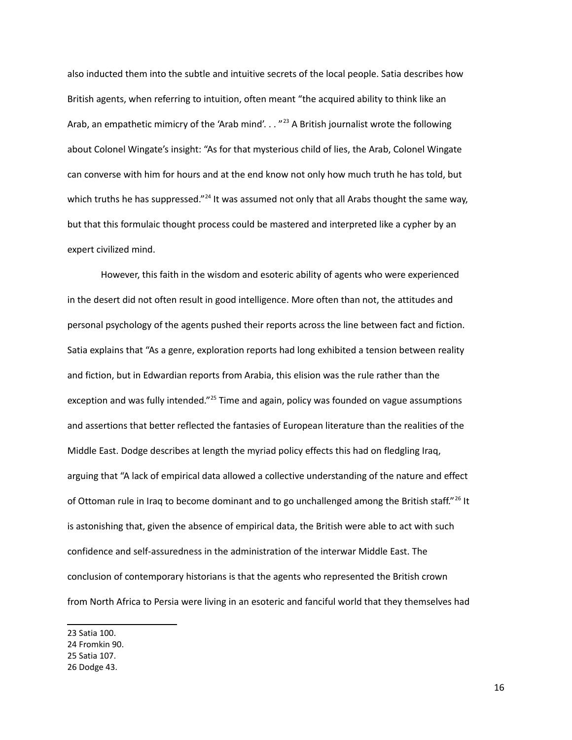also inducted them into the subtle and intuitive secrets of the local people. Satia describes how British agents, when referring to intuition, often meant "the acquired ability to think like an Arab, an empathetic mimicry of the 'Arab mind'. . ."[23] A British journalist wrote the following about Colonel Wingate's insight: "As for that mysterious child of lies, the Arab, Colonel Wingate can converse with him for hours and at the end know not only how much truth he has told, but which truths he has suppressed."[24] It was assumed not only that all Arabs thought the same way, but that this formulaic thought process could be mastered and interpreted like a cypher by an expert civilized mind.

However, this faith in the wisdom and esoteric ability of agents who were experienced in the desert did not often result in good intelligence. More often than not, the attitudes and personal psychology of the agents pushed their reports across the line between fact and fiction. Satia explains that "As a genre, exploration reports had long exhibited a tension between reality and fiction, but in Edwardian reports from Arabia, this elision was the rule rather than the exception and was fully intended."[25] Time and again, policy was founded on vague assumptions and assertions that better reflected the fantasies of European literature than the realities of the Middle East. Dodge describes at length the myriad policy effects this had on fledgling Iraq, arguing that "A lack of empirical data allowed a collective understanding of the nature and effect of Ottoman rule in Iraq to become dominant and to go unchallenged among the British staff."[26] It is astonishing that, given the absence of empirical data, the British were able to act with such confidence and self-assuredness in the administration of the interwar Middle East. The conclusion of contemporary historians is that the agents who represented the British crown from North Africa to Persia were living in an esoteric and fanciful world that they themselves had

---

23 Satia 100.
24 Fromkin 90.
25 Satia 107.
26 Dodge 43.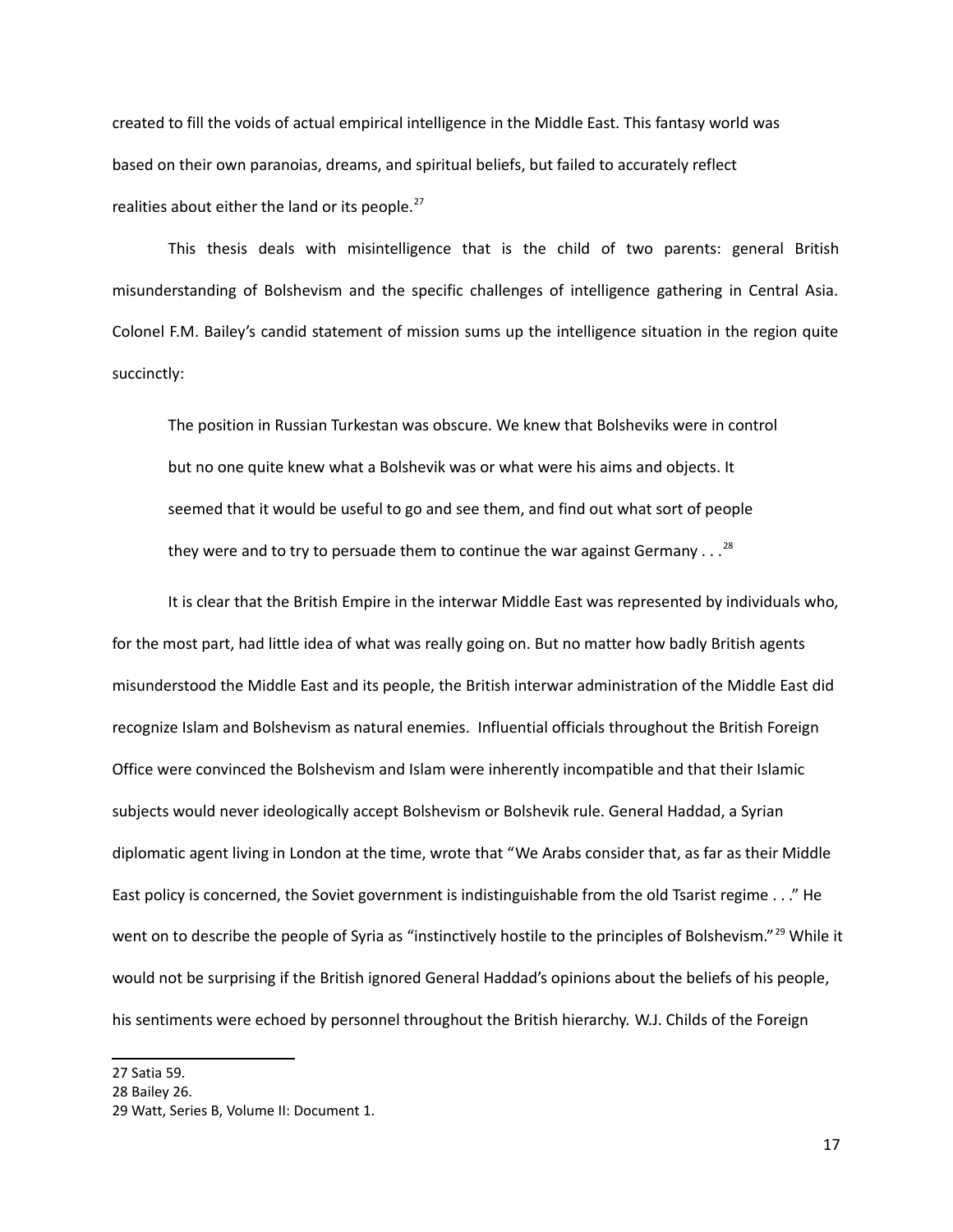created to fill the voids of actual empirical intelligence in the Middle East. This fantasy world was based on their own paranoias, dreams, and spiritual beliefs, but failed to accurately reflect realities about either the land or its people.[27]

This thesis deals with misintelligence that is the child of two parents: general British misunderstanding of Bolshevism and the specific challenges of intelligence gathering in Central Asia. Colonel F.M. Bailey's candid statement of mission sums up the intelligence situation in the region quite succinctly:

> The position in Russian Turkestan was obscure. We knew that Bolsheviks were in control but no one quite knew what a Bolshevik was or what were his aims and objects. It seemed that it would be useful to go and see them, and find out what sort of people they were and to try to persuade them to continue the war against Germany . . .[28]

It is clear that the British Empire in the interwar Middle East was represented by individuals who, for the most part, had little idea of what was really going on. But no matter how badly British agents misunderstood the Middle East and its people, the British interwar administration of the Middle East did recognize Islam and Bolshevism as natural enemies. Influential officials throughout the British Foreign Office were convinced the Bolshevism and Islam were inherently incompatible and that their Islamic subjects would never ideologically accept Bolshevism or Bolshevik rule. General Haddad, a Syrian diplomatic agent living in London at the time, wrote that "We Arabs consider that, as far as their Middle East policy is concerned, the Soviet government is indistinguishable from the old Tsarist regime . . ." He went on to describe the people of Syria as "instinctively hostile to the principles of Bolshevism."[29] While it would not be surprising if the British ignored General Haddad's opinions about the beliefs of his people, his sentiments were echoed by personnel throughout the British hierarchy. W.J. Childs of the Foreign

---

27 Satia 59.

28 Bailey 26.

29 Watt, Series B, Volume II: Document 1.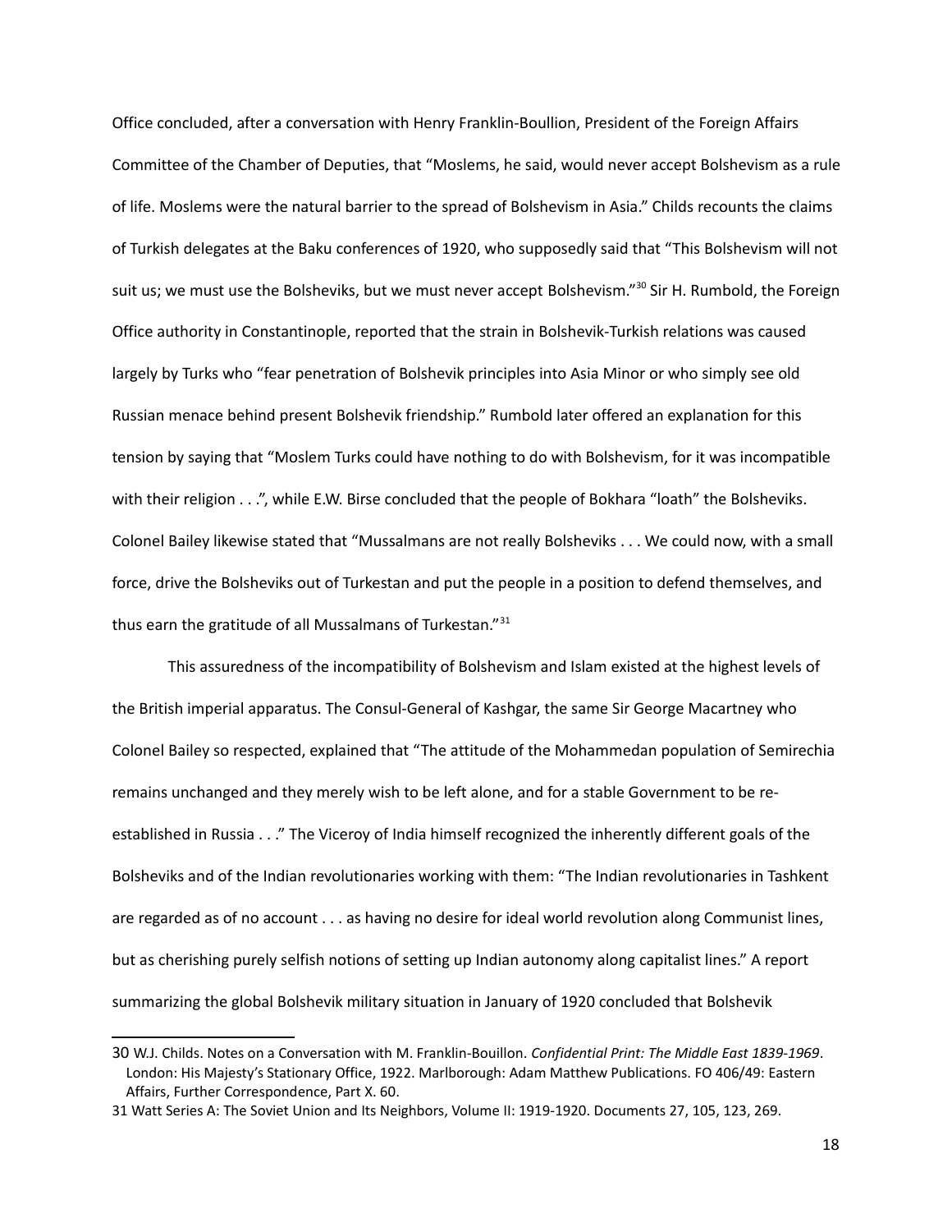Office concluded, after a conversation with Henry Franklin-Boullion, President of the Foreign Affairs Committee of the Chamber of Deputies, that "Moslems, he said, would never accept Bolshevism as a rule of life. Moslems were the natural barrier to the spread of Bolshevism in Asia." Childs recounts the claims of Turkish delegates at the Baku conferences of 1920, who supposedly said that "This Bolshevism will not suit us; we must use the Bolsheviks, but we must never accept Bolshevism."[30] Sir H. Rumbold, the Foreign Office authority in Constantinople, reported that the strain in Bolshevik-Turkish relations was caused largely by Turks who "fear penetration of Bolshevik principles into Asia Minor or who simply see old Russian menace behind present Bolshevik friendship." Rumbold later offered an explanation for this tension by saying that "Moslem Turks could have nothing to do with Bolshevism, for it was incompatible with their religion . . .", while E.W. Birse concluded that the people of Bokhara "loath" the Bolsheviks. Colonel Bailey likewise stated that "Mussalmans are not really Bolsheviks . . . We could now, with a small force, drive the Bolsheviks out of Turkestan and put the people in a position to defend themselves, and thus earn the gratitude of all Mussalmans of Turkestan."[31]

This assuredness of the incompatibility of Bolshevism and Islam existed at the highest levels of the British imperial apparatus. The Consul-General of Kashgar, the same Sir George Macartney who Colonel Bailey so respected, explained that "The attitude of the Mohammedan population of Semirechia remains unchanged and they merely wish to be left alone, and for a stable Government to be re-established in Russia . . ." The Viceroy of India himself recognized the inherently different goals of the Bolsheviks and of the Indian revolutionaries working with them: "The Indian revolutionaries in Tashkent are regarded as of no account . . . as having no desire for ideal world revolution along Communist lines, but as cherishing purely selfish notions of setting up Indian autonomy along capitalist lines." A report summarizing the global Bolshevik military situation in January of 1920 concluded that Bolshevik

---

30 W.J. Childs. Notes on a Conversation with M. Franklin-Bouillon. *Confidential Print: The Middle East 1839-1969*. London: His Majesty's Stationary Office, 1922. Marlborough: Adam Matthew Publications. FO 406/49: Eastern Affairs, Further Correspondence, Part X. 60.

31 Watt Series A: The Soviet Union and Its Neighbors, Volume II: 1919-1920. Documents 27, 105, 123, 269.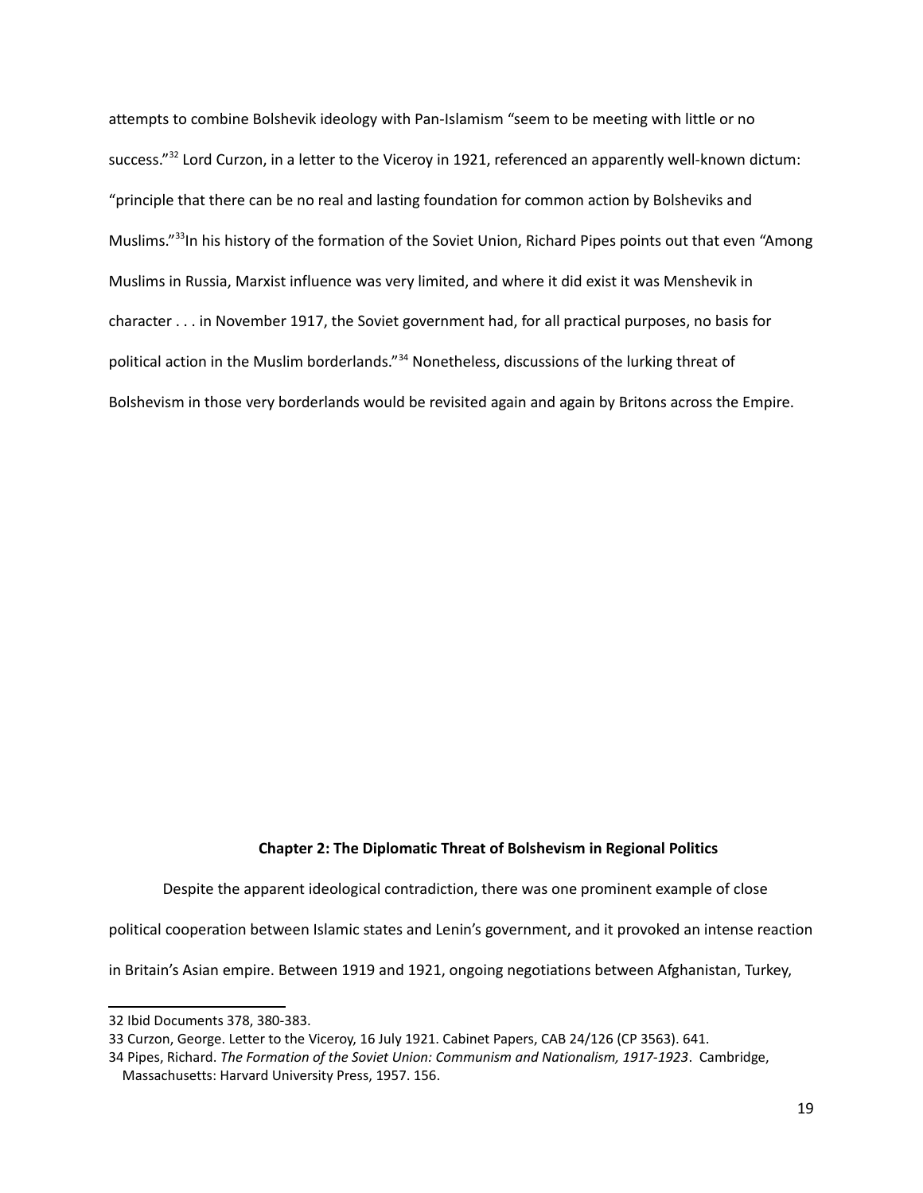attempts to combine Bolshevik ideology with Pan-Islamism "seem to be meeting with little or no success."[32] Lord Curzon, in a letter to the Viceroy in 1921, referenced an apparently well-known dictum: "principle that there can be no real and lasting foundation for common action by Bolsheviks and Muslims."[33]In his history of the formation of the Soviet Union, Richard Pipes points out that even "Among Muslims in Russia, Marxist influence was very limited, and where it did exist it was Menshevik in character . . . in November 1917, the Soviet government had, for all practical purposes, no basis for political action in the Muslim borderlands."[34] Nonetheless, discussions of the lurking threat of Bolshevism in those very borderlands would be revisited again and again by Britons across the Empire.

## Chapter 2: The Diplomatic Threat of Bolshevism in Regional Politics

Despite the apparent ideological contradiction, there was one prominent example of close political cooperation between Islamic states and Lenin's government, and it provoked an intense reaction in Britain's Asian empire. Between 1919 and 1921, ongoing negotiations between Afghanistan, Turkey,

---

32 Ibid Documents 378, 380-383.

33 Curzon, George. Letter to the Viceroy, 16 July 1921. Cabinet Papers, CAB 24/126 (CP 3563). 641.

34 Pipes, Richard. *The Formation of the Soviet Union: Communism and Nationalism, 1917-1923*. Cambridge, Massachusetts: Harvard University Press, 1957. 156.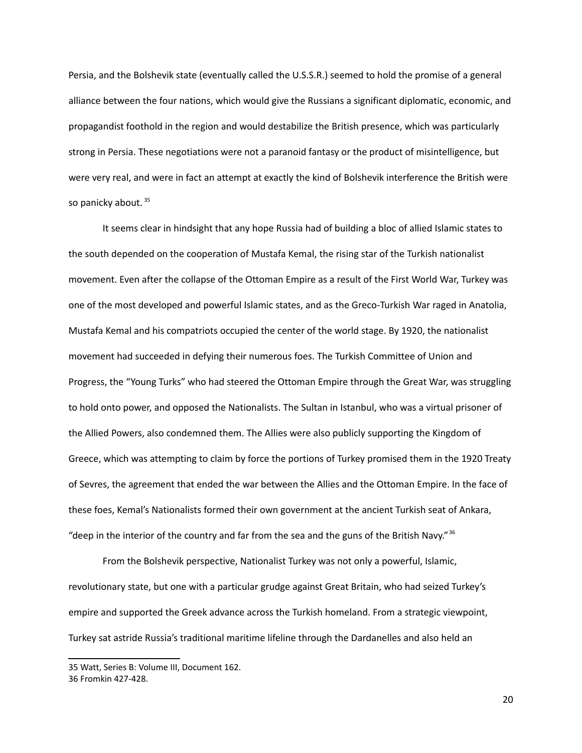Persia, and the Bolshevik state (eventually called the U.S.S.R.) seemed to hold the promise of a general alliance between the four nations, which would give the Russians a significant diplomatic, economic, and propagandist foothold in the region and would destabilize the British presence, which was particularly strong in Persia. These negotiations were not a paranoid fantasy or the product of misintelligence, but were very real, and were in fact an attempt at exactly the kind of Bolshevik interference the British were so panicky about.[35]

It seems clear in hindsight that any hope Russia had of building a bloc of allied Islamic states to the south depended on the cooperation of Mustafa Kemal, the rising star of the Turkish nationalist movement. Even after the collapse of the Ottoman Empire as a result of the First World War, Turkey was one of the most developed and powerful Islamic states, and as the Greco-Turkish War raged in Anatolia, Mustafa Kemal and his compatriots occupied the center of the world stage. By 1920, the nationalist movement had succeeded in defying their numerous foes. The Turkish Committee of Union and Progress, the "Young Turks" who had steered the Ottoman Empire through the Great War, was struggling to hold onto power, and opposed the Nationalists. The Sultan in Istanbul, who was a virtual prisoner of the Allied Powers, also condemned them. The Allies were also publicly supporting the Kingdom of Greece, which was attempting to claim by force the portions of Turkey promised them in the 1920 Treaty of Sevres, the agreement that ended the war between the Allies and the Ottoman Empire. In the face of these foes, Kemal's Nationalists formed their own government at the ancient Turkish seat of Ankara, "deep in the interior of the country and far from the sea and the guns of the British Navy."[36]

From the Bolshevik perspective, Nationalist Turkey was not only a powerful, Islamic, revolutionary state, but one with a particular grudge against Great Britain, who had seized Turkey's empire and supported the Greek advance across the Turkish homeland. From a strategic viewpoint, Turkey sat astride Russia's traditional maritime lifeline through the Dardanelles and also held an

---

35 Watt, Series B: Volume III, Document 162.

36 Fromkin 427-428.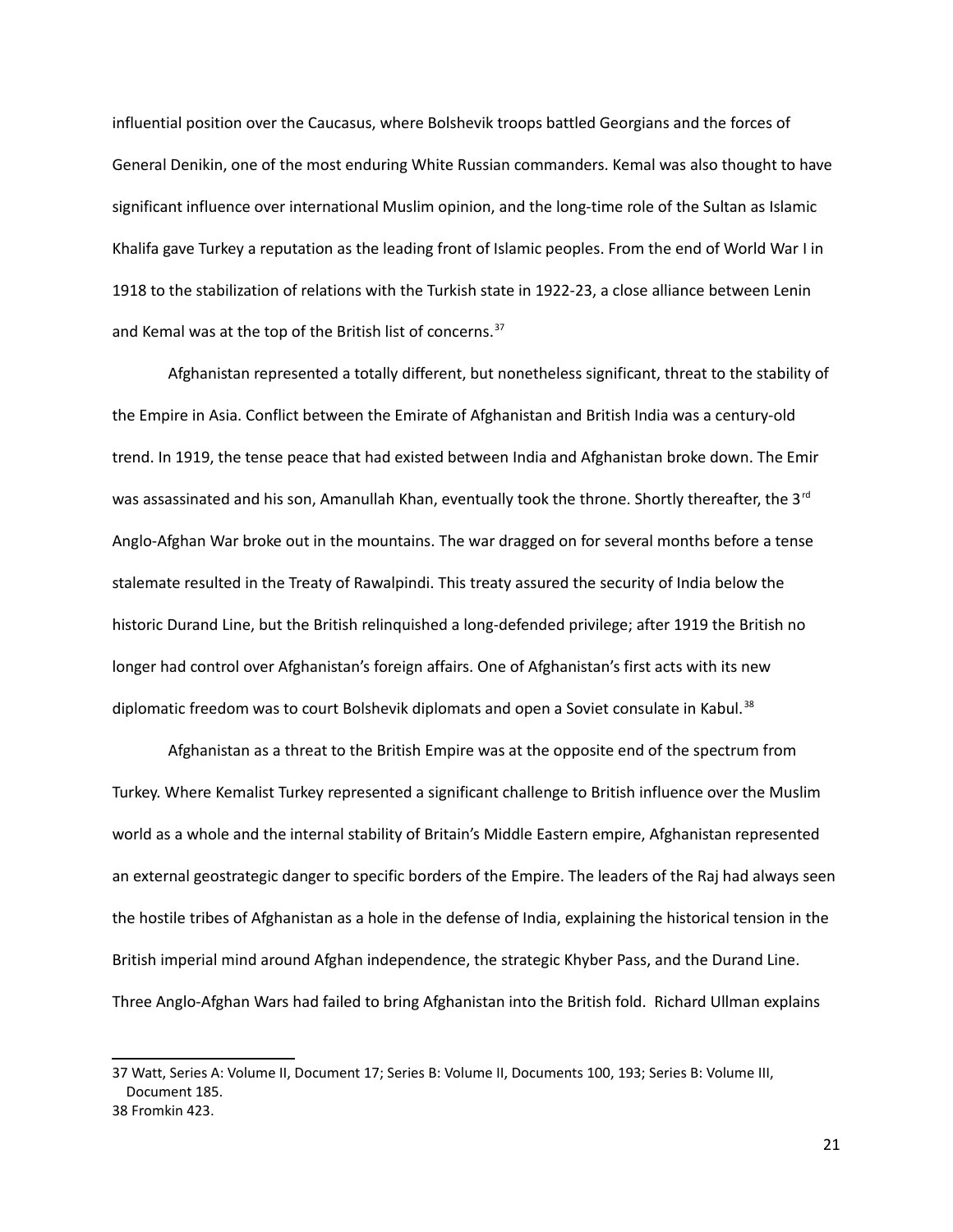influential position over the Caucasus, where Bolshevik troops battled Georgians and the forces of General Denikin, one of the most enduring White Russian commanders. Kemal was also thought to have significant influence over international Muslim opinion, and the long-time role of the Sultan as Islamic Khalifa gave Turkey a reputation as the leading front of Islamic peoples. From the end of World War I in 1918 to the stabilization of relations with the Turkish state in 1922-23, a close alliance between Lenin and Kemal was at the top of the British list of concerns.[37]

Afghanistan represented a totally different, but nonetheless significant, threat to the stability of the Empire in Asia. Conflict between the Emirate of Afghanistan and British India was a century-old trend. In 1919, the tense peace that had existed between India and Afghanistan broke down. The Emir was assassinated and his son, Amanullah Khan, eventually took the throne. Shortly thereafter, the 3rd Anglo-Afghan War broke out in the mountains. The war dragged on for several months before a tense stalemate resulted in the Treaty of Rawalpindi. This treaty assured the security of India below the historic Durand Line, but the British relinquished a long-defended privilege; after 1919 the British no longer had control over Afghanistan's foreign affairs. One of Afghanistan's first acts with its new diplomatic freedom was to court Bolshevik diplomats and open a Soviet consulate in Kabul.[38]

Afghanistan as a threat to the British Empire was at the opposite end of the spectrum from Turkey. Where Kemalist Turkey represented a significant challenge to British influence over the Muslim world as a whole and the internal stability of Britain's Middle Eastern empire, Afghanistan represented an external geostrategic danger to specific borders of the Empire. The leaders of the Raj had always seen the hostile tribes of Afghanistan as a hole in the defense of India, explaining the historical tension in the British imperial mind around Afghan independence, the strategic Khyber Pass, and the Durand Line. Three Anglo-Afghan Wars had failed to bring Afghanistan into the British fold. Richard Ullman explains

---

37 Watt, Series A: Volume II, Document 17; Series B: Volume II, Documents 100, 193; Series B: Volume III, Document 185.

38 Fromkin 423.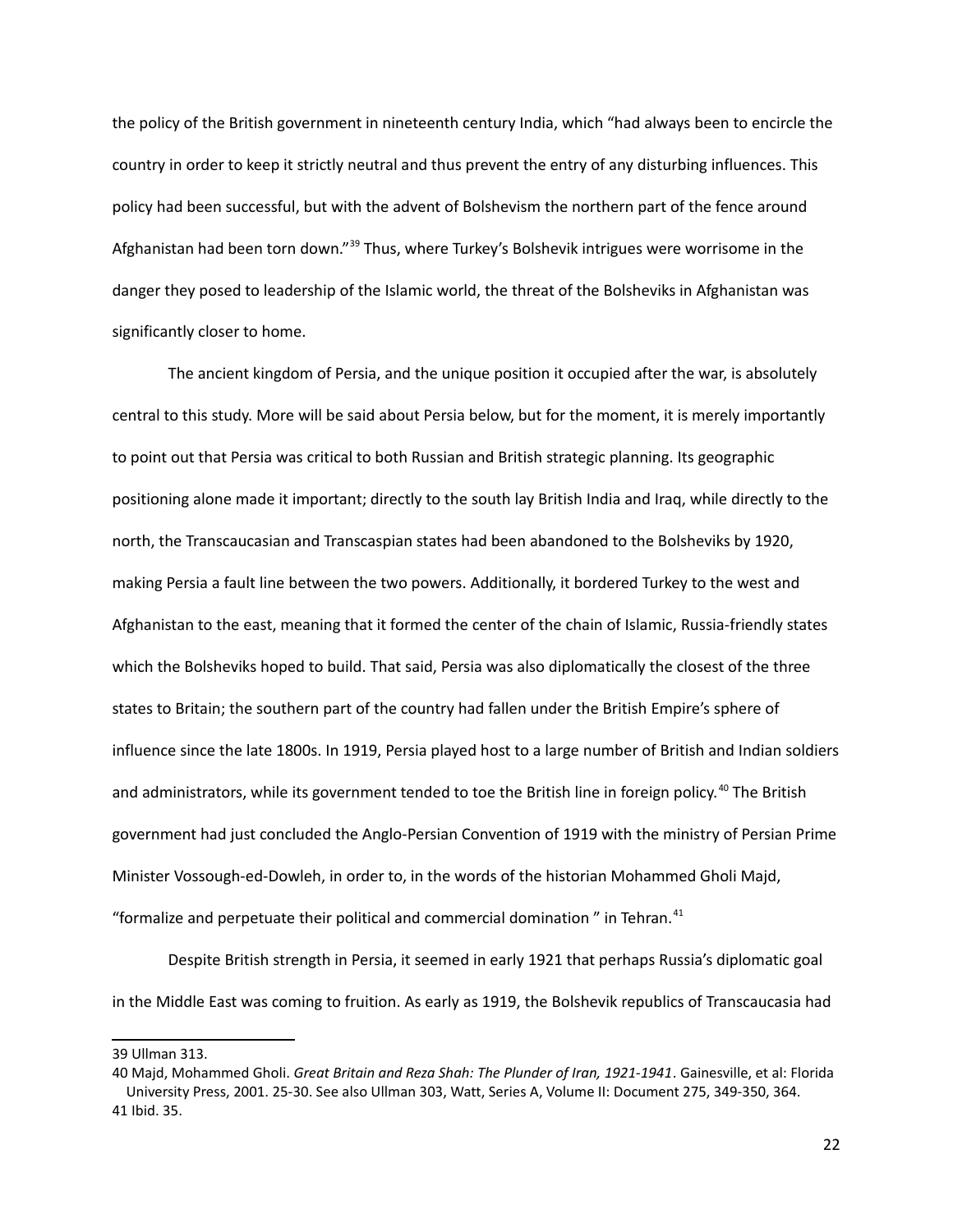the policy of the British government in nineteenth century India, which "had always been to encircle the country in order to keep it strictly neutral and thus prevent the entry of any disturbing influences. This policy had been successful, but with the advent of Bolshevism the northern part of the fence around Afghanistan had been torn down."[39] Thus, where Turkey's Bolshevik intrigues were worrisome in the danger they posed to leadership of the Islamic world, the threat of the Bolsheviks in Afghanistan was significantly closer to home.

The ancient kingdom of Persia, and the unique position it occupied after the war, is absolutely central to this study. More will be said about Persia below, but for the moment, it is merely importantly to point out that Persia was critical to both Russian and British strategic planning. Its geographic positioning alone made it important; directly to the south lay British India and Iraq, while directly to the north, the Transcaucasian and Transcaspian states had been abandoned to the Bolsheviks by 1920, making Persia a fault line between the two powers. Additionally, it bordered Turkey to the west and Afghanistan to the east, meaning that it formed the center of the chain of Islamic, Russia-friendly states which the Bolsheviks hoped to build. That said, Persia was also diplomatically the closest of the three states to Britain; the southern part of the country had fallen under the British Empire's sphere of influence since the late 1800s. In 1919, Persia played host to a large number of British and Indian soldiers and administrators, while its government tended to toe the British line in foreign policy.[40] The British government had just concluded the Anglo-Persian Convention of 1919 with the ministry of Persian Prime Minister Vossough-ed-Dowleh, in order to, in the words of the historian Mohammed Gholi Majd, "formalize and perpetuate their political and commercial domination " in Tehran.[41]

Despite British strength in Persia, it seemed in early 1921 that perhaps Russia's diplomatic goal in the Middle East was coming to fruition. As early as 1919, the Bolshevik republics of Transcaucasia had

---

39 Ullman 313.

40 Majd, Mohammed Gholi. *Great Britain and Reza Shah: The Plunder of Iran, 1921-1941*. Gainesville, et al: Florida University Press, 2001. 25-30. See also Ullman 303, Watt, Series A, Volume II: Document 275, 349-350, 364.

41 Ibid. 35.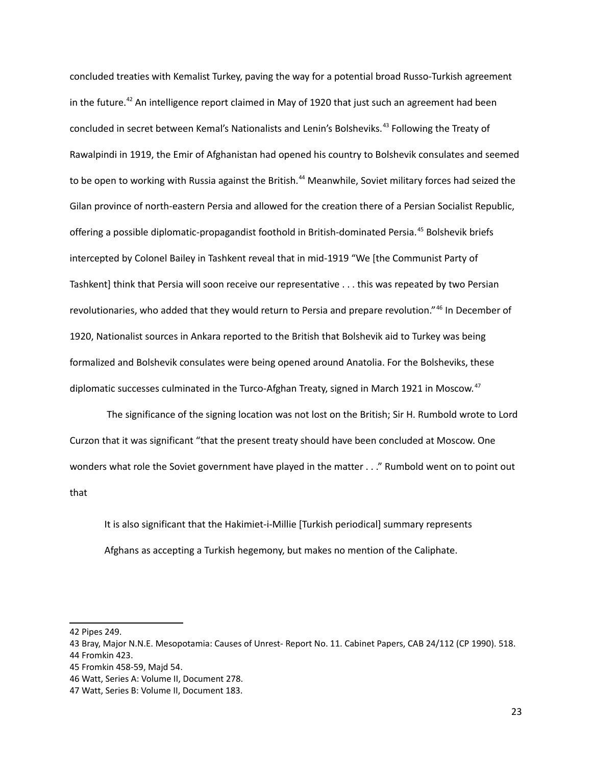concluded treaties with Kemalist Turkey, paving the way for a potential broad Russo-Turkish agreement in the future.[42] An intelligence report claimed in May of 1920 that just such an agreement had been concluded in secret between Kemal's Nationalists and Lenin's Bolsheviks.[43] Following the Treaty of Rawalpindi in 1919, the Emir of Afghanistan had opened his country to Bolshevik consulates and seemed to be open to working with Russia against the British.[44] Meanwhile, Soviet military forces had seized the Gilan province of north-eastern Persia and allowed for the creation there of a Persian Socialist Republic, offering a possible diplomatic-propagandist foothold in British-dominated Persia.[45] Bolshevik briefs intercepted by Colonel Bailey in Tashkent reveal that in mid-1919 "We [the Communist Party of Tashkent] think that Persia will soon receive our representative . . . this was repeated by two Persian revolutionaries, who added that they would return to Persia and prepare revolution."[46] In December of 1920, Nationalist sources in Ankara reported to the British that Bolshevik aid to Turkey was being formalized and Bolshevik consulates were being opened around Anatolia. For the Bolsheviks, these diplomatic successes culminated in the Turco-Afghan Treaty, signed in March 1921 in Moscow.[47]

The significance of the signing location was not lost on the British; Sir H. Rumbold wrote to Lord Curzon that it was significant "that the present treaty should have been concluded at Moscow. One wonders what role the Soviet government have played in the matter . . ." Rumbold went on to point out that

> It is also significant that the Hakimiet-i-Millie [Turkish periodical] summary represents Afghans as accepting a Turkish hegemony, but makes no mention of the Caliphate.

---

42 Pipes 249.

43 Bray, Major N.N.E. Mesopotamia: Causes of Unrest- Report No. 11. Cabinet Papers, CAB 24/112 (CP 1990). 518.

44 Fromkin 423.

45 Fromkin 458-59, Majd 54.

46 Watt, Series A: Volume II, Document 278.

47 Watt, Series B: Volume II, Document 183.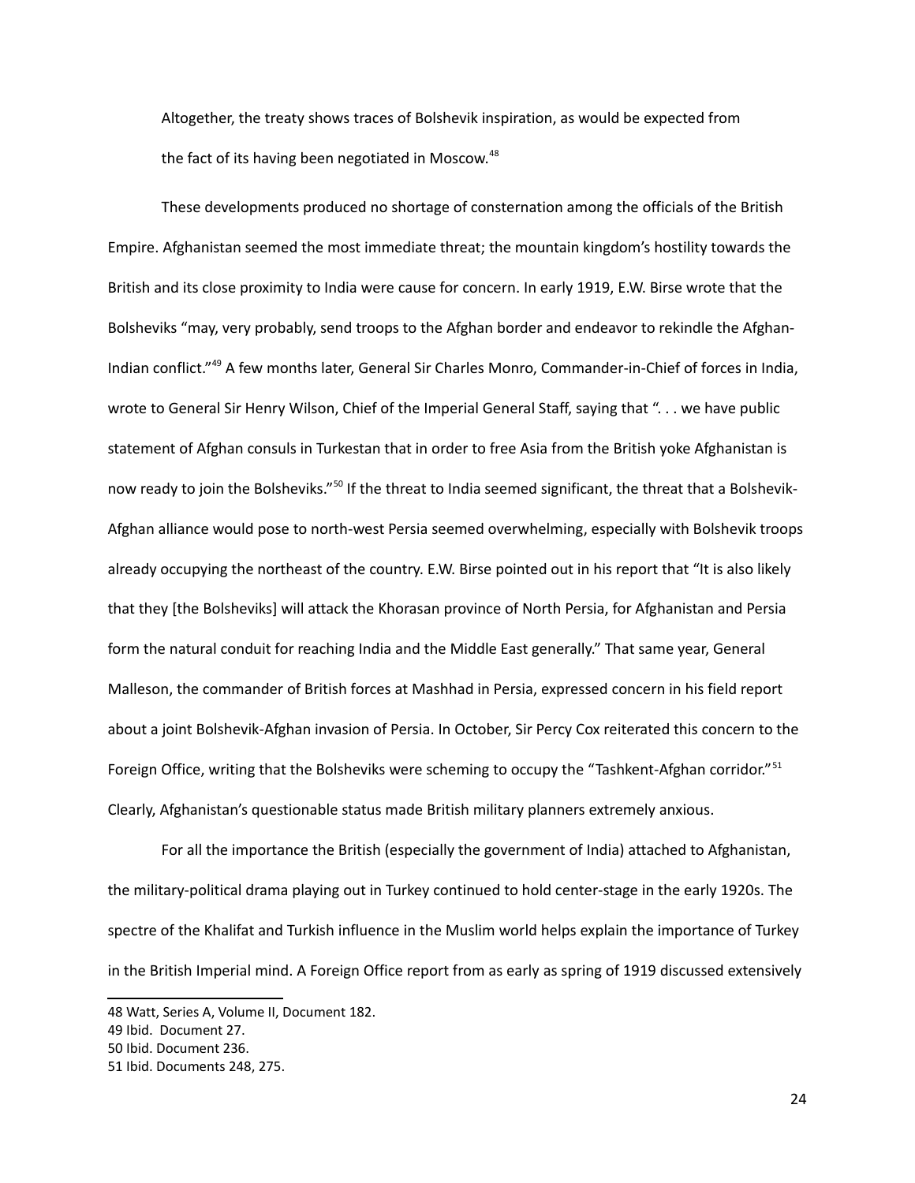Altogether, the treaty shows traces of Bolshevik inspiration, as would be expected from the fact of its having been negotiated in Moscow.[48]

These developments produced no shortage of consternation among the officials of the British Empire. Afghanistan seemed the most immediate threat; the mountain kingdom's hostility towards the British and its close proximity to India were cause for concern. In early 1919, E.W. Birse wrote that the Bolsheviks "may, very probably, send troops to the Afghan border and endeavor to rekindle the Afghan-Indian conflict."[49] A few months later, General Sir Charles Monro, Commander-in-Chief of forces in India, wrote to General Sir Henry Wilson, Chief of the Imperial General Staff, saying that ". . . we have public statement of Afghan consuls in Turkestan that in order to free Asia from the British yoke Afghanistan is now ready to join the Bolsheviks."[50] If the threat to India seemed significant, the threat that a Bolshevik-Afghan alliance would pose to north-west Persia seemed overwhelming, especially with Bolshevik troops already occupying the northeast of the country. E.W. Birse pointed out in his report that "It is also likely that they [the Bolsheviks] will attack the Khorasan province of North Persia, for Afghanistan and Persia form the natural conduit for reaching India and the Middle East generally." That same year, General Malleson, the commander of British forces at Mashhad in Persia, expressed concern in his field report about a joint Bolshevik-Afghan invasion of Persia. In October, Sir Percy Cox reiterated this concern to the Foreign Office, writing that the Bolsheviks were scheming to occupy the "Tashkent-Afghan corridor."[51] Clearly, Afghanistan's questionable status made British military planners extremely anxious.

For all the importance the British (especially the government of India) attached to Afghanistan, the military-political drama playing out in Turkey continued to hold center-stage in the early 1920s. The spectre of the Khalifat and Turkish influence in the Muslim world helps explain the importance of Turkey in the British Imperial mind. A Foreign Office report from as early as spring of 1919 discussed extensively

48 Watt, Series A, Volume II, Document 182.

49 Ibid. Document 27.

50 Ibid. Document 236.

51 Ibid. Documents 248, 275.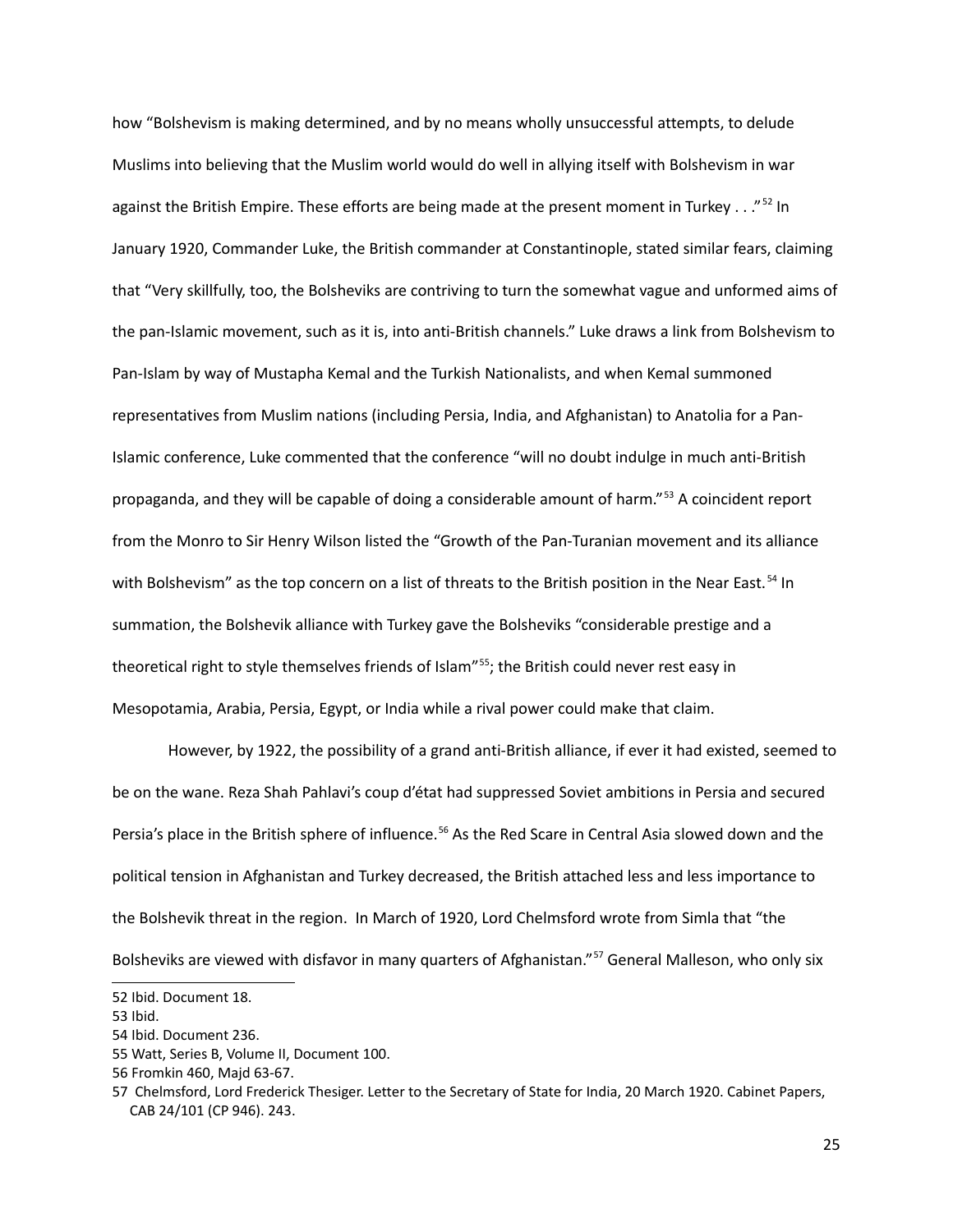how "Bolshevism is making determined, and by no means wholly unsuccessful attempts, to delude Muslims into believing that the Muslim world would do well in allying itself with Bolshevism in war against the British Empire. These efforts are being made at the present moment in Turkey . . ."[52] In January 1920, Commander Luke, the British commander at Constantinople, stated similar fears, claiming that "Very skillfully, too, the Bolsheviks are contriving to turn the somewhat vague and unformed aims of the pan-Islamic movement, such as it is, into anti-British channels." Luke draws a link from Bolshevism to Pan-Islam by way of Mustapha Kemal and the Turkish Nationalists, and when Kemal summoned representatives from Muslim nations (including Persia, India, and Afghanistan) to Anatolia for a Pan-Islamic conference, Luke commented that the conference "will no doubt indulge in much anti-British propaganda, and they will be capable of doing a considerable amount of harm."[53] A coincident report from the Monro to Sir Henry Wilson listed the "Growth of the Pan-Turanian movement and its alliance with Bolshevism" as the top concern on a list of threats to the British position in the Near East.[54] In summation, the Bolshevik alliance with Turkey gave the Bolsheviks "considerable prestige and a theoretical right to style themselves friends of Islam"[55]; the British could never rest easy in Mesopotamia, Arabia, Persia, Egypt, or India while a rival power could make that claim.

However, by 1922, the possibility of a grand anti-British alliance, if ever it had existed, seemed to be on the wane. Reza Shah Pahlavi's coup d'état had suppressed Soviet ambitions in Persia and secured Persia's place in the British sphere of influence.[56] As the Red Scare in Central Asia slowed down and the political tension in Afghanistan and Turkey decreased, the British attached less and less importance to the Bolshevik threat in the region. In March of 1920, Lord Chelmsford wrote from Simla that "the Bolsheviks are viewed with disfavor in many quarters of Afghanistan."[57] General Malleson, who only six

---

52 Ibid. Document 18.

53 Ibid.

54 Ibid. Document 236.

55 Watt, Series B, Volume II, Document 100.

56 Fromkin 460, Majd 63-67.

57 Chelmsford, Lord Frederick Thesiger. Letter to the Secretary of State for India, 20 March 1920. Cabinet Papers, CAB 24/101 (CP 946). 243.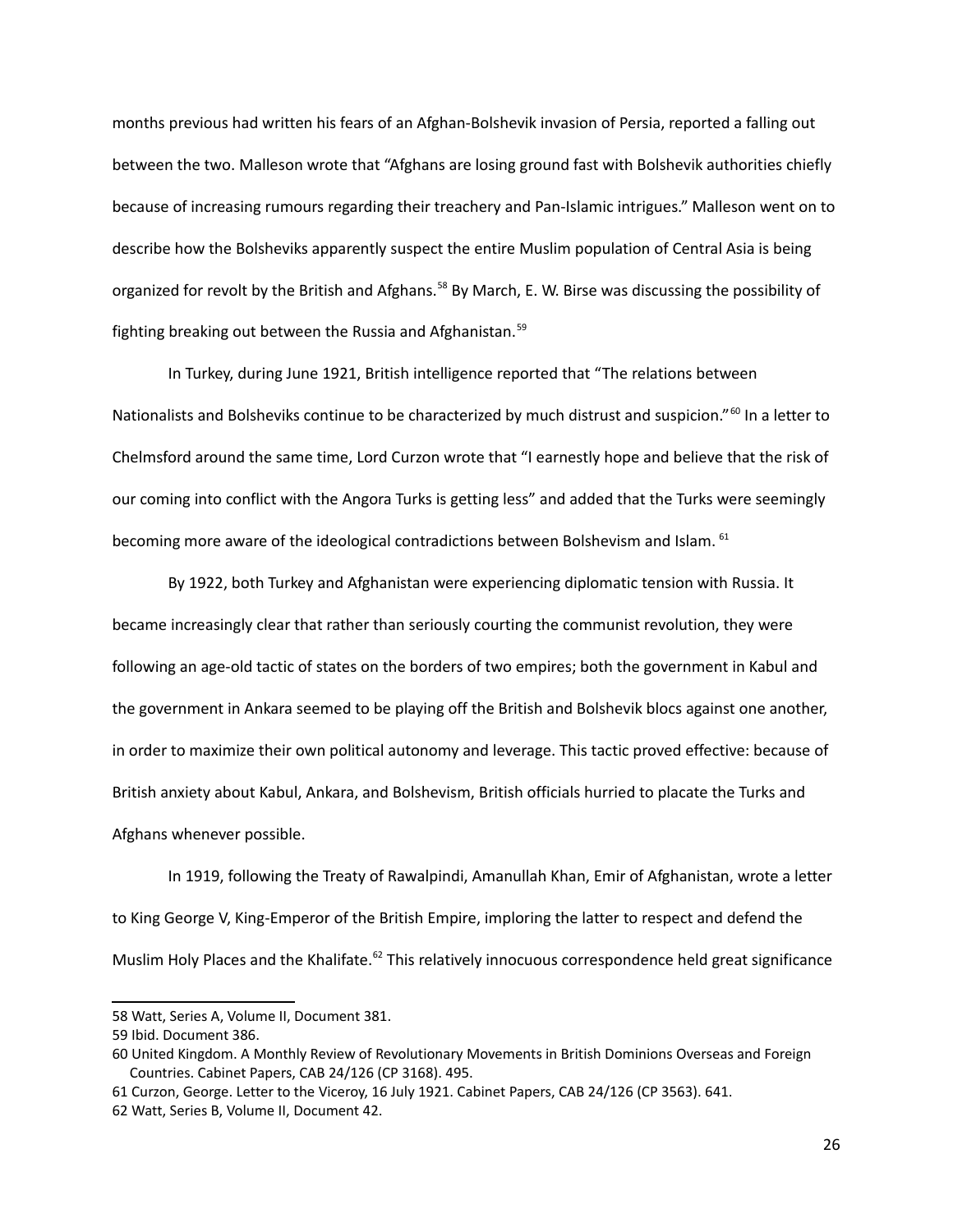months previous had written his fears of an Afghan-Bolshevik invasion of Persia, reported a falling out between the two. Malleson wrote that "Afghans are losing ground fast with Bolshevik authorities chiefly because of increasing rumours regarding their treachery and Pan-Islamic intrigues." Malleson went on to describe how the Bolsheviks apparently suspect the entire Muslim population of Central Asia is being organized for revolt by the British and Afghans.[58] By March, E. W. Birse was discussing the possibility of fighting breaking out between the Russia and Afghanistan.[59]

In Turkey, during June 1921, British intelligence reported that "The relations between Nationalists and Bolsheviks continue to be characterized by much distrust and suspicion."[60] In a letter to Chelmsford around the same time, Lord Curzon wrote that "I earnestly hope and believe that the risk of our coming into conflict with the Angora Turks is getting less" and added that the Turks were seemingly becoming more aware of the ideological contradictions between Bolshevism and Islam. [61]

By 1922, both Turkey and Afghanistan were experiencing diplomatic tension with Russia. It became increasingly clear that rather than seriously courting the communist revolution, they were following an age-old tactic of states on the borders of two empires; both the government in Kabul and the government in Ankara seemed to be playing off the British and Bolshevik blocs against one another, in order to maximize their own political autonomy and leverage. This tactic proved effective: because of British anxiety about Kabul, Ankara, and Bolshevism, British officials hurried to placate the Turks and Afghans whenever possible.

In 1919, following the Treaty of Rawalpindi, Amanullah Khan, Emir of Afghanistan, wrote a letter to King George V, King-Emperor of the British Empire, imploring the latter to respect and defend the Muslim Holy Places and the Khalifate.[62] This relatively innocuous correspondence held great significance

---

58 Watt, Series A, Volume II, Document 381.

59 Ibid. Document 386.

60 United Kingdom. A Monthly Review of Revolutionary Movements in British Dominions Overseas and Foreign Countries. Cabinet Papers, CAB 24/126 (CP 3168). 495.

61 Curzon, George. Letter to the Viceroy, 16 July 1921. Cabinet Papers, CAB 24/126 (CP 3563). 641.

62 Watt, Series B, Volume II, Document 42.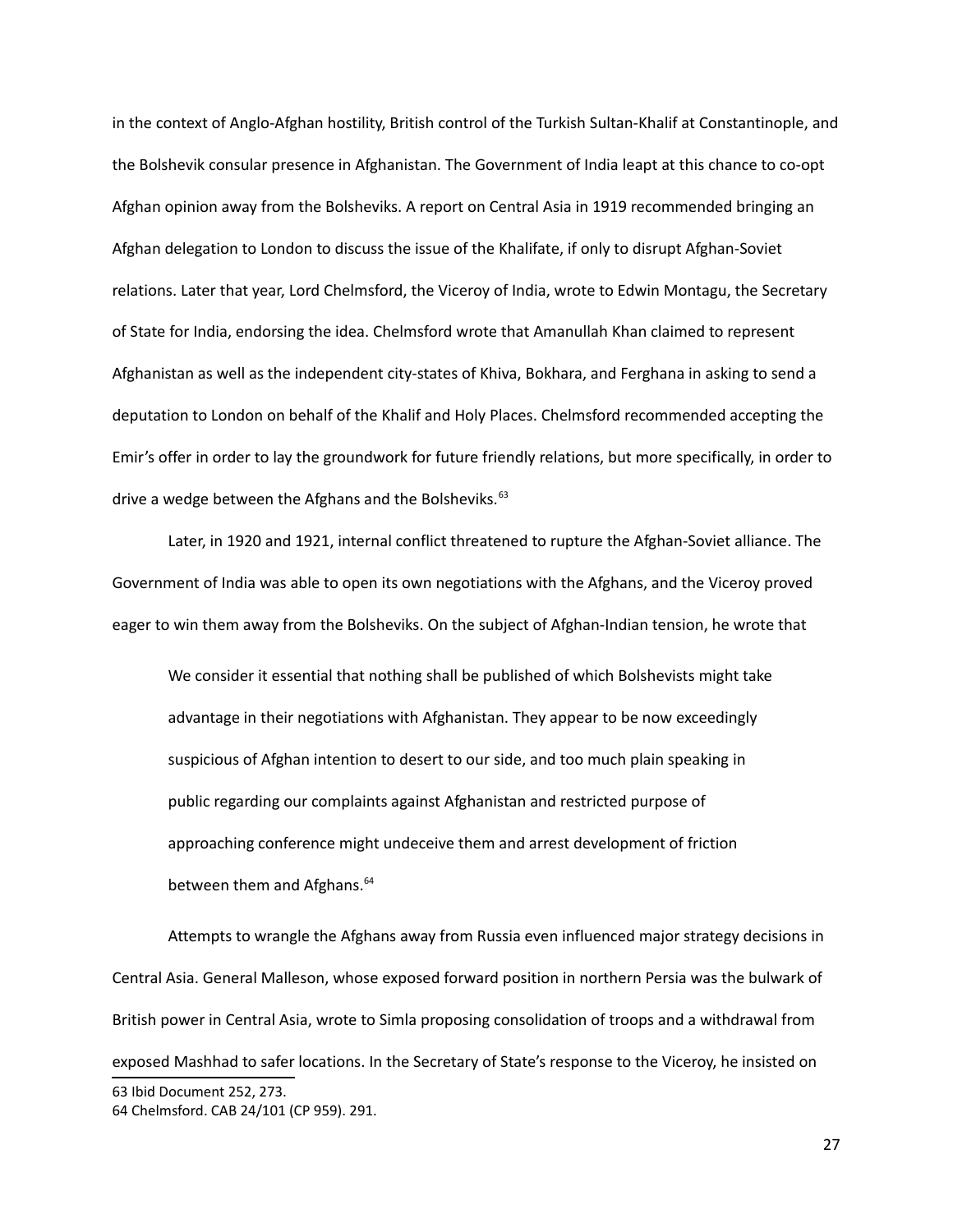in the context of Anglo-Afghan hostility, British control of the Turkish Sultan-Khalif at Constantinople, and the Bolshevik consular presence in Afghanistan. The Government of India leapt at this chance to co-opt Afghan opinion away from the Bolsheviks. A report on Central Asia in 1919 recommended bringing an Afghan delegation to London to discuss the issue of the Khalifate, if only to disrupt Afghan-Soviet relations. Later that year, Lord Chelmsford, the Viceroy of India, wrote to Edwin Montagu, the Secretary of State for India, endorsing the idea. Chelmsford wrote that Amanullah Khan claimed to represent Afghanistan as well as the independent city-states of Khiva, Bokhara, and Ferghana in asking to send a deputation to London on behalf of the Khalif and Holy Places. Chelmsford recommended accepting the Emir's offer in order to lay the groundwork for future friendly relations, but more specifically, in order to drive a wedge between the Afghans and the Bolsheviks.[63]

Later, in 1920 and 1921, internal conflict threatened to rupture the Afghan-Soviet alliance. The Government of India was able to open its own negotiations with the Afghans, and the Viceroy proved eager to win them away from the Bolsheviks. On the subject of Afghan-Indian tension, he wrote that

> We consider it essential that nothing shall be published of which Bolshevists might take advantage in their negotiations with Afghanistan. They appear to be now exceedingly suspicious of Afghan intention to desert to our side, and too much plain speaking in public regarding our complaints against Afghanistan and restricted purpose of approaching conference might undeceive them and arrest development of friction between them and Afghans.[64]

Attempts to wrangle the Afghans away from Russia even influenced major strategy decisions in Central Asia. General Malleson, whose exposed forward position in northern Persia was the bulwark of British power in Central Asia, wrote to Simla proposing consolidation of troops and a withdrawal from exposed Mashhad to safer locations. In the Secretary of State's response to the Viceroy, he insisted on

63 Ibid Document 252, 273.
64 Chelmsford. CAB 24/101 (CP 959). 291.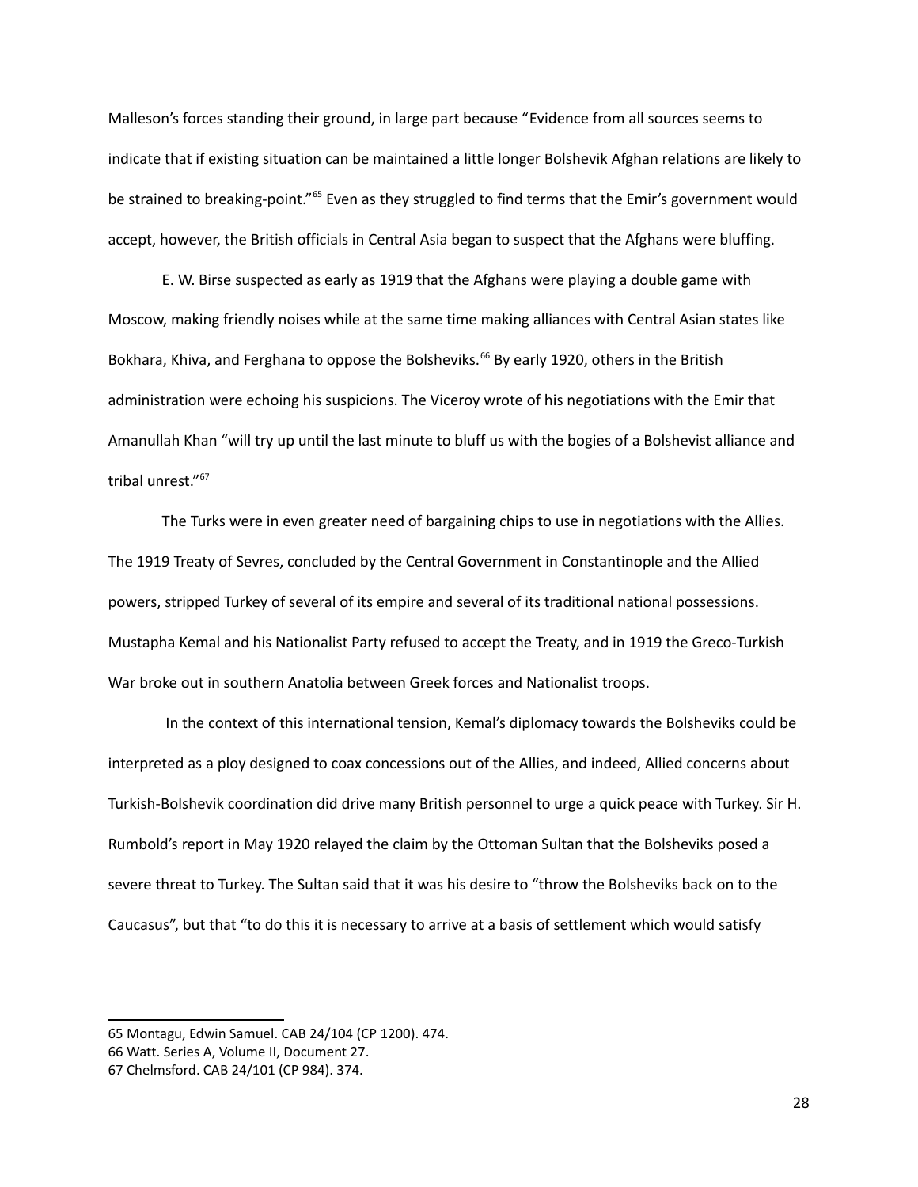Malleson's forces standing their ground, in large part because "Evidence from all sources seems to indicate that if existing situation can be maintained a little longer Bolshevik Afghan relations are likely to be strained to breaking-point."[65] Even as they struggled to find terms that the Emir's government would accept, however, the British officials in Central Asia began to suspect that the Afghans were bluffing.

E. W. Birse suspected as early as 1919 that the Afghans were playing a double game with Moscow, making friendly noises while at the same time making alliances with Central Asian states like Bokhara, Khiva, and Ferghana to oppose the Bolsheviks.[66] By early 1920, others in the British administration were echoing his suspicions. The Viceroy wrote of his negotiations with the Emir that Amanullah Khan "will try up until the last minute to bluff us with the bogies of a Bolshevist alliance and tribal unrest."[67]

The Turks were in even greater need of bargaining chips to use in negotiations with the Allies. The 1919 Treaty of Sevres, concluded by the Central Government in Constantinople and the Allied powers, stripped Turkey of several of its empire and several of its traditional national possessions. Mustapha Kemal and his Nationalist Party refused to accept the Treaty, and in 1919 the Greco-Turkish War broke out in southern Anatolia between Greek forces and Nationalist troops.

In the context of this international tension, Kemal's diplomacy towards the Bolsheviks could be interpreted as a ploy designed to coax concessions out of the Allies, and indeed, Allied concerns about Turkish-Bolshevik coordination did drive many British personnel to urge a quick peace with Turkey. Sir H. Rumbold's report in May 1920 relayed the claim by the Ottoman Sultan that the Bolsheviks posed a severe threat to Turkey. The Sultan said that it was his desire to "throw the Bolsheviks back on to the Caucasus", but that "to do this it is necessary to arrive at a basis of settlement which would satisfy

65 Montagu, Edwin Samuel. CAB 24/104 (CP 1200). 474.

66 Watt. Series A, Volume II, Document 27.

67 Chelmsford. CAB 24/101 (CP 984). 374.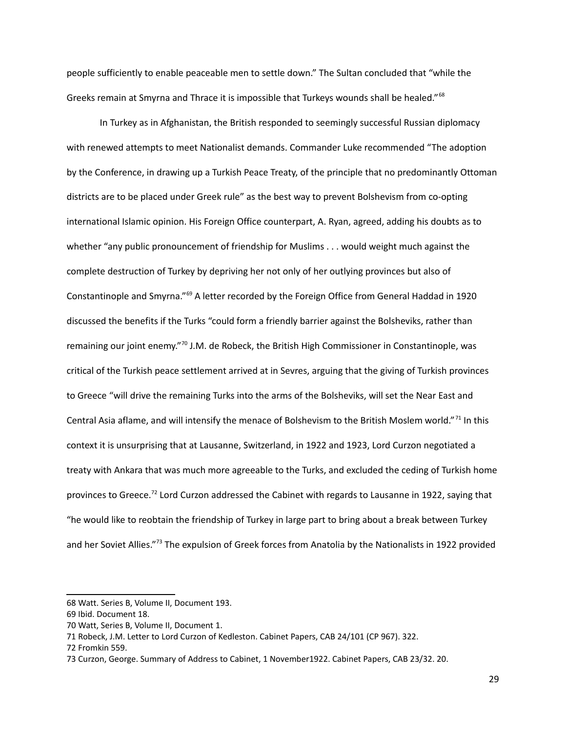people sufficiently to enable peaceable men to settle down." The Sultan concluded that "while the Greeks remain at Smyrna and Thrace it is impossible that Turkeys wounds shall be healed."[68]

In Turkey as in Afghanistan, the British responded to seemingly successful Russian diplomacy with renewed attempts to meet Nationalist demands. Commander Luke recommended "The adoption by the Conference, in drawing up a Turkish Peace Treaty, of the principle that no predominantly Ottoman districts are to be placed under Greek rule" as the best way to prevent Bolshevism from co-opting international Islamic opinion. His Foreign Office counterpart, A. Ryan, agreed, adding his doubts as to whether "any public pronouncement of friendship for Muslims . . . would weight much against the complete destruction of Turkey by depriving her not only of her outlying provinces but also of Constantinople and Smyrna."[69] A letter recorded by the Foreign Office from General Haddad in 1920 discussed the benefits if the Turks "could form a friendly barrier against the Bolsheviks, rather than remaining our joint enemy."[70] J.M. de Robeck, the British High Commissioner in Constantinople, was critical of the Turkish peace settlement arrived at in Sevres, arguing that the giving of Turkish provinces to Greece "will drive the remaining Turks into the arms of the Bolsheviks, will set the Near East and Central Asia aflame, and will intensify the menace of Bolshevism to the British Moslem world."[71] In this context it is unsurprising that at Lausanne, Switzerland, in 1922 and 1923, Lord Curzon negotiated a treaty with Ankara that was much more agreeable to the Turks, and excluded the ceding of Turkish home provinces to Greece.[72] Lord Curzon addressed the Cabinet with regards to Lausanne in 1922, saying that "he would like to reobtain the friendship of Turkey in large part to bring about a break between Turkey and her Soviet Allies."[73] The expulsion of Greek forces from Anatolia by the Nationalists in 1922 provided

---

68 Watt. Series B, Volume II, Document 193.

69 Ibid. Document 18.

70 Watt, Series B, Volume II, Document 1.

71 Robeck, J.M. Letter to Lord Curzon of Kedleston. Cabinet Papers, CAB 24/101 (CP 967). 322.

72 Fromkin 559.

73 Curzon, George. Summary of Address to Cabinet, 1 November1922. Cabinet Papers, CAB 23/32. 20.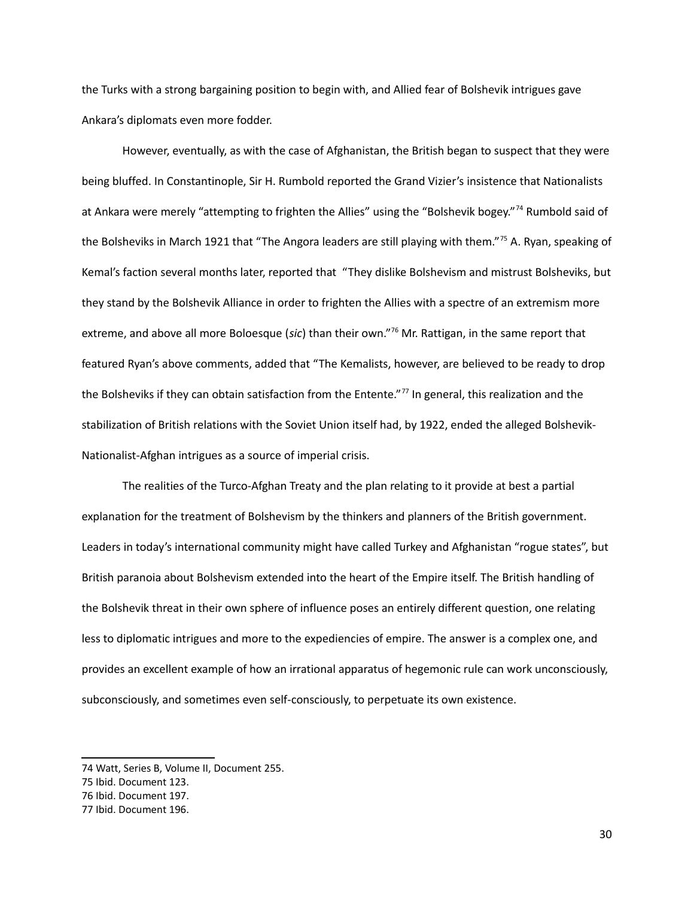the Turks with a strong bargaining position to begin with, and Allied fear of Bolshevik intrigues gave Ankara's diplomats even more fodder.

However, eventually, as with the case of Afghanistan, the British began to suspect that they were being bluffed. In Constantinople, Sir H. Rumbold reported the Grand Vizier's insistence that Nationalists at Ankara were merely "attempting to frighten the Allies" using the "Bolshevik bogey."[74] Rumbold said of the Bolsheviks in March 1921 that "The Angora leaders are still playing with them."[75] A. Ryan, speaking of Kemal's faction several months later, reported that "They dislike Bolshevism and mistrust Bolsheviks, but they stand by the Bolshevik Alliance in order to frighten the Allies with a spectre of an extremism more extreme, and above all more Boloesque (*sic*) than their own."[76] Mr. Rattigan, in the same report that featured Ryan's above comments, added that "The Kemalists, however, are believed to be ready to drop the Bolsheviks if they can obtain satisfaction from the Entente."[77] In general, this realization and the stabilization of British relations with the Soviet Union itself had, by 1922, ended the alleged Bolshevik-Nationalist-Afghan intrigues as a source of imperial crisis.

The realities of the Turco-Afghan Treaty and the plan relating to it provide at best a partial explanation for the treatment of Bolshevism by the thinkers and planners of the British government. Leaders in today's international community might have called Turkey and Afghanistan "rogue states", but British paranoia about Bolshevism extended into the heart of the Empire itself. The British handling of the Bolshevik threat in their own sphere of influence poses an entirely different question, one relating less to diplomatic intrigues and more to the expediencies of empire. The answer is a complex one, and provides an excellent example of how an irrational apparatus of hegemonic rule can work unconsciously, subconsciously, and sometimes even self-consciously, to perpetuate its own existence.

74 Watt, Series B, Volume II, Document 255.
75 Ibid. Document 123.
76 Ibid. Document 197.
77 Ibid. Document 196.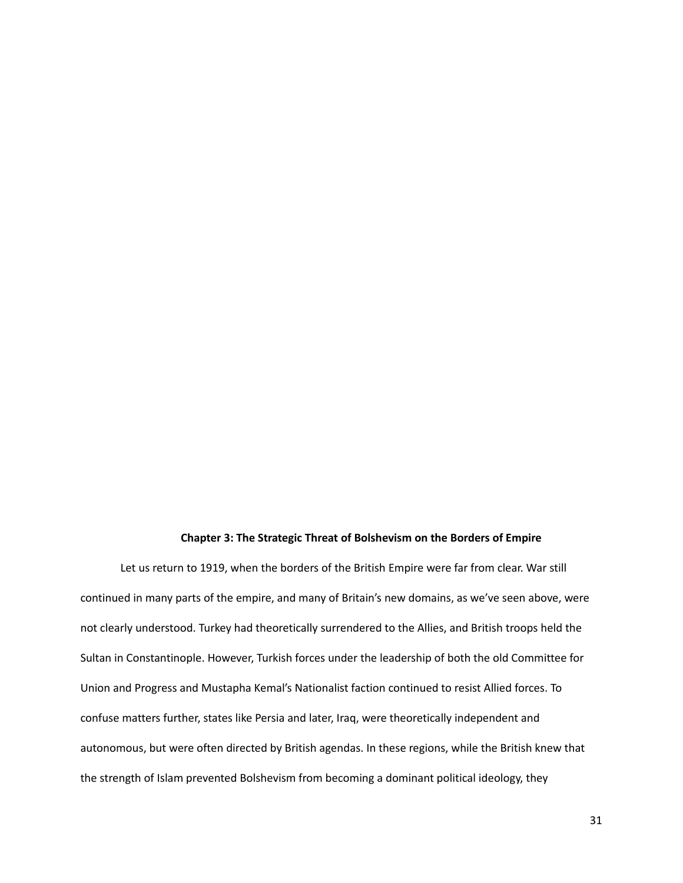## Chapter 3: The Strategic Threat of Bolshevism on the Borders of Empire

Let us return to 1919, when the borders of the British Empire were far from clear. War still continued in many parts of the empire, and many of Britain's new domains, as we've seen above, were not clearly understood. Turkey had theoretically surrendered to the Allies, and British troops held the Sultan in Constantinople. However, Turkish forces under the leadership of both the old Committee for Union and Progress and Mustapha Kemal's Nationalist faction continued to resist Allied forces. To confuse matters further, states like Persia and later, Iraq, were theoretically independent and autonomous, but were often directed by British agendas. In these regions, while the British knew that the strength of Islam prevented Bolshevism from becoming a dominant political ideology, they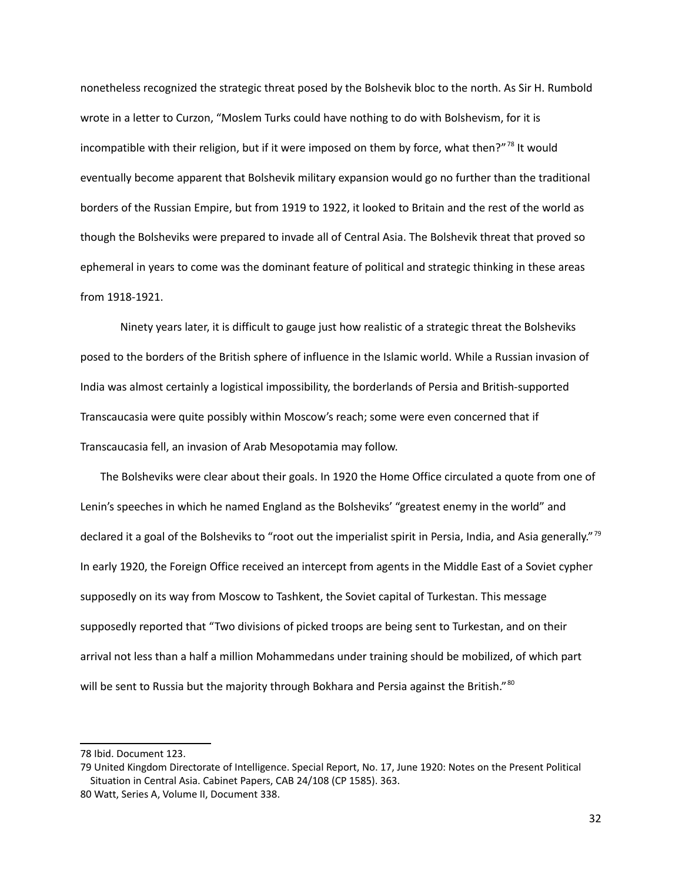nonetheless recognized the strategic threat posed by the Bolshevik bloc to the north. As Sir H. Rumbold wrote in a letter to Curzon, "Moslem Turks could have nothing to do with Bolshevism, for it is incompatible with their religion, but if it were imposed on them by force, what then?"[78] It would eventually become apparent that Bolshevik military expansion would go no further than the traditional borders of the Russian Empire, but from 1919 to 1922, it looked to Britain and the rest of the world as though the Bolsheviks were prepared to invade all of Central Asia. The Bolshevik threat that proved so ephemeral in years to come was the dominant feature of political and strategic thinking in these areas from 1918-1921.

Ninety years later, it is difficult to gauge just how realistic of a strategic threat the Bolsheviks posed to the borders of the British sphere of influence in the Islamic world. While a Russian invasion of India was almost certainly a logistical impossibility, the borderlands of Persia and British-supported Transcaucasia were quite possibly within Moscow's reach; some were even concerned that if Transcaucasia fell, an invasion of Arab Mesopotamia may follow.

The Bolsheviks were clear about their goals. In 1920 the Home Office circulated a quote from one of Lenin's speeches in which he named England as the Bolsheviks' "greatest enemy in the world" and declared it a goal of the Bolsheviks to "root out the imperialist spirit in Persia, India, and Asia generally."[79] In early 1920, the Foreign Office received an intercept from agents in the Middle East of a Soviet cypher supposedly on its way from Moscow to Tashkent, the Soviet capital of Turkestan. This message supposedly reported that "Two divisions of picked troops are being sent to Turkestan, and on their arrival not less than a half a million Mohammedans under training should be mobilized, of which part will be sent to Russia but the majority through Bokhara and Persia against the British."[80]

---

78 Ibid. Document 123.

79 United Kingdom Directorate of Intelligence. Special Report, No. 17, June 1920: Notes on the Present Political Situation in Central Asia. Cabinet Papers, CAB 24/108 (CP 1585). 363.

80 Watt, Series A, Volume II, Document 338.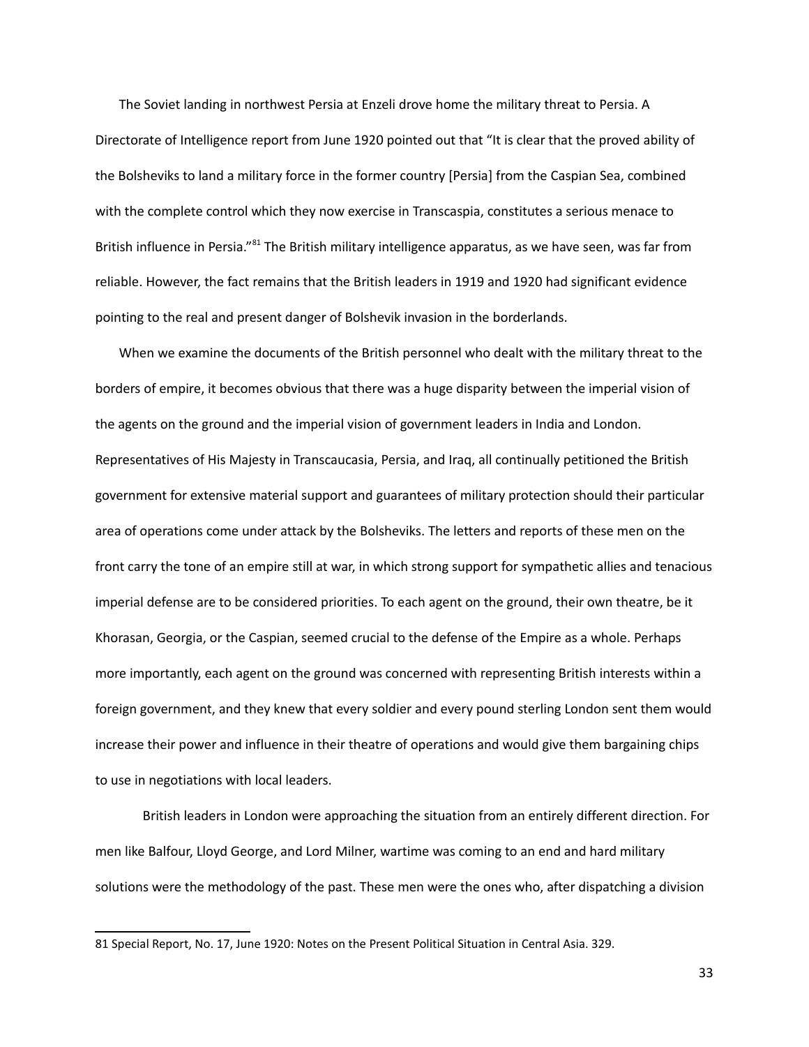The Soviet landing in northwest Persia at Enzeli drove home the military threat to Persia. A Directorate of Intelligence report from June 1920 pointed out that "It is clear that the proved ability of the Bolsheviks to land a military force in the former country [Persia] from the Caspian Sea, combined with the complete control which they now exercise in Transcaspia, constitutes a serious menace to British influence in Persia."[81] The British military intelligence apparatus, as we have seen, was far from reliable. However, the fact remains that the British leaders in 1919 and 1920 had significant evidence pointing to the real and present danger of Bolshevik invasion in the borderlands.

When we examine the documents of the British personnel who dealt with the military threat to the borders of empire, it becomes obvious that there was a huge disparity between the imperial vision of the agents on the ground and the imperial vision of government leaders in India and London. Representatives of His Majesty in Transcaucasia, Persia, and Iraq, all continually petitioned the British government for extensive material support and guarantees of military protection should their particular area of operations come under attack by the Bolsheviks. The letters and reports of these men on the front carry the tone of an empire still at war, in which strong support for sympathetic allies and tenacious imperial defense are to be considered priorities. To each agent on the ground, their own theatre, be it Khorasan, Georgia, or the Caspian, seemed crucial to the defense of the Empire as a whole. Perhaps more importantly, each agent on the ground was concerned with representing British interests within a foreign government, and they knew that every soldier and every pound sterling London sent them would increase their power and influence in their theatre of operations and would give them bargaining chips to use in negotiations with local leaders.

British leaders in London were approaching the situation from an entirely different direction. For men like Balfour, Lloyd George, and Lord Milner, wartime was coming to an end and hard military solutions were the methodology of the past. These men were the ones who, after dispatching a division

---

81 Special Report, No. 17, June 1920: Notes on the Present Political Situation in Central Asia. 329.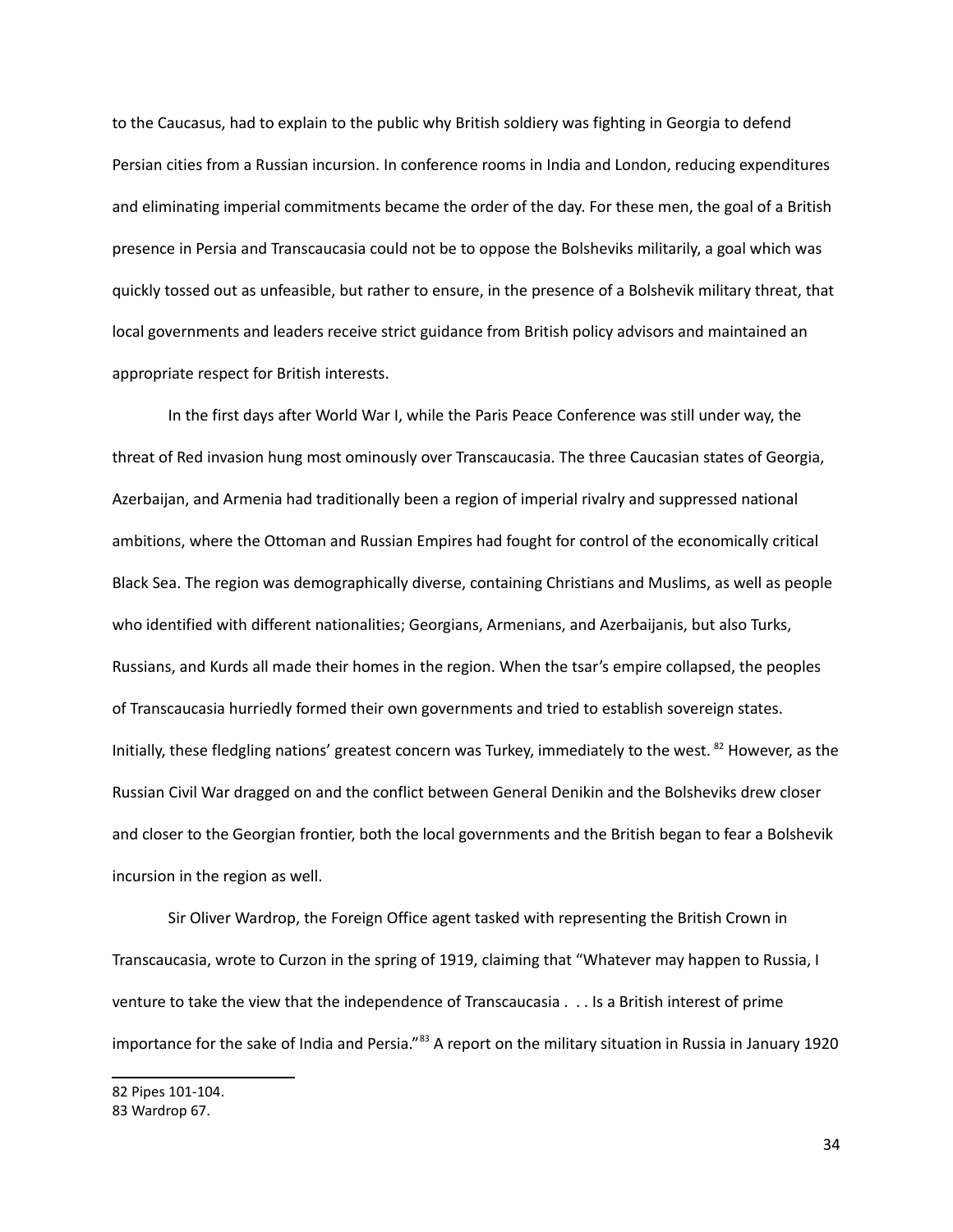to the Caucasus, had to explain to the public why British soldiery was fighting in Georgia to defend Persian cities from a Russian incursion. In conference rooms in India and London, reducing expenditures and eliminating imperial commitments became the order of the day. For these men, the goal of a British presence in Persia and Transcaucasia could not be to oppose the Bolsheviks militarily, a goal which was quickly tossed out as unfeasible, but rather to ensure, in the presence of a Bolshevik military threat, that local governments and leaders receive strict guidance from British policy advisors and maintained an appropriate respect for British interests.

In the first days after World War I, while the Paris Peace Conference was still under way, the threat of Red invasion hung most ominously over Transcaucasia. The three Caucasian states of Georgia, Azerbaijan, and Armenia had traditionally been a region of imperial rivalry and suppressed national ambitions, where the Ottoman and Russian Empires had fought for control of the economically critical Black Sea. The region was demographically diverse, containing Christians and Muslims, as well as people who identified with different nationalities; Georgians, Armenians, and Azerbaijanis, but also Turks, Russians, and Kurds all made their homes in the region. When the tsar's empire collapsed, the peoples of Transcaucasia hurriedly formed their own governments and tried to establish sovereign states. Initially, these fledgling nations' greatest concern was Turkey, immediately to the west.[82] However, as the Russian Civil War dragged on and the conflict between General Denikin and the Bolsheviks drew closer and closer to the Georgian frontier, both the local governments and the British began to fear a Bolshevik incursion in the region as well.

Sir Oliver Wardrop, the Foreign Office agent tasked with representing the British Crown in Transcaucasia, wrote to Curzon in the spring of 1919, claiming that "Whatever may happen to Russia, I venture to take the view that the independence of Transcaucasia . . . Is a British interest of prime importance for the sake of India and Persia."[83] A report on the military situation in Russia in January 1920

---

82 Pipes 101-104.

83 Wardrop 67.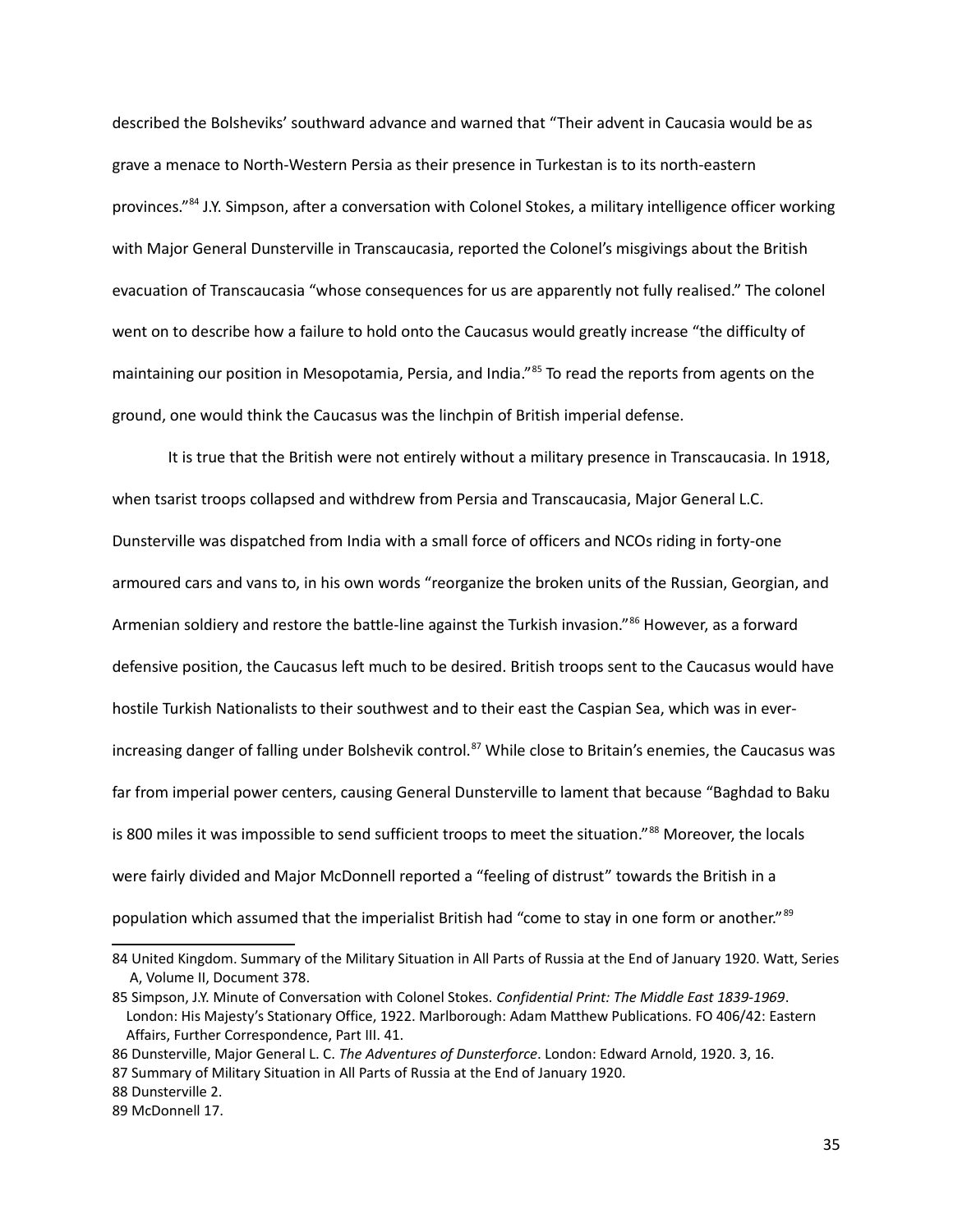described the Bolsheviks' southward advance and warned that "Their advent in Caucasia would be as grave a menace to North-Western Persia as their presence in Turkestan is to its north-eastern provinces."[84] J.Y. Simpson, after a conversation with Colonel Stokes, a military intelligence officer working with Major General Dunsterville in Transcaucasia, reported the Colonel's misgivings about the British evacuation of Transcaucasia "whose consequences for us are apparently not fully realised." The colonel went on to describe how a failure to hold onto the Caucasus would greatly increase "the difficulty of maintaining our position in Mesopotamia, Persia, and India."[85] To read the reports from agents on the ground, one would think the Caucasus was the linchpin of British imperial defense.

It is true that the British were not entirely without a military presence in Transcaucasia. In 1918, when tsarist troops collapsed and withdrew from Persia and Transcaucasia, Major General L.C. Dunsterville was dispatched from India with a small force of officers and NCOs riding in forty-one armoured cars and vans to, in his own words "reorganize the broken units of the Russian, Georgian, and Armenian soldiery and restore the battle-line against the Turkish invasion."[86] However, as a forward defensive position, the Caucasus left much to be desired. British troops sent to the Caucasus would have hostile Turkish Nationalists to their southwest and to their east the Caspian Sea, which was in ever-increasing danger of falling under Bolshevik control.[87] While close to Britain's enemies, the Caucasus was far from imperial power centers, causing General Dunsterville to lament that because "Baghdad to Baku is 800 miles it was impossible to send sufficient troops to meet the situation."[88] Moreover, the locals were fairly divided and Major McDonnell reported a "feeling of distrust" towards the British in a population which assumed that the imperialist British had "come to stay in one form or another."[89]

---

84 United Kingdom. Summary of the Military Situation in All Parts of Russia at the End of January 1920. Watt, Series A, Volume II, Document 378.

85 Simpson, J.Y. Minute of Conversation with Colonel Stokes. *Confidential Print: The Middle East 1839-1969*. London: His Majesty's Stationary Office, 1922. Marlborough: Adam Matthew Publications. FO 406/42: Eastern Affairs, Further Correspondence, Part III. 41.

86 Dunsterville, Major General L. C. *The Adventures of Dunsterforce*. London: Edward Arnold, 1920. 3, 16.

87 Summary of Military Situation in All Parts of Russia at the End of January 1920.

88 Dunsterville 2.

89 McDonnell 17.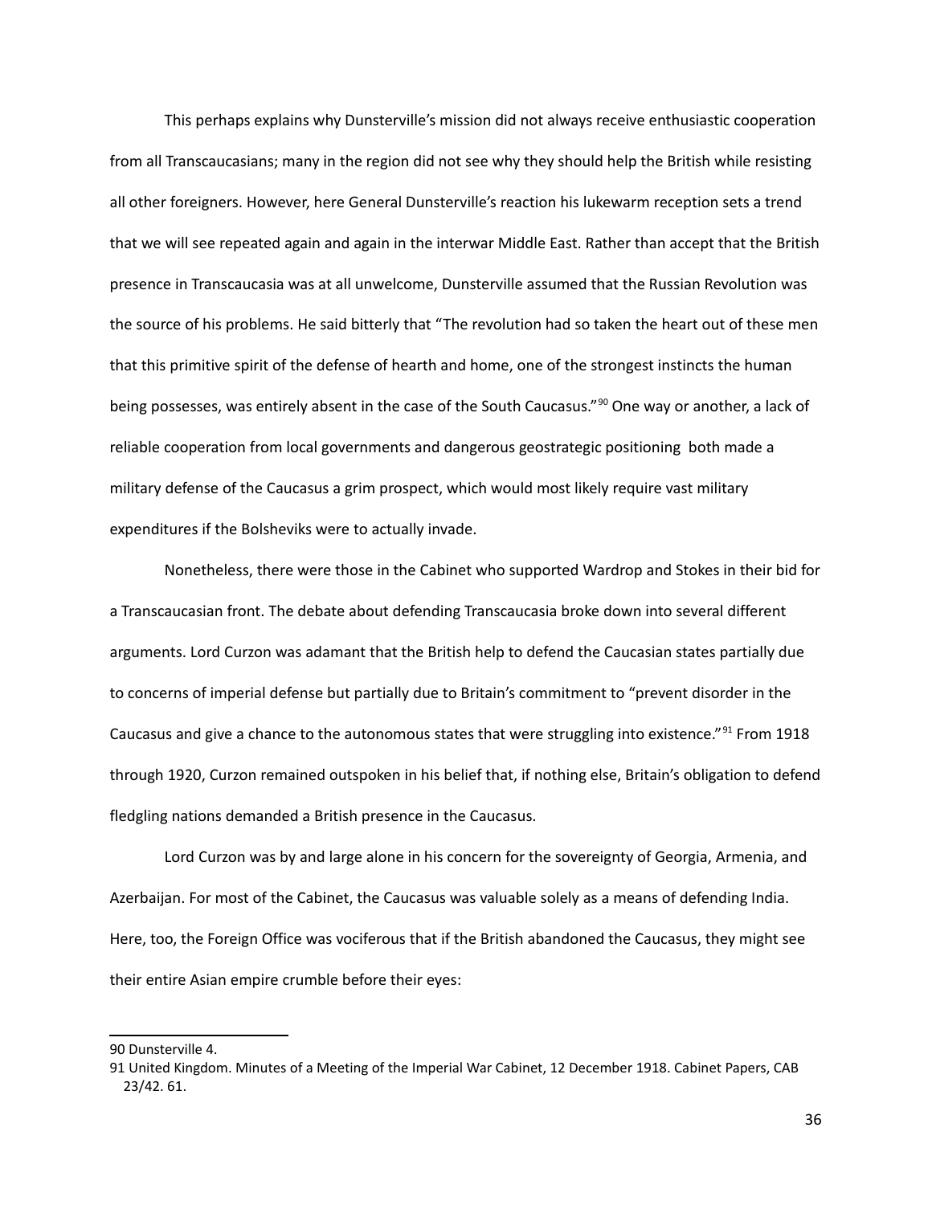This perhaps explains why Dunsterville's mission did not always receive enthusiastic cooperation from all Transcaucasians; many in the region did not see why they should help the British while resisting all other foreigners. However, here General Dunsterville's reaction his lukewarm reception sets a trend that we will see repeated again and again in the interwar Middle East. Rather than accept that the British presence in Transcaucasia was at all unwelcome, Dunsterville assumed that the Russian Revolution was the source of his problems. He said bitterly that "The revolution had so taken the heart out of these men that this primitive spirit of the defense of hearth and home, one of the strongest instincts the human being possesses, was entirely absent in the case of the South Caucasus."[90] One way or another, a lack of reliable cooperation from local governments and dangerous geostrategic positioning both made a military defense of the Caucasus a grim prospect, which would most likely require vast military expenditures if the Bolsheviks were to actually invade.

Nonetheless, there were those in the Cabinet who supported Wardrop and Stokes in their bid for a Transcaucasian front. The debate about defending Transcaucasia broke down into several different arguments. Lord Curzon was adamant that the British help to defend the Caucasian states partially due to concerns of imperial defense but partially due to Britain's commitment to "prevent disorder in the Caucasus and give a chance to the autonomous states that were struggling into existence."[91] From 1918 through 1920, Curzon remained outspoken in his belief that, if nothing else, Britain's obligation to defend fledgling nations demanded a British presence in the Caucasus.

Lord Curzon was by and large alone in his concern for the sovereignty of Georgia, Armenia, and Azerbaijan. For most of the Cabinet, the Caucasus was valuable solely as a means of defending India. Here, too, the Foreign Office was vociferous that if the British abandoned the Caucasus, they might see their entire Asian empire crumble before their eyes:

---

90 Dunsterville 4.

91 United Kingdom. Minutes of a Meeting of the Imperial War Cabinet, 12 December 1918. Cabinet Papers, CAB 23/42. 61.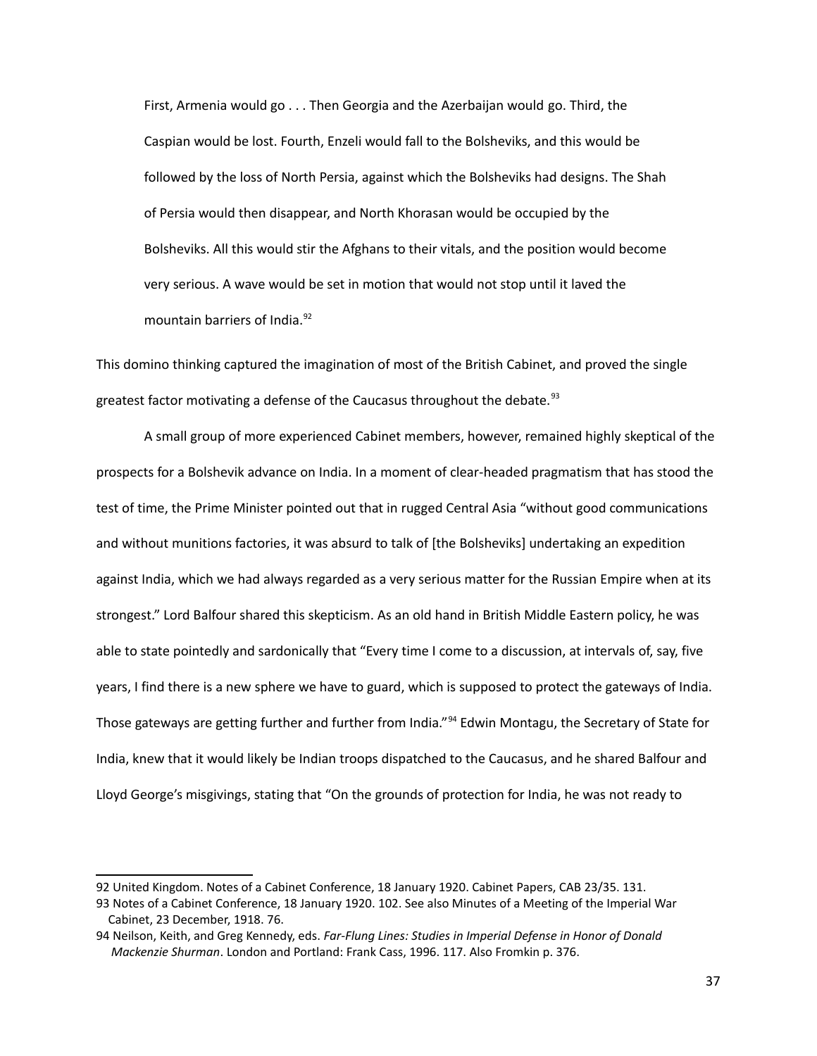> First, Armenia would go . . . Then Georgia and the Azerbaijan would go. Third, the Caspian would be lost. Fourth, Enzeli would fall to the Bolsheviks, and this would be followed by the loss of North Persia, against which the Bolsheviks had designs. The Shah of Persia would then disappear, and North Khorasan would be occupied by the Bolsheviks. All this would stir the Afghans to their vitals, and the position would become very serious. A wave would be set in motion that would not stop until it laved the mountain barriers of India.[92]

This domino thinking captured the imagination of most of the British Cabinet, and proved the single greatest factor motivating a defense of the Caucasus throughout the debate.[93]

A small group of more experienced Cabinet members, however, remained highly skeptical of the prospects for a Bolshevik advance on India. In a moment of clear-headed pragmatism that has stood the test of time, the Prime Minister pointed out that in rugged Central Asia "without good communications and without munitions factories, it was absurd to talk of [the Bolsheviks] undertaking an expedition against India, which we had always regarded as a very serious matter for the Russian Empire when at its strongest." Lord Balfour shared this skepticism. As an old hand in British Middle Eastern policy, he was able to state pointedly and sardonically that "Every time I come to a discussion, at intervals of, say, five years, I find there is a new sphere we have to guard, which is supposed to protect the gateways of India. Those gateways are getting further and further from India."[94] Edwin Montagu, the Secretary of State for India, knew that it would likely be Indian troops dispatched to the Caucasus, and he shared Balfour and Lloyd George's misgivings, stating that "On the grounds of protection for India, he was not ready to

---

92 United Kingdom. Notes of a Cabinet Conference, 18 January 1920. Cabinet Papers, CAB 23/35. 131.

93 Notes of a Cabinet Conference, 18 January 1920. 102. See also Minutes of a Meeting of the Imperial War Cabinet, 23 December, 1918. 76.

94 Neilson, Keith, and Greg Kennedy, eds. *Far-Flung Lines: Studies in Imperial Defense in Honor of Donald Mackenzie Shurman*. London and Portland: Frank Cass, 1996. 117. Also Fromkin p. 376.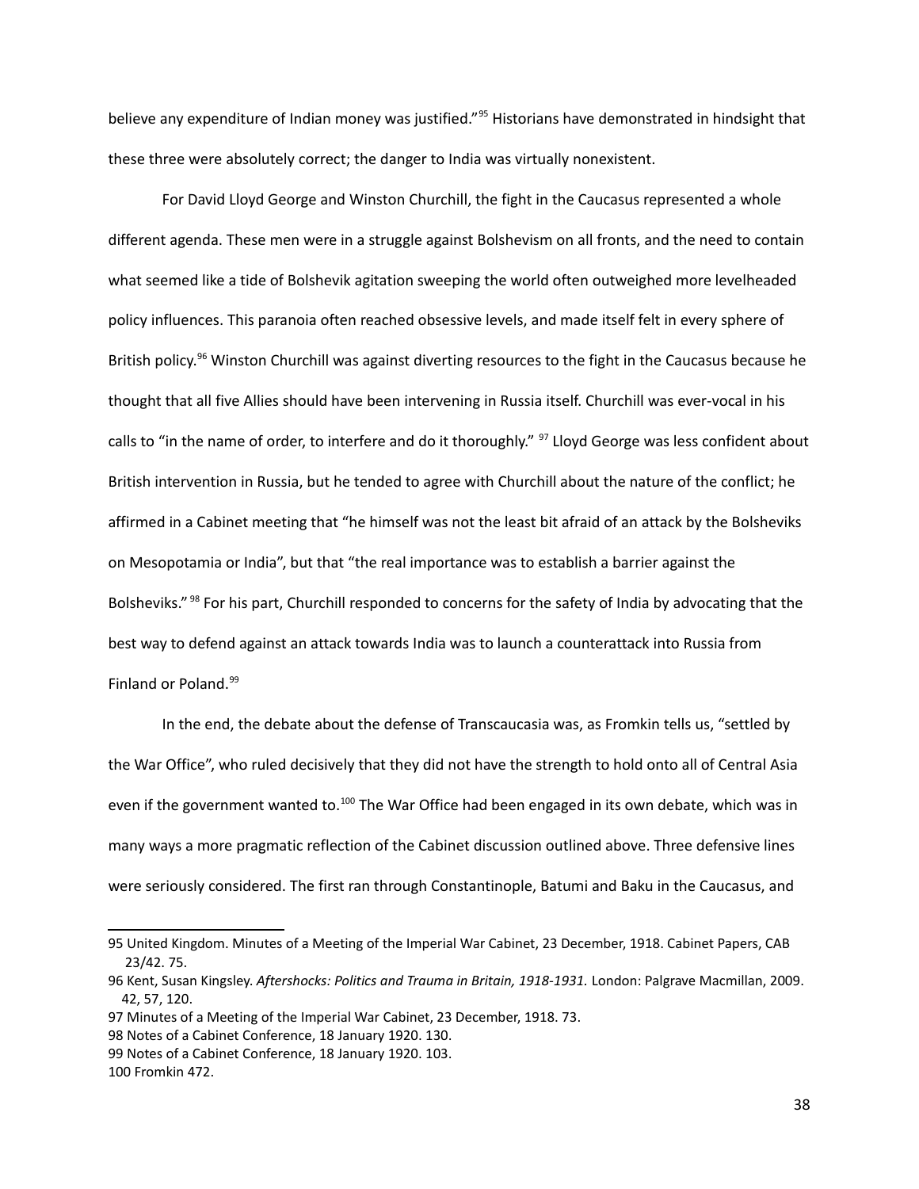believe any expenditure of Indian money was justified."[95] Historians have demonstrated in hindsight that these three were absolutely correct; the danger to India was virtually nonexistent.

For David Lloyd George and Winston Churchill, the fight in the Caucasus represented a whole different agenda. These men were in a struggle against Bolshevism on all fronts, and the need to contain what seemed like a tide of Bolshevik agitation sweeping the world often outweighed more levelheaded policy influences. This paranoia often reached obsessive levels, and made itself felt in every sphere of British policy.[96] Winston Churchill was against diverting resources to the fight in the Caucasus because he thought that all five Allies should have been intervening in Russia itself. Churchill was ever-vocal in his calls to "in the name of order, to interfere and do it thoroughly." [97] Lloyd George was less confident about British intervention in Russia, but he tended to agree with Churchill about the nature of the conflict; he affirmed in a Cabinet meeting that "he himself was not the least bit afraid of an attack by the Bolsheviks on Mesopotamia or India", but that "the real importance was to establish a barrier against the Bolsheviks." [98] For his part, Churchill responded to concerns for the safety of India by advocating that the best way to defend against an attack towards India was to launch a counterattack into Russia from Finland or Poland.[99]

In the end, the debate about the defense of Transcaucasia was, as Fromkin tells us, "settled by the War Office", who ruled decisively that they did not have the strength to hold onto all of Central Asia even if the government wanted to.[100] The War Office had been engaged in its own debate, which was in many ways a more pragmatic reflection of the Cabinet discussion outlined above. Three defensive lines were seriously considered. The first ran through Constantinople, Batumi and Baku in the Caucasus, and

---

95 United Kingdom. Minutes of a Meeting of the Imperial War Cabinet, 23 December, 1918. Cabinet Papers, CAB 23/42. 75.

96 Kent, Susan Kingsley. *Aftershocks: Politics and Trauma in Britain, 1918-1931.* London: Palgrave Macmillan, 2009. 42, 57, 120.

97 Minutes of a Meeting of the Imperial War Cabinet, 23 December, 1918. 73.

98 Notes of a Cabinet Conference, 18 January 1920. 130.

99 Notes of a Cabinet Conference, 18 January 1920. 103.

100 Fromkin 472.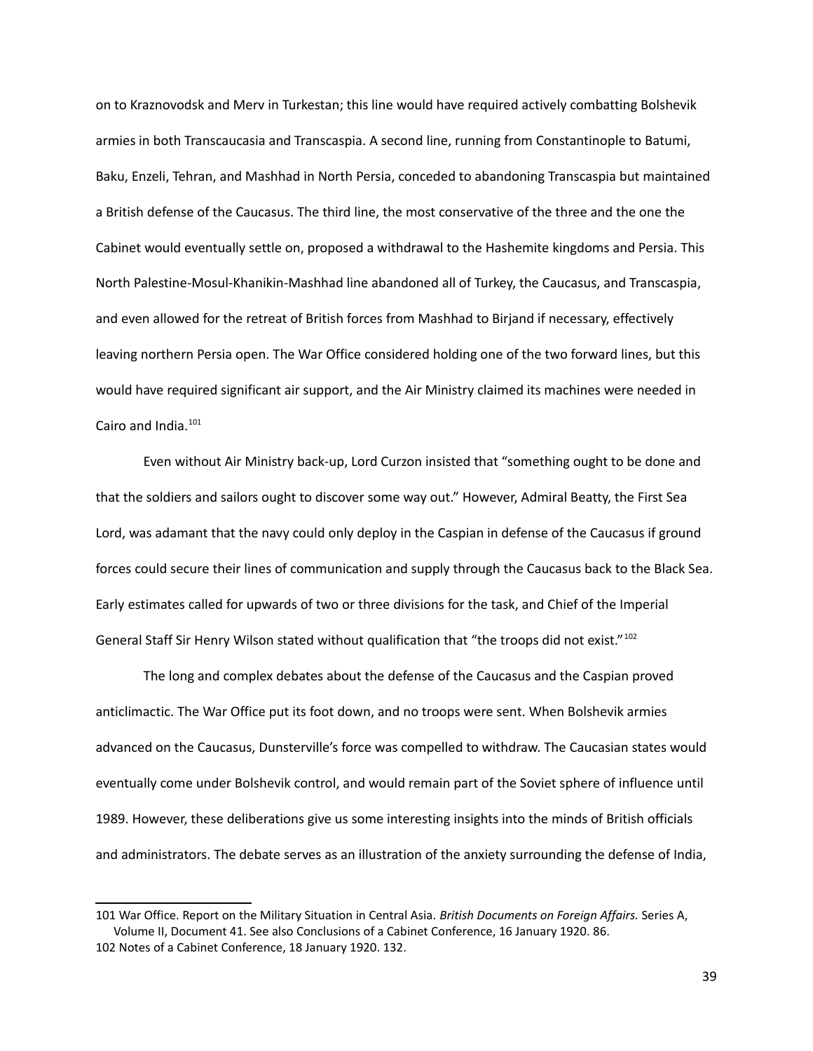on to Kraznovodsk and Merv in Turkestan; this line would have required actively combatting Bolshevik armies in both Transcaucasia and Transcaspia. A second line, running from Constantinople to Batumi, Baku, Enzeli, Tehran, and Mashhad in North Persia, conceded to abandoning Transcaspia but maintained a British defense of the Caucasus. The third line, the most conservative of the three and the one the Cabinet would eventually settle on, proposed a withdrawal to the Hashemite kingdoms and Persia. This North Palestine-Mosul-Khanikin-Mashhad line abandoned all of Turkey, the Caucasus, and Transcaspia, and even allowed for the retreat of British forces from Mashhad to Birjand if necessary, effectively leaving northern Persia open. The War Office considered holding one of the two forward lines, but this would have required significant air support, and the Air Ministry claimed its machines were needed in Cairo and India.[101]

Even without Air Ministry back-up, Lord Curzon insisted that "something ought to be done and that the soldiers and sailors ought to discover some way out." However, Admiral Beatty, the First Sea Lord, was adamant that the navy could only deploy in the Caspian in defense of the Caucasus if ground forces could secure their lines of communication and supply through the Caucasus back to the Black Sea. Early estimates called for upwards of two or three divisions for the task, and Chief of the Imperial General Staff Sir Henry Wilson stated without qualification that "the troops did not exist."[102]

The long and complex debates about the defense of the Caucasus and the Caspian proved anticlimactic. The War Office put its foot down, and no troops were sent. When Bolshevik armies advanced on the Caucasus, Dunsterville's force was compelled to withdraw. The Caucasian states would eventually come under Bolshevik control, and would remain part of the Soviet sphere of influence until 1989. However, these deliberations give us some interesting insights into the minds of British officials and administrators. The debate serves as an illustration of the anxiety surrounding the defense of India,

---

101 War Office. Report on the Military Situation in Central Asia. *British Documents on Foreign Affairs.* Series A, Volume II, Document 41. See also Conclusions of a Cabinet Conference, 16 January 1920. 86.

102 Notes of a Cabinet Conference, 18 January 1920. 132.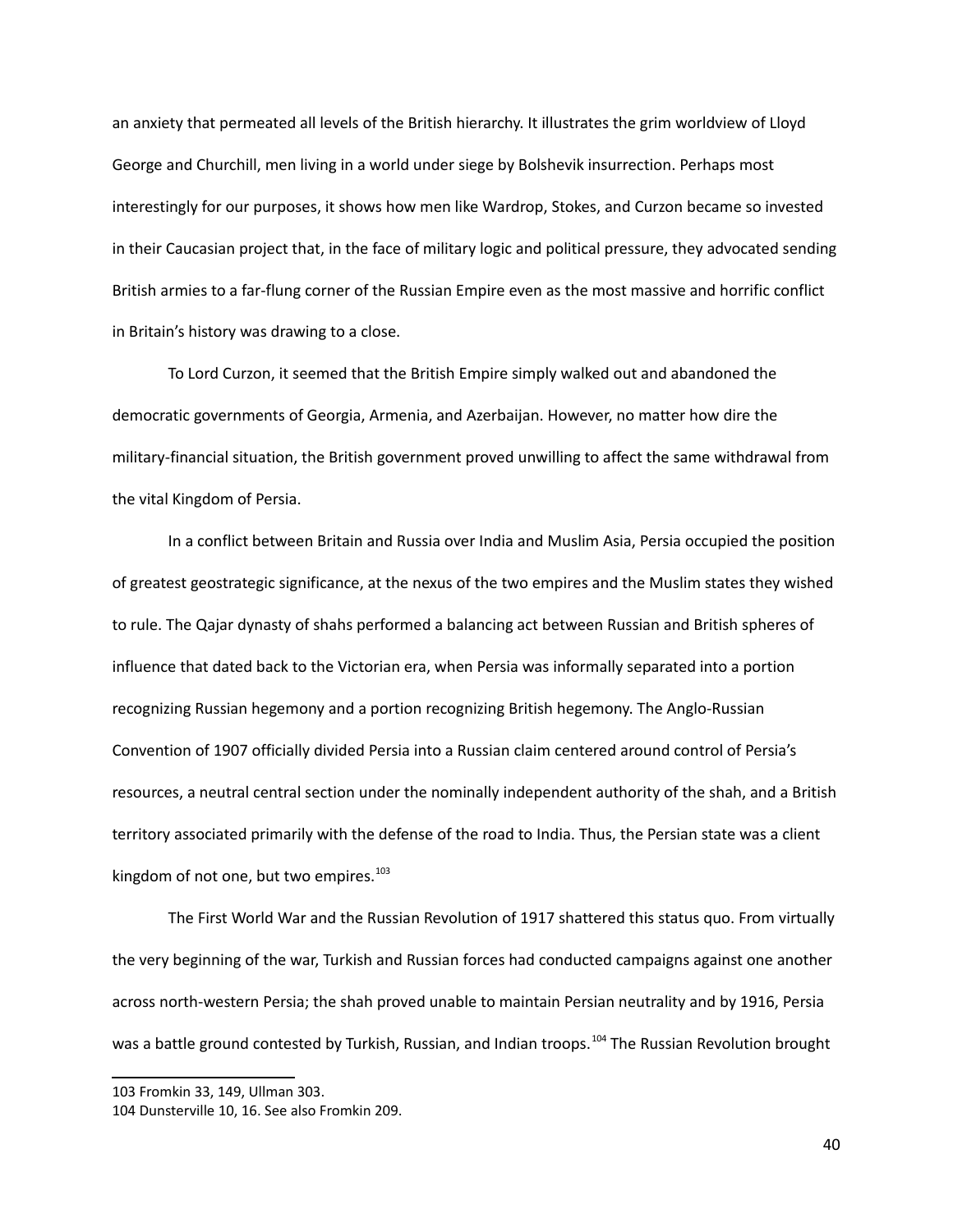an anxiety that permeated all levels of the British hierarchy. It illustrates the grim worldview of Lloyd George and Churchill, men living in a world under siege by Bolshevik insurrection. Perhaps most interestingly for our purposes, it shows how men like Wardrop, Stokes, and Curzon became so invested in their Caucasian project that, in the face of military logic and political pressure, they advocated sending British armies to a far-flung corner of the Russian Empire even as the most massive and horrific conflict in Britain's history was drawing to a close.

To Lord Curzon, it seemed that the British Empire simply walked out and abandoned the democratic governments of Georgia, Armenia, and Azerbaijan. However, no matter how dire the military-financial situation, the British government proved unwilling to affect the same withdrawal from the vital Kingdom of Persia.

In a conflict between Britain and Russia over India and Muslim Asia, Persia occupied the position of greatest geostrategic significance, at the nexus of the two empires and the Muslim states they wished to rule. The Qajar dynasty of shahs performed a balancing act between Russian and British spheres of influence that dated back to the Victorian era, when Persia was informally separated into a portion recognizing Russian hegemony and a portion recognizing British hegemony. The Anglo-Russian Convention of 1907 officially divided Persia into a Russian claim centered around control of Persia's resources, a neutral central section under the nominally independent authority of the shah, and a British territory associated primarily with the defense of the road to India. Thus, the Persian state was a client kingdom of not one, but two empires.[103]

The First World War and the Russian Revolution of 1917 shattered this status quo. From virtually the very beginning of the war, Turkish and Russian forces had conducted campaigns against one another across north-western Persia; the shah proved unable to maintain Persian neutrality and by 1916, Persia was a battle ground contested by Turkish, Russian, and Indian troops.[104] The Russian Revolution brought

---

103 Fromkin 33, 149, Ullman 303.

104 Dunsterville 10, 16. See also Fromkin 209.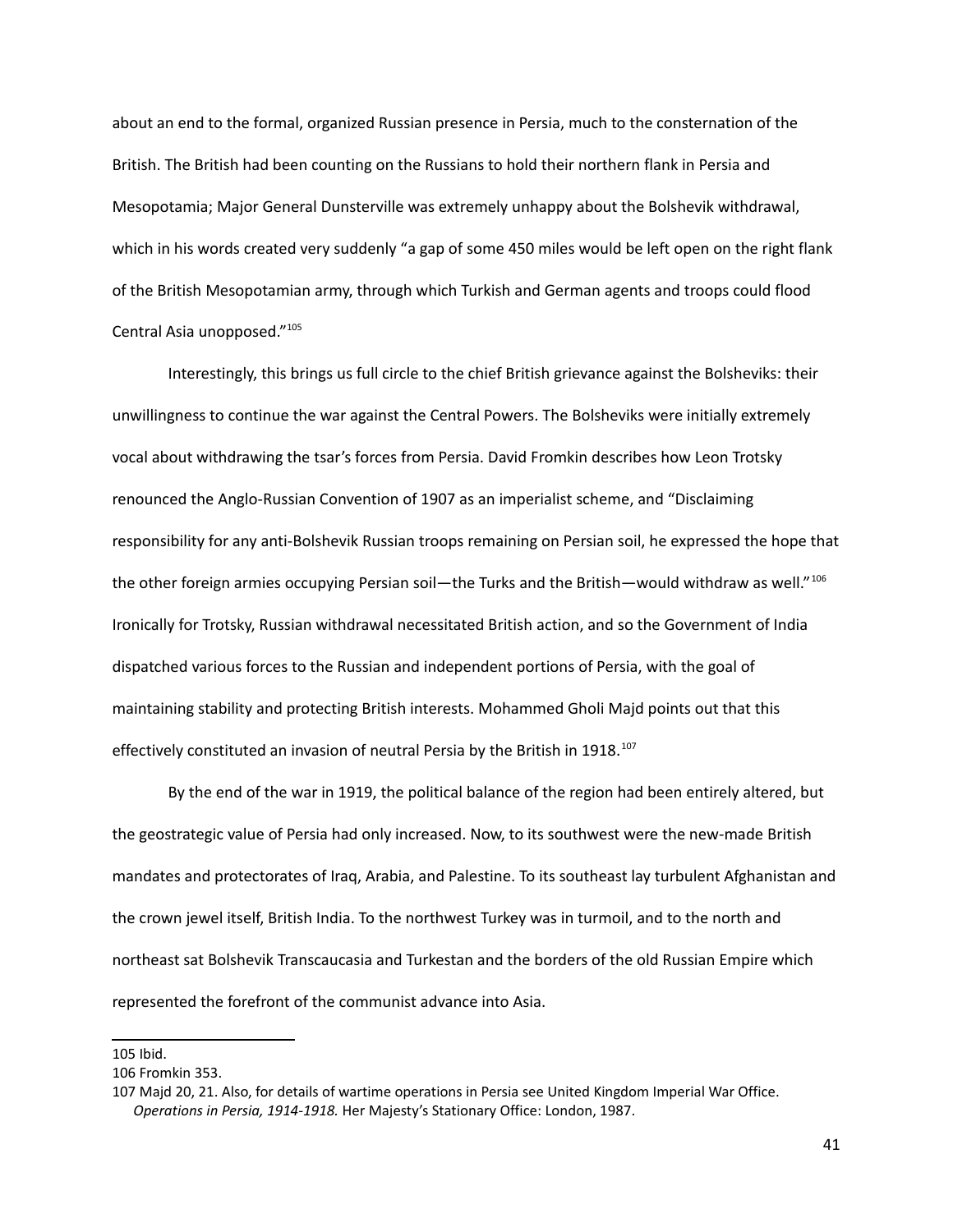about an end to the formal, organized Russian presence in Persia, much to the consternation of the British. The British had been counting on the Russians to hold their northern flank in Persia and Mesopotamia; Major General Dunsterville was extremely unhappy about the Bolshevik withdrawal, which in his words created very suddenly "a gap of some 450 miles would be left open on the right flank of the British Mesopotamian army, through which Turkish and German agents and troops could flood Central Asia unopposed."[105]

Interestingly, this brings us full circle to the chief British grievance against the Bolsheviks: their unwillingness to continue the war against the Central Powers. The Bolsheviks were initially extremely vocal about withdrawing the tsar's forces from Persia. David Fromkin describes how Leon Trotsky renounced the Anglo-Russian Convention of 1907 as an imperialist scheme, and "Disclaiming responsibility for any anti-Bolshevik Russian troops remaining on Persian soil, he expressed the hope that the other foreign armies occupying Persian soil—the Turks and the British—would withdraw as well."[106] Ironically for Trotsky, Russian withdrawal necessitated British action, and so the Government of India dispatched various forces to the Russian and independent portions of Persia, with the goal of maintaining stability and protecting British interests. Mohammed Gholi Majd points out that this effectively constituted an invasion of neutral Persia by the British in 1918.[107]

By the end of the war in 1919, the political balance of the region had been entirely altered, but the geostrategic value of Persia had only increased. Now, to its southwest were the new-made British mandates and protectorates of Iraq, Arabia, and Palestine. To its southeast lay turbulent Afghanistan and the crown jewel itself, British India. To the northwest Turkey was in turmoil, and to the north and northeast sat Bolshevik Transcaucasia and Turkestan and the borders of the old Russian Empire which represented the forefront of the communist advance into Asia.

---

105 Ibid.

106 Fromkin 353.

107 Majd 20, 21. Also, for details of wartime operations in Persia see United Kingdom Imperial War Office. *Operations in Persia, 1914-1918.* Her Majesty's Stationary Office: London, 1987.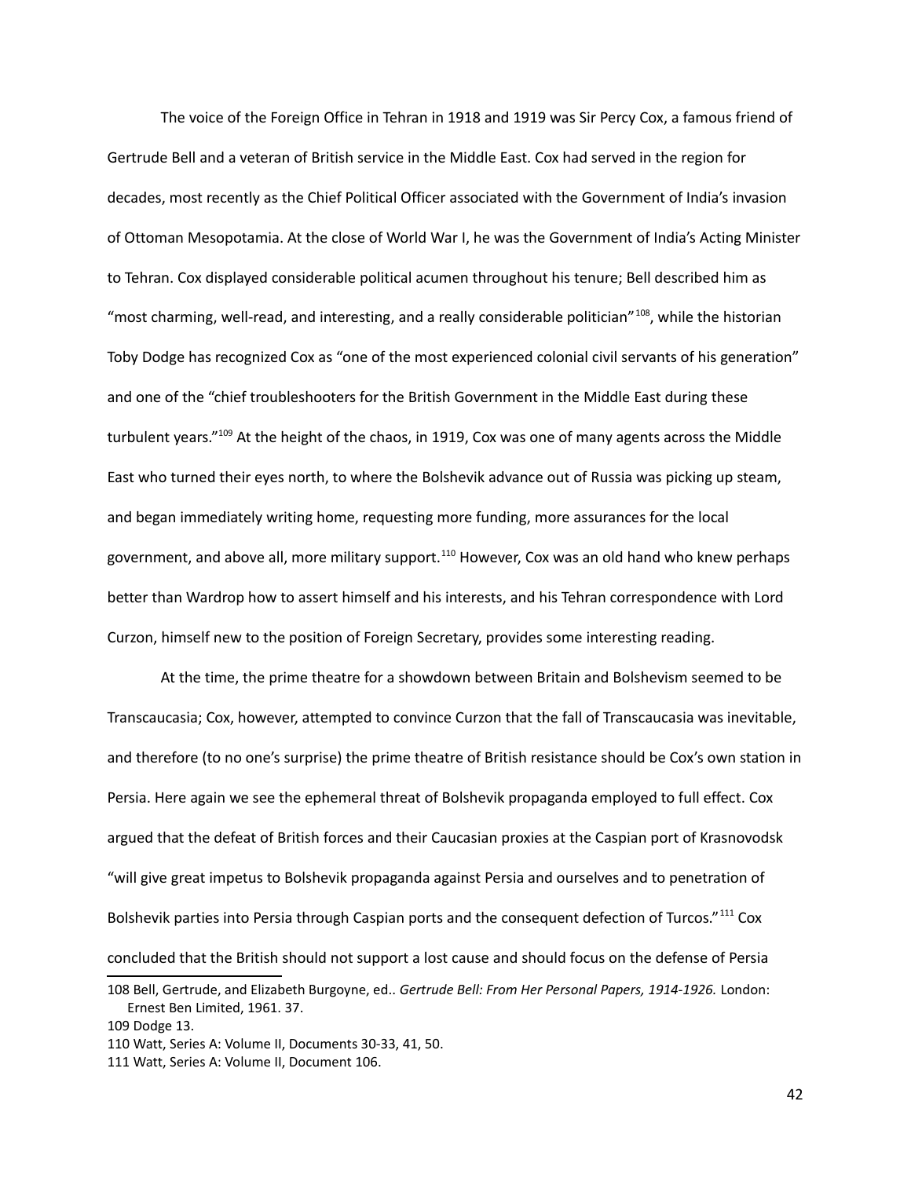The voice of the Foreign Office in Tehran in 1918 and 1919 was Sir Percy Cox, a famous friend of Gertrude Bell and a veteran of British service in the Middle East. Cox had served in the region for decades, most recently as the Chief Political Officer associated with the Government of India's invasion of Ottoman Mesopotamia. At the close of World War I, he was the Government of India's Acting Minister to Tehran. Cox displayed considerable political acumen throughout his tenure; Bell described him as "most charming, well-read, and interesting, and a really considerable politician"[108], while the historian Toby Dodge has recognized Cox as "one of the most experienced colonial civil servants of his generation" and one of the "chief troubleshooters for the British Government in the Middle East during these turbulent years."[109] At the height of the chaos, in 1919, Cox was one of many agents across the Middle East who turned their eyes north, to where the Bolshevik advance out of Russia was picking up steam, and began immediately writing home, requesting more funding, more assurances for the local government, and above all, more military support.[110] However, Cox was an old hand who knew perhaps better than Wardrop how to assert himself and his interests, and his Tehran correspondence with Lord Curzon, himself new to the position of Foreign Secretary, provides some interesting reading.

At the time, the prime theatre for a showdown between Britain and Bolshevism seemed to be Transcaucasia; Cox, however, attempted to convince Curzon that the fall of Transcaucasia was inevitable, and therefore (to no one's surprise) the prime theatre of British resistance should be Cox's own station in Persia. Here again we see the ephemeral threat of Bolshevik propaganda employed to full effect. Cox argued that the defeat of British forces and their Caucasian proxies at the Caspian port of Krasnovodsk "will give great impetus to Bolshevik propaganda against Persia and ourselves and to penetration of Bolshevik parties into Persia through Caspian ports and the consequent defection of Turcos."[111] Cox concluded that the British should not support a lost cause and should focus on the defense of Persia

108 Bell, Gertrude, and Elizabeth Burgoyne, ed.. *Gertrude Bell: From Her Personal Papers, 1914-1926.* London: Ernest Ben Limited, 1961. 37.

109 Dodge 13.

110 Watt, Series A: Volume II, Documents 30-33, 41, 50.

111 Watt, Series A: Volume II, Document 106.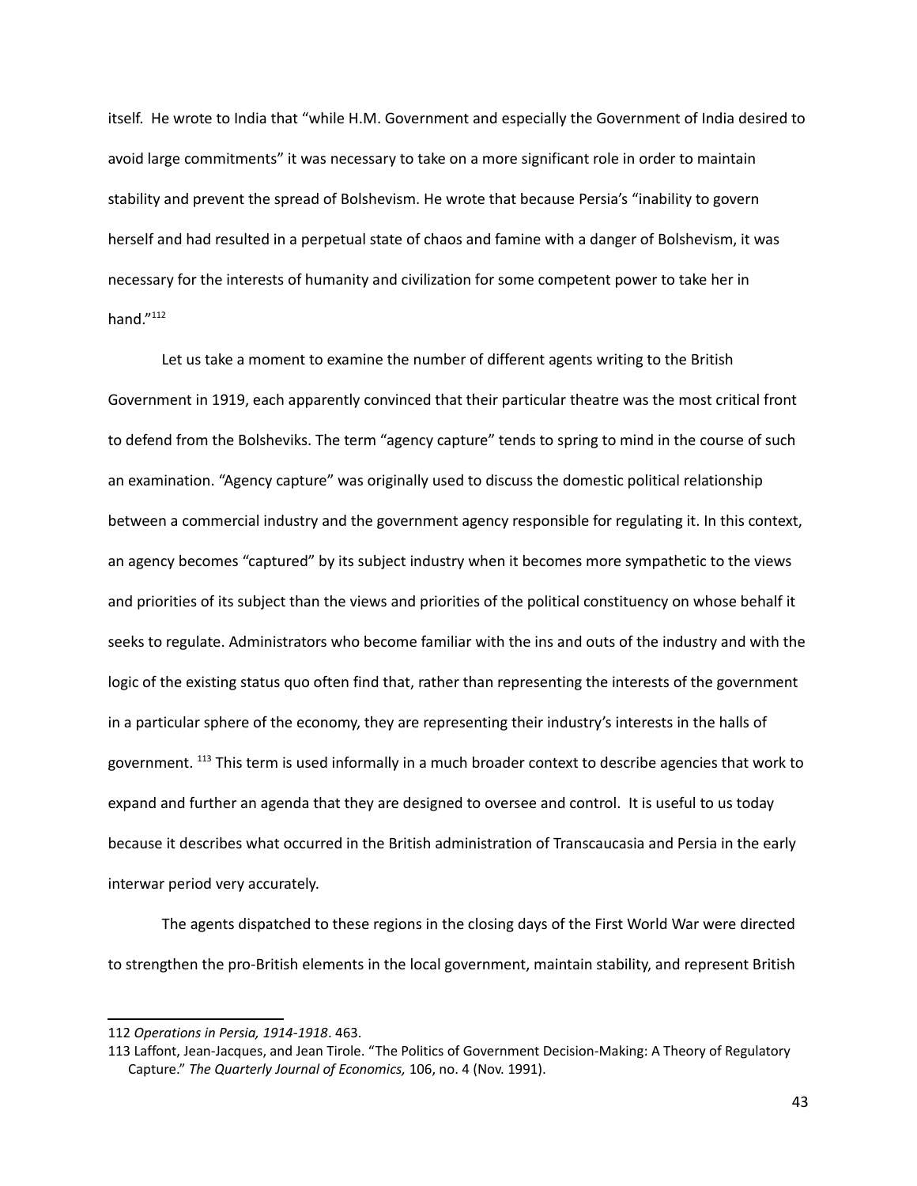itself. He wrote to India that "while H.M. Government and especially the Government of India desired to avoid large commitments" it was necessary to take on a more significant role in order to maintain stability and prevent the spread of Bolshevism. He wrote that because Persia's "inability to govern herself and had resulted in a perpetual state of chaos and famine with a danger of Bolshevism, it was necessary for the interests of humanity and civilization for some competent power to take her in hand."[112]

Let us take a moment to examine the number of different agents writing to the British Government in 1919, each apparently convinced that their particular theatre was the most critical front to defend from the Bolsheviks. The term "agency capture" tends to spring to mind in the course of such an examination. "Agency capture" was originally used to discuss the domestic political relationship between a commercial industry and the government agency responsible for regulating it. In this context, an agency becomes "captured" by its subject industry when it becomes more sympathetic to the views and priorities of its subject than the views and priorities of the political constituency on whose behalf it seeks to regulate. Administrators who become familiar with the ins and outs of the industry and with the logic of the existing status quo often find that, rather than representing the interests of the government in a particular sphere of the economy, they are representing their industry's interests in the halls of government. [113] This term is used informally in a much broader context to describe agencies that work to expand and further an agenda that they are designed to oversee and control. It is useful to us today because it describes what occurred in the British administration of Transcaucasia and Persia in the early interwar period very accurately.

The agents dispatched to these regions in the closing days of the First World War were directed to strengthen the pro-British elements in the local government, maintain stability, and represent British

---

112 *Operations in Persia, 1914-1918*. 463.

113 Laffont, Jean-Jacques, and Jean Tirole. "The Politics of Government Decision-Making: A Theory of Regulatory Capture." *The Quarterly Journal of Economics,* 106, no. 4 (Nov. 1991).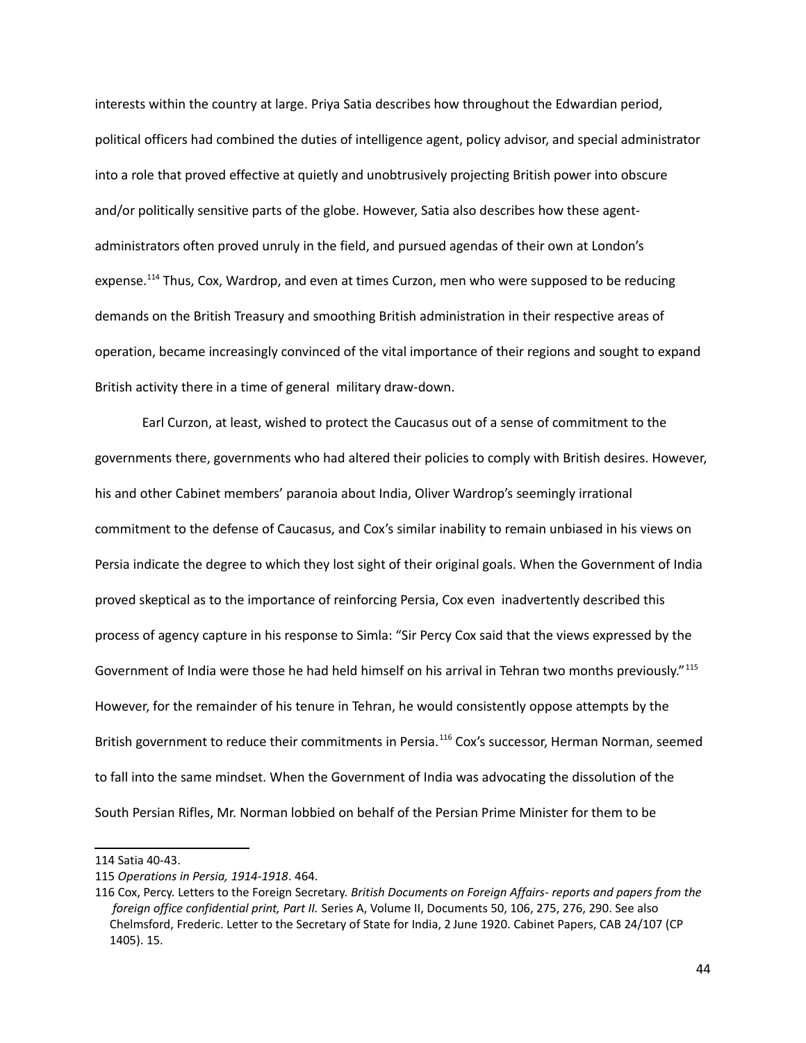interests within the country at large. Priya Satia describes how throughout the Edwardian period, political officers had combined the duties of intelligence agent, policy advisor, and special administrator into a role that proved effective at quietly and unobtrusively projecting British power into obscure and/or politically sensitive parts of the globe. However, Satia also describes how these agent-administrators often proved unruly in the field, and pursued agendas of their own at London's expense.[114] Thus, Cox, Wardrop, and even at times Curzon, men who were supposed to be reducing demands on the British Treasury and smoothing British administration in their respective areas of operation, became increasingly convinced of the vital importance of their regions and sought to expand British activity there in a time of general military draw-down.

Earl Curzon, at least, wished to protect the Caucasus out of a sense of commitment to the governments there, governments who had altered their policies to comply with British desires. However, his and other Cabinet members' paranoia about India, Oliver Wardrop's seemingly irrational commitment to the defense of Caucasus, and Cox's similar inability to remain unbiased in his views on Persia indicate the degree to which they lost sight of their original goals. When the Government of India proved skeptical as to the importance of reinforcing Persia, Cox even inadvertently described this process of agency capture in his response to Simla: "Sir Percy Cox said that the views expressed by the Government of India were those he had held himself on his arrival in Tehran two months previously."[115] However, for the remainder of his tenure in Tehran, he would consistently oppose attempts by the British government to reduce their commitments in Persia.[116] Cox's successor, Herman Norman, seemed to fall into the same mindset. When the Government of India was advocating the dissolution of the South Persian Rifles, Mr. Norman lobbied on behalf of the Persian Prime Minister for them to be

---

114 Satia 40-43.

115 *Operations in Persia, 1914-1918*. 464.

116 Cox, Percy. Letters to the Foreign Secretary. *British Documents on Foreign Affairs- reports and papers from the foreign office confidential print, Part II.* Series A, Volume II, Documents 50, 106, 275, 276, 290. See also Chelmsford, Frederic. Letter to the Secretary of State for India, 2 June 1920. Cabinet Papers, CAB 24/107 (CP 1405). 15.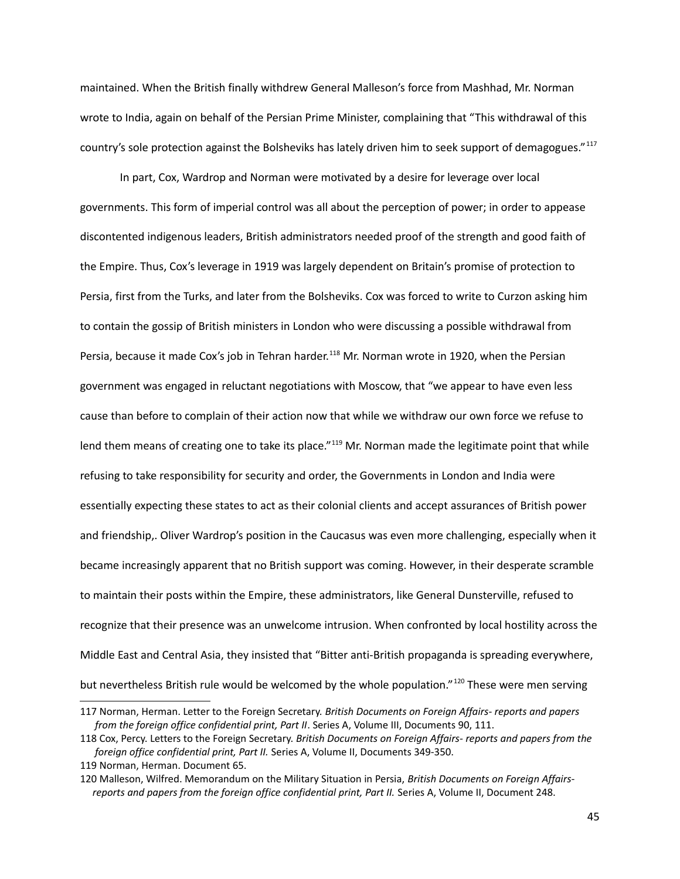maintained. When the British finally withdrew General Malleson's force from Mashhad, Mr. Norman wrote to India, again on behalf of the Persian Prime Minister, complaining that "This withdrawal of this country's sole protection against the Bolsheviks has lately driven him to seek support of demagogues."[117]

In part, Cox, Wardrop and Norman were motivated by a desire for leverage over local governments. This form of imperial control was all about the perception of power; in order to appease discontented indigenous leaders, British administrators needed proof of the strength and good faith of the Empire. Thus, Cox's leverage in 1919 was largely dependent on Britain's promise of protection to Persia, first from the Turks, and later from the Bolsheviks. Cox was forced to write to Curzon asking him to contain the gossip of British ministers in London who were discussing a possible withdrawal from Persia, because it made Cox's job in Tehran harder.[118] Mr. Norman wrote in 1920, when the Persian government was engaged in reluctant negotiations with Moscow, that "we appear to have even less cause than before to complain of their action now that while we withdraw our own force we refuse to lend them means of creating one to take its place."[119] Mr. Norman made the legitimate point that while refusing to take responsibility for security and order, the Governments in London and India were essentially expecting these states to act as their colonial clients and accept assurances of British power and friendship,. Oliver Wardrop's position in the Caucasus was even more challenging, especially when it became increasingly apparent that no British support was coming. However, in their desperate scramble to maintain their posts within the Empire, these administrators, like General Dunsterville, refused to recognize that their presence was an unwelcome intrusion. When confronted by local hostility across the Middle East and Central Asia, they insisted that "Bitter anti-British propaganda is spreading everywhere, but nevertheless British rule would be welcomed by the whole population."[120] These were men serving

---

117 Norman, Herman. Letter to the Foreign Secretary. *British Documents on Foreign Affairs- reports and papers from the foreign office confidential print, Part II*. Series A, Volume III, Documents 90, 111.

118 Cox, Percy. Letters to the Foreign Secretary. *British Documents on Foreign Affairs- reports and papers from the foreign office confidential print, Part II.* Series A, Volume II, Documents 349-350.

119 Norman, Herman. Document 65.

120 Malleson, Wilfred. Memorandum on the Military Situation in Persia, *British Documents on Foreign Affairs- reports and papers from the foreign office confidential print, Part II.* Series A, Volume II, Document 248.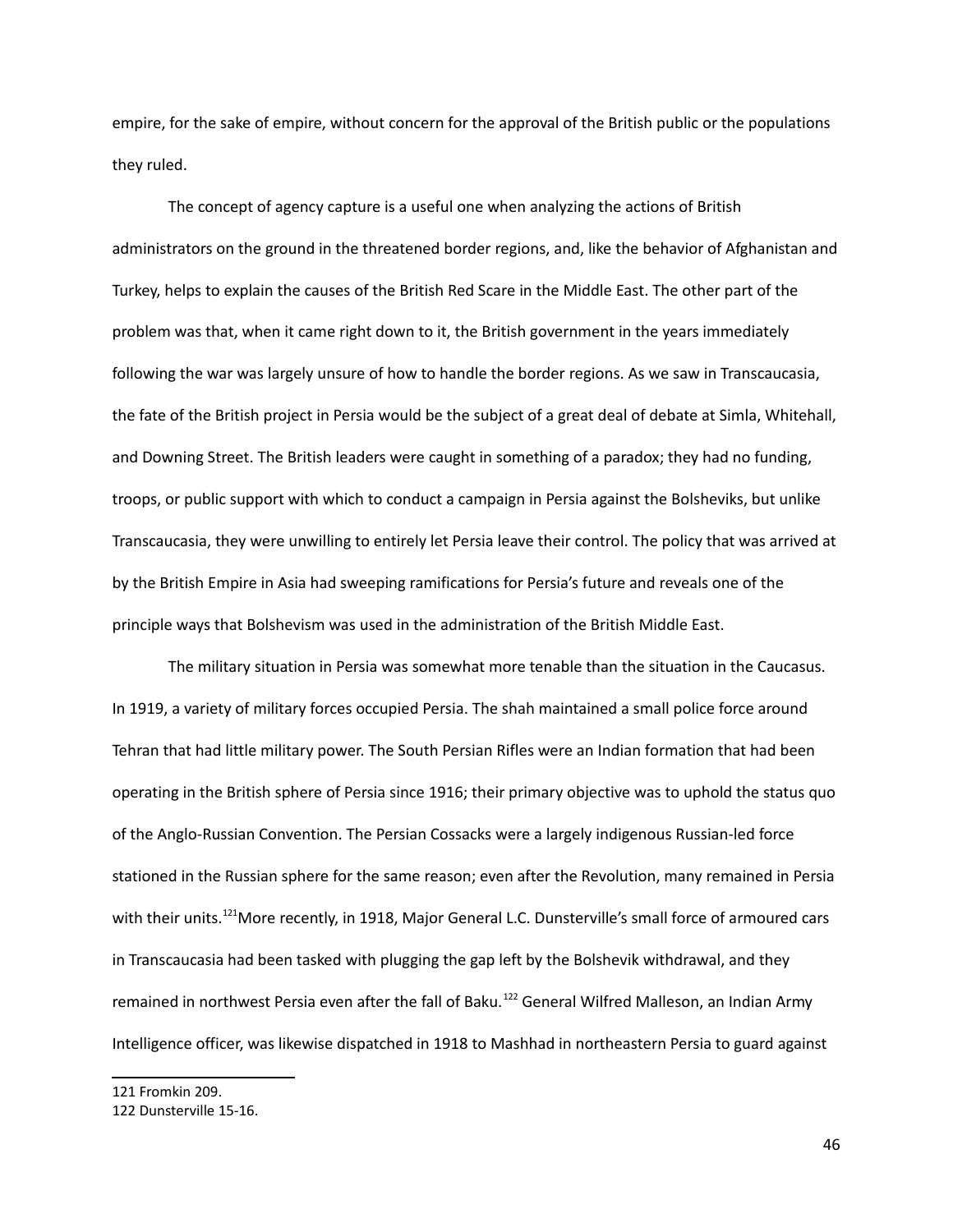empire, for the sake of empire, without concern for the approval of the British public or the populations they ruled.

The concept of agency capture is a useful one when analyzing the actions of British administrators on the ground in the threatened border regions, and, like the behavior of Afghanistan and Turkey, helps to explain the causes of the British Red Scare in the Middle East. The other part of the problem was that, when it came right down to it, the British government in the years immediately following the war was largely unsure of how to handle the border regions. As we saw in Transcaucasia, the fate of the British project in Persia would be the subject of a great deal of debate at Simla, Whitehall, and Downing Street. The British leaders were caught in something of a paradox; they had no funding, troops, or public support with which to conduct a campaign in Persia against the Bolsheviks, but unlike Transcaucasia, they were unwilling to entirely let Persia leave their control. The policy that was arrived at by the British Empire in Asia had sweeping ramifications for Persia's future and reveals one of the principle ways that Bolshevism was used in the administration of the British Middle East.

The military situation in Persia was somewhat more tenable than the situation in the Caucasus. In 1919, a variety of military forces occupied Persia. The shah maintained a small police force around Tehran that had little military power. The South Persian Rifles were an Indian formation that had been operating in the British sphere of Persia since 1916; their primary objective was to uphold the status quo of the Anglo-Russian Convention. The Persian Cossacks were a largely indigenous Russian-led force stationed in the Russian sphere for the same reason; even after the Revolution, many remained in Persia with their units.[121] More recently, in 1918, Major General L.C. Dunsterville's small force of armoured cars in Transcaucasia had been tasked with plugging the gap left by the Bolshevik withdrawal, and they remained in northwest Persia even after the fall of Baku.[122] General Wilfred Malleson, an Indian Army Intelligence officer, was likewise dispatched in 1918 to Mashhad in northeastern Persia to guard against

121 Fromkin 209.

122 Dunsterville 15-16.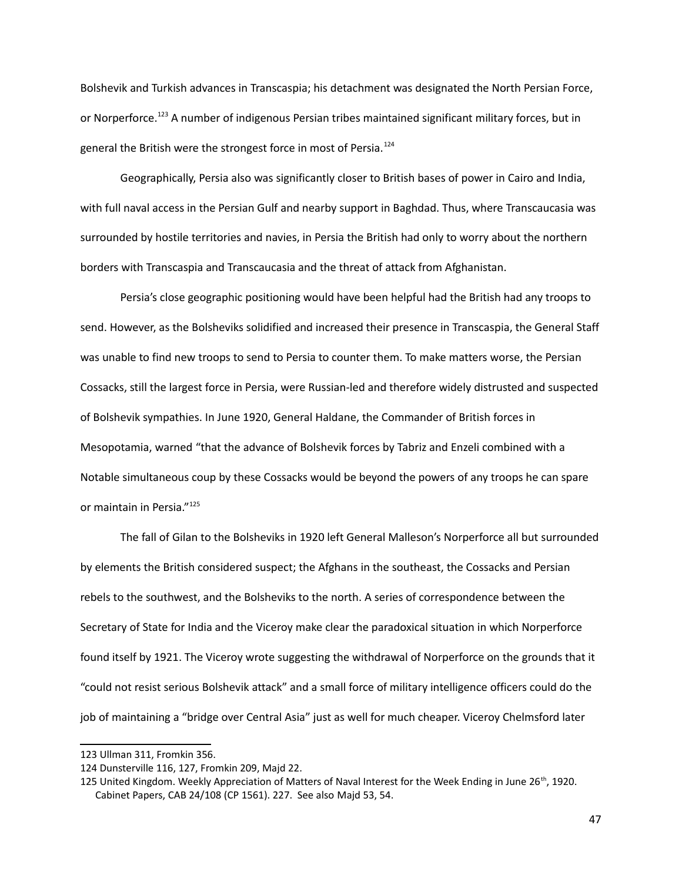Bolshevik and Turkish advances in Transcaspia; his detachment was designated the North Persian Force, or Norperforce.[123] A number of indigenous Persian tribes maintained significant military forces, but in general the British were the strongest force in most of Persia.[124]

Geographically, Persia also was significantly closer to British bases of power in Cairo and India, with full naval access in the Persian Gulf and nearby support in Baghdad. Thus, where Transcaucasia was surrounded by hostile territories and navies, in Persia the British had only to worry about the northern borders with Transcaspia and Transcaucasia and the threat of attack from Afghanistan.

Persia's close geographic positioning would have been helpful had the British had any troops to send. However, as the Bolsheviks solidified and increased their presence in Transcaspia, the General Staff was unable to find new troops to send to Persia to counter them. To make matters worse, the Persian Cossacks, still the largest force in Persia, were Russian-led and therefore widely distrusted and suspected of Bolshevik sympathies. In June 1920, General Haldane, the Commander of British forces in Mesopotamia, warned "that the advance of Bolshevik forces by Tabriz and Enzeli combined with a Notable simultaneous coup by these Cossacks would be beyond the powers of any troops he can spare or maintain in Persia."[125]

The fall of Gilan to the Bolsheviks in 1920 left General Malleson's Norperforce all but surrounded by elements the British considered suspect; the Afghans in the southeast, the Cossacks and Persian rebels to the southwest, and the Bolsheviks to the north. A series of correspondence between the Secretary of State for India and the Viceroy make clear the paradoxical situation in which Norperforce found itself by 1921. The Viceroy wrote suggesting the withdrawal of Norperforce on the grounds that it "could not resist serious Bolshevik attack" and a small force of military intelligence officers could do the job of maintaining a "bridge over Central Asia" just as well for much cheaper. Viceroy Chelmsford later

---

123 Ullman 311, Fromkin 356.

124 Dunsterville 116, 127, Fromkin 209, Majd 22.

125 United Kingdom. Weekly Appreciation of Matters of Naval Interest for the Week Ending in June 26th, 1920. Cabinet Papers, CAB 24/108 (CP 1561). 227. See also Majd 53, 54.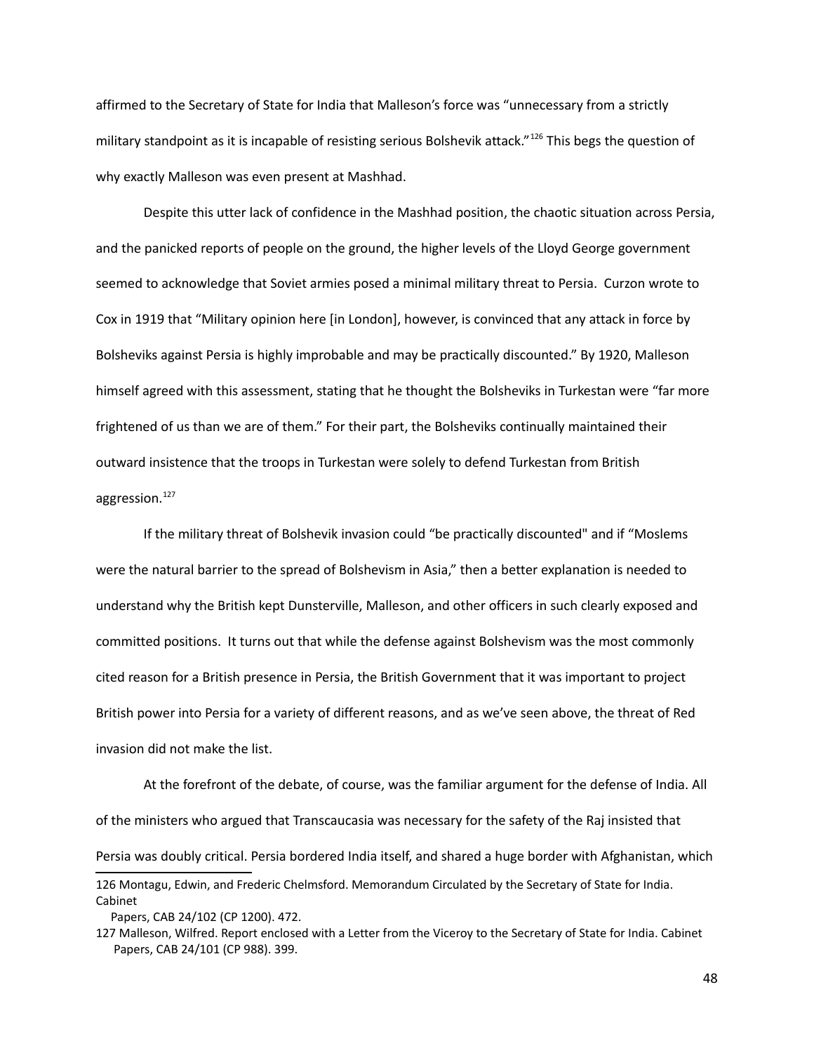affirmed to the Secretary of State for India that Malleson's force was "unnecessary from a strictly military standpoint as it is incapable of resisting serious Bolshevik attack."[126] This begs the question of why exactly Malleson was even present at Mashhad.

Despite this utter lack of confidence in the Mashhad position, the chaotic situation across Persia, and the panicked reports of people on the ground, the higher levels of the Lloyd George government seemed to acknowledge that Soviet armies posed a minimal military threat to Persia. Curzon wrote to Cox in 1919 that "Military opinion here [in London], however, is convinced that any attack in force by Bolsheviks against Persia is highly improbable and may be practically discounted." By 1920, Malleson himself agreed with this assessment, stating that he thought the Bolsheviks in Turkestan were "far more frightened of us than we are of them." For their part, the Bolsheviks continually maintained their outward insistence that the troops in Turkestan were solely to defend Turkestan from British aggression.[127]

If the military threat of Bolshevik invasion could "be practically discounted" and if "Moslems were the natural barrier to the spread of Bolshevism in Asia," then a better explanation is needed to understand why the British kept Dunsterville, Malleson, and other officers in such clearly exposed and committed positions. It turns out that while the defense against Bolshevism was the most commonly cited reason for a British presence in Persia, the British Government that it was important to project British power into Persia for a variety of different reasons, and as we've seen above, the threat of Red invasion did not make the list.

At the forefront of the debate, of course, was the familiar argument for the defense of India. All of the ministers who argued that Transcaucasia was necessary for the safety of the Raj insisted that Persia was doubly critical. Persia bordered India itself, and shared a huge border with Afghanistan, which

---

126 Montagu, Edwin, and Frederic Chelmsford. Memorandum Circulated by the Secretary of State for India. Cabinet Papers, CAB 24/102 (CP 1200). 472.

127 Malleson, Wilfred. Report enclosed with a Letter from the Viceroy to the Secretary of State for India. Cabinet Papers, CAB 24/101 (CP 988). 399.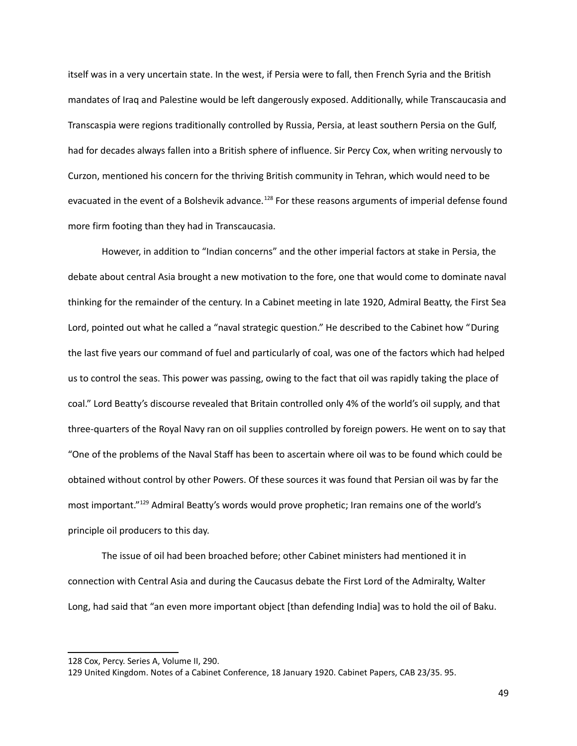itself was in a very uncertain state. In the west, if Persia were to fall, then French Syria and the British mandates of Iraq and Palestine would be left dangerously exposed. Additionally, while Transcaucasia and Transcaspia were regions traditionally controlled by Russia, Persia, at least southern Persia on the Gulf, had for decades always fallen into a British sphere of influence. Sir Percy Cox, when writing nervously to Curzon, mentioned his concern for the thriving British community in Tehran, which would need to be evacuated in the event of a Bolshevik advance.[128] For these reasons arguments of imperial defense found more firm footing than they had in Transcaucasia.

However, in addition to "Indian concerns" and the other imperial factors at stake in Persia, the debate about central Asia brought a new motivation to the fore, one that would come to dominate naval thinking for the remainder of the century. In a Cabinet meeting in late 1920, Admiral Beatty, the First Sea Lord, pointed out what he called a "naval strategic question." He described to the Cabinet how "During the last five years our command of fuel and particularly of coal, was one of the factors which had helped us to control the seas. This power was passing, owing to the fact that oil was rapidly taking the place of coal." Lord Beatty's discourse revealed that Britain controlled only 4% of the world's oil supply, and that three-quarters of the Royal Navy ran on oil supplies controlled by foreign powers. He went on to say that "One of the problems of the Naval Staff has been to ascertain where oil was to be found which could be obtained without control by other Powers. Of these sources it was found that Persian oil was by far the most important."[129] Admiral Beatty's words would prove prophetic; Iran remains one of the world's principle oil producers to this day.

The issue of oil had been broached before; other Cabinet ministers had mentioned it in connection with Central Asia and during the Caucasus debate the First Lord of the Admiralty, Walter Long, had said that "an even more important object [than defending India] was to hold the oil of Baku.

---

128 Cox, Percy. Series A, Volume II, 290.

129 United Kingdom. Notes of a Cabinet Conference, 18 January 1920. Cabinet Papers, CAB 23/35. 95.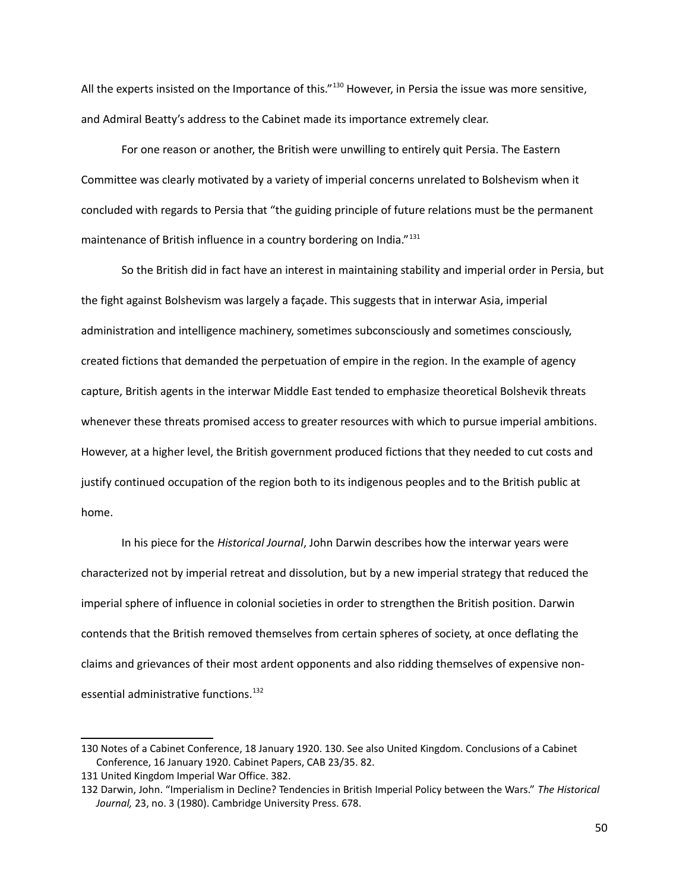All the experts insisted on the Importance of this."[130] However, in Persia the issue was more sensitive, and Admiral Beatty's address to the Cabinet made its importance extremely clear.

For one reason or another, the British were unwilling to entirely quit Persia. The Eastern Committee was clearly motivated by a variety of imperial concerns unrelated to Bolshevism when it concluded with regards to Persia that "the guiding principle of future relations must be the permanent maintenance of British influence in a country bordering on India."[131]

So the British did in fact have an interest in maintaining stability and imperial order in Persia, but the fight against Bolshevism was largely a façade. This suggests that in interwar Asia, imperial administration and intelligence machinery, sometimes subconsciously and sometimes consciously, created fictions that demanded the perpetuation of empire in the region. In the example of agency capture, British agents in the interwar Middle East tended to emphasize theoretical Bolshevik threats whenever these threats promised access to greater resources with which to pursue imperial ambitions. However, at a higher level, the British government produced fictions that they needed to cut costs and justify continued occupation of the region both to its indigenous peoples and to the British public at home.

In his piece for the *Historical Journal*, John Darwin describes how the interwar years were characterized not by imperial retreat and dissolution, but by a new imperial strategy that reduced the imperial sphere of influence in colonial societies in order to strengthen the British position. Darwin contends that the British removed themselves from certain spheres of society, at once deflating the claims and grievances of their most ardent opponents and also ridding themselves of expensive non-essential administrative functions.[132]

---

130 Notes of a Cabinet Conference, 18 January 1920. 130. See also United Kingdom. Conclusions of a Cabinet Conference, 16 January 1920. Cabinet Papers, CAB 23/35. 82.

131 United Kingdom Imperial War Office. 382.

132 Darwin, John. "Imperialism in Decline? Tendencies in British Imperial Policy between the Wars." *The Historical Journal,* 23, no. 3 (1980). Cambridge University Press. 678.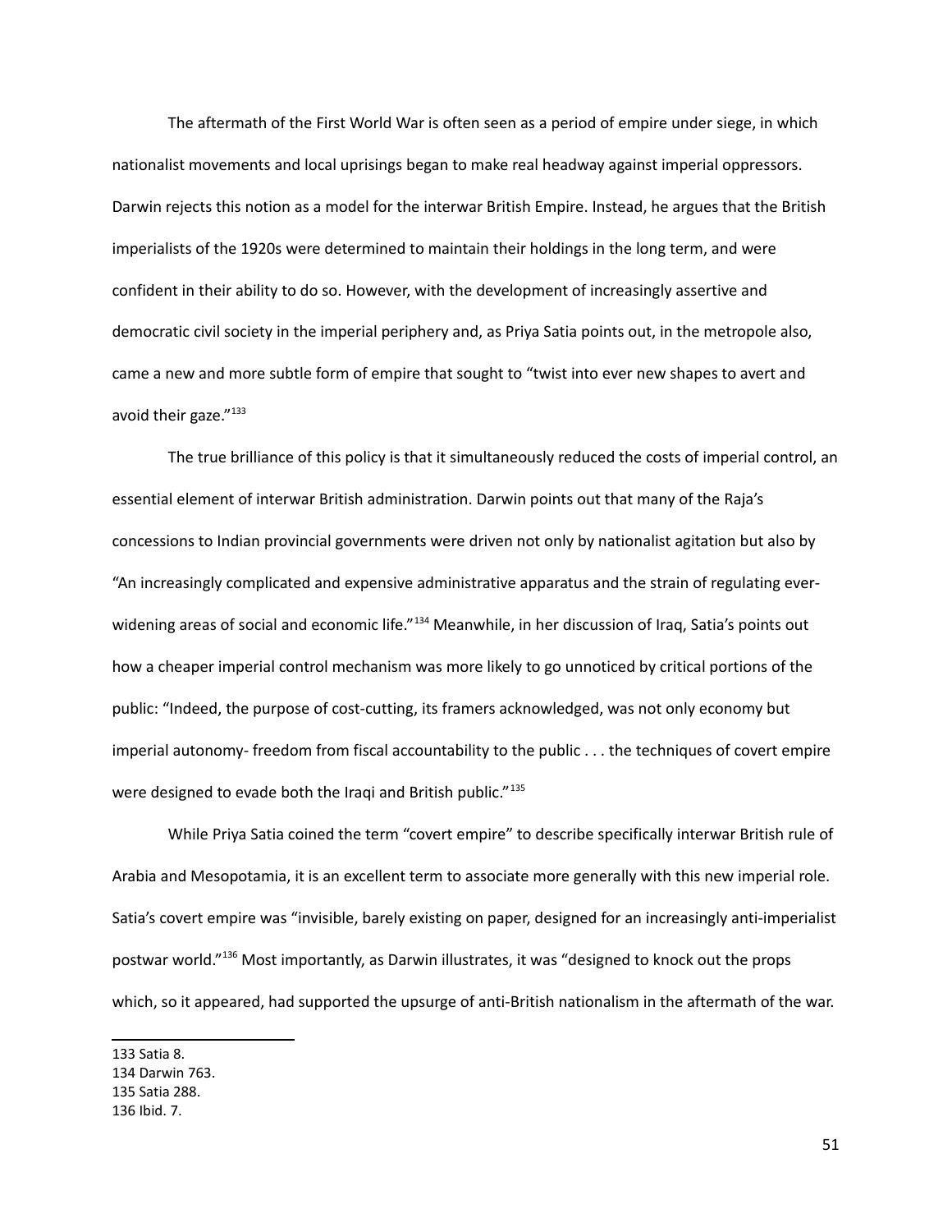The aftermath of the First World War is often seen as a period of empire under siege, in which nationalist movements and local uprisings began to make real headway against imperial oppressors. Darwin rejects this notion as a model for the interwar British Empire. Instead, he argues that the British imperialists of the 1920s were determined to maintain their holdings in the long term, and were confident in their ability to do so. However, with the development of increasingly assertive and democratic civil society in the imperial periphery and, as Priya Satia points out, in the metropole also, came a new and more subtle form of empire that sought to "twist into ever new shapes to avert and avoid their gaze."[133]

The true brilliance of this policy is that it simultaneously reduced the costs of imperial control, an essential element of interwar British administration. Darwin points out that many of the Raja's concessions to Indian provincial governments were driven not only by nationalist agitation but also by "An increasingly complicated and expensive administrative apparatus and the strain of regulating ever-widening areas of social and economic life."[134] Meanwhile, in her discussion of Iraq, Satia's points out how a cheaper imperial control mechanism was more likely to go unnoticed by critical portions of the public: "Indeed, the purpose of cost-cutting, its framers acknowledged, was not only economy but imperial autonomy- freedom from fiscal accountability to the public . . . the techniques of covert empire were designed to evade both the Iraqi and British public."[135]

While Priya Satia coined the term "covert empire" to describe specifically interwar British rule of Arabia and Mesopotamia, it is an excellent term to associate more generally with this new imperial role. Satia's covert empire was "invisible, barely existing on paper, designed for an increasingly anti-imperialist postwar world."[136] Most importantly, as Darwin illustrates, it was "designed to knock out the props which, so it appeared, had supported the upsurge of anti-British nationalism in the aftermath of the war.

133 Satia 8.
134 Darwin 763.
135 Satia 288.
136 Ibid. 7.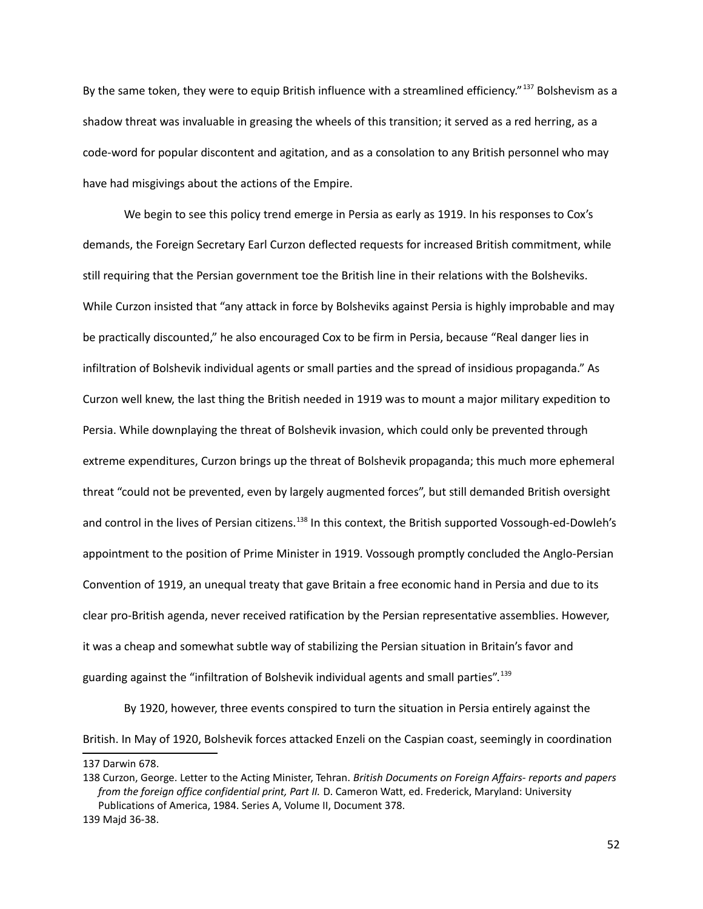By the same token, they were to equip British influence with a streamlined efficiency."[137] Bolshevism as a shadow threat was invaluable in greasing the wheels of this transition; it served as a red herring, as a code-word for popular discontent and agitation, and as a consolation to any British personnel who may have had misgivings about the actions of the Empire.

We begin to see this policy trend emerge in Persia as early as 1919. In his responses to Cox's demands, the Foreign Secretary Earl Curzon deflected requests for increased British commitment, while still requiring that the Persian government toe the British line in their relations with the Bolsheviks. While Curzon insisted that "any attack in force by Bolsheviks against Persia is highly improbable and may be practically discounted," he also encouraged Cox to be firm in Persia, because "Real danger lies in infiltration of Bolshevik individual agents or small parties and the spread of insidious propaganda." As Curzon well knew, the last thing the British needed in 1919 was to mount a major military expedition to Persia. While downplaying the threat of Bolshevik invasion, which could only be prevented through extreme expenditures, Curzon brings up the threat of Bolshevik propaganda; this much more ephemeral threat "could not be prevented, even by largely augmented forces", but still demanded British oversight and control in the lives of Persian citizens.[138] In this context, the British supported Vossough-ed-Dowleh's appointment to the position of Prime Minister in 1919. Vossough promptly concluded the Anglo-Persian Convention of 1919, an unequal treaty that gave Britain a free economic hand in Persia and due to its clear pro-British agenda, never received ratification by the Persian representative assemblies. However, it was a cheap and somewhat subtle way of stabilizing the Persian situation in Britain's favor and guarding against the "infiltration of Bolshevik individual agents and small parties".[139]

By 1920, however, three events conspired to turn the situation in Persia entirely against the British. In May of 1920, Bolshevik forces attacked Enzeli on the Caspian coast, seemingly in coordination

137 Darwin 678.

138 Curzon, George. Letter to the Acting Minister, Tehran. *British Documents on Foreign Affairs- reports and papers from the foreign office confidential print, Part II.* D. Cameron Watt, ed. Frederick, Maryland: University Publications of America, 1984. Series A, Volume II, Document 378.

139 Majd 36-38.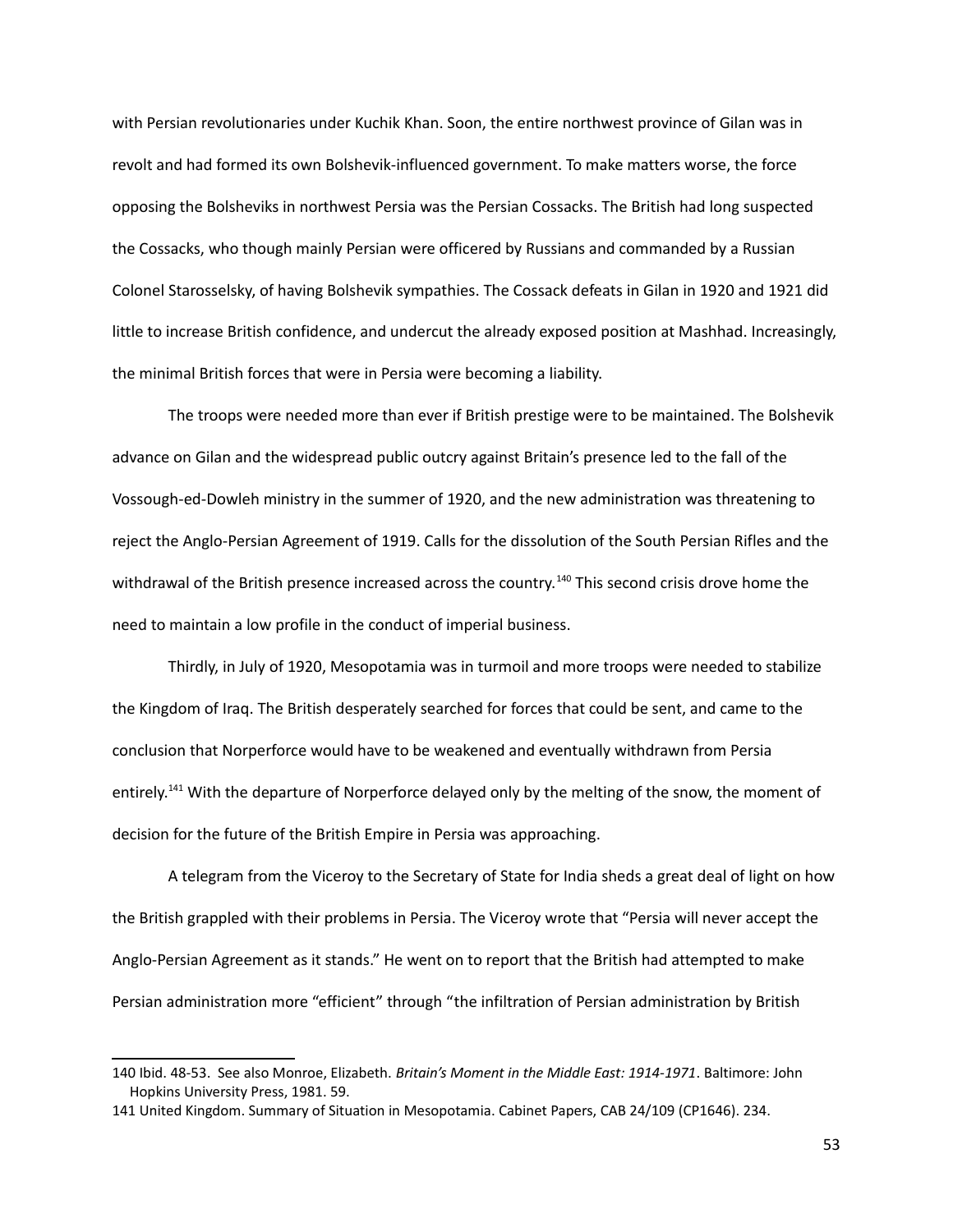with Persian revolutionaries under Kuchik Khan. Soon, the entire northwest province of Gilan was in revolt and had formed its own Bolshevik-influenced government. To make matters worse, the force opposing the Bolsheviks in northwest Persia was the Persian Cossacks. The British had long suspected the Cossacks, who though mainly Persian were officered by Russians and commanded by a Russian Colonel Starosselsky, of having Bolshevik sympathies. The Cossack defeats in Gilan in 1920 and 1921 did little to increase British confidence, and undercut the already exposed position at Mashhad. Increasingly, the minimal British forces that were in Persia were becoming a liability.

The troops were needed more than ever if British prestige were to be maintained. The Bolshevik advance on Gilan and the widespread public outcry against Britain's presence led to the fall of the Vossough-ed-Dowleh ministry in the summer of 1920, and the new administration was threatening to reject the Anglo-Persian Agreement of 1919. Calls for the dissolution of the South Persian Rifles and the withdrawal of the British presence increased across the country.[140] This second crisis drove home the need to maintain a low profile in the conduct of imperial business.

Thirdly, in July of 1920, Mesopotamia was in turmoil and more troops were needed to stabilize the Kingdom of Iraq. The British desperately searched for forces that could be sent, and came to the conclusion that Norperforce would have to be weakened and eventually withdrawn from Persia entirely.[141] With the departure of Norperforce delayed only by the melting of the snow, the moment of decision for the future of the British Empire in Persia was approaching.

A telegram from the Viceroy to the Secretary of State for India sheds a great deal of light on how the British grappled with their problems in Persia. The Viceroy wrote that "Persia will never accept the Anglo-Persian Agreement as it stands." He went on to report that the British had attempted to make Persian administration more "efficient" through "the infiltration of Persian administration by British

---

140 Ibid. 48-53. See also Monroe, Elizabeth. *Britain's Moment in the Middle East: 1914-1971*. Baltimore: John Hopkins University Press, 1981. 59.

141 United Kingdom. Summary of Situation in Mesopotamia. Cabinet Papers, CAB 24/109 (CP1646). 234.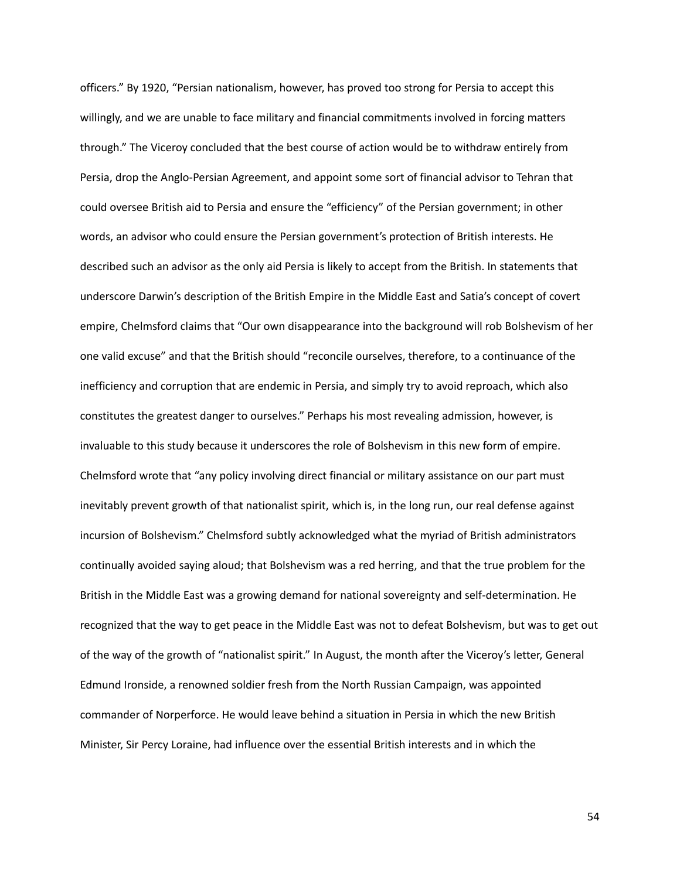officers." By 1920, "Persian nationalism, however, has proved too strong for Persia to accept this willingly, and we are unable to face military and financial commitments involved in forcing matters through." The Viceroy concluded that the best course of action would be to withdraw entirely from Persia, drop the Anglo-Persian Agreement, and appoint some sort of financial advisor to Tehran that could oversee British aid to Persia and ensure the "efficiency" of the Persian government; in other words, an advisor who could ensure the Persian government's protection of British interests. He described such an advisor as the only aid Persia is likely to accept from the British. In statements that underscore Darwin's description of the British Empire in the Middle East and Satia's concept of covert empire, Chelmsford claims that "Our own disappearance into the background will rob Bolshevism of her one valid excuse" and that the British should "reconcile ourselves, therefore, to a continuance of the inefficiency and corruption that are endemic in Persia, and simply try to avoid reproach, which also constitutes the greatest danger to ourselves." Perhaps his most revealing admission, however, is invaluable to this study because it underscores the role of Bolshevism in this new form of empire. Chelmsford wrote that "any policy involving direct financial or military assistance on our part must inevitably prevent growth of that nationalist spirit, which is, in the long run, our real defense against incursion of Bolshevism." Chelmsford subtly acknowledged what the myriad of British administrators continually avoided saying aloud; that Bolshevism was a red herring, and that the true problem for the British in the Middle East was a growing demand for national sovereignty and self-determination. He recognized that the way to get peace in the Middle East was not to defeat Bolshevism, but was to get out of the way of the growth of "nationalist spirit." In August, the month after the Viceroy's letter, General Edmund Ironside, a renowned soldier fresh from the North Russian Campaign, was appointed commander of Norperforce. He would leave behind a situation in Persia in which the new British Minister, Sir Percy Loraine, had influence over the essential British interests and in which the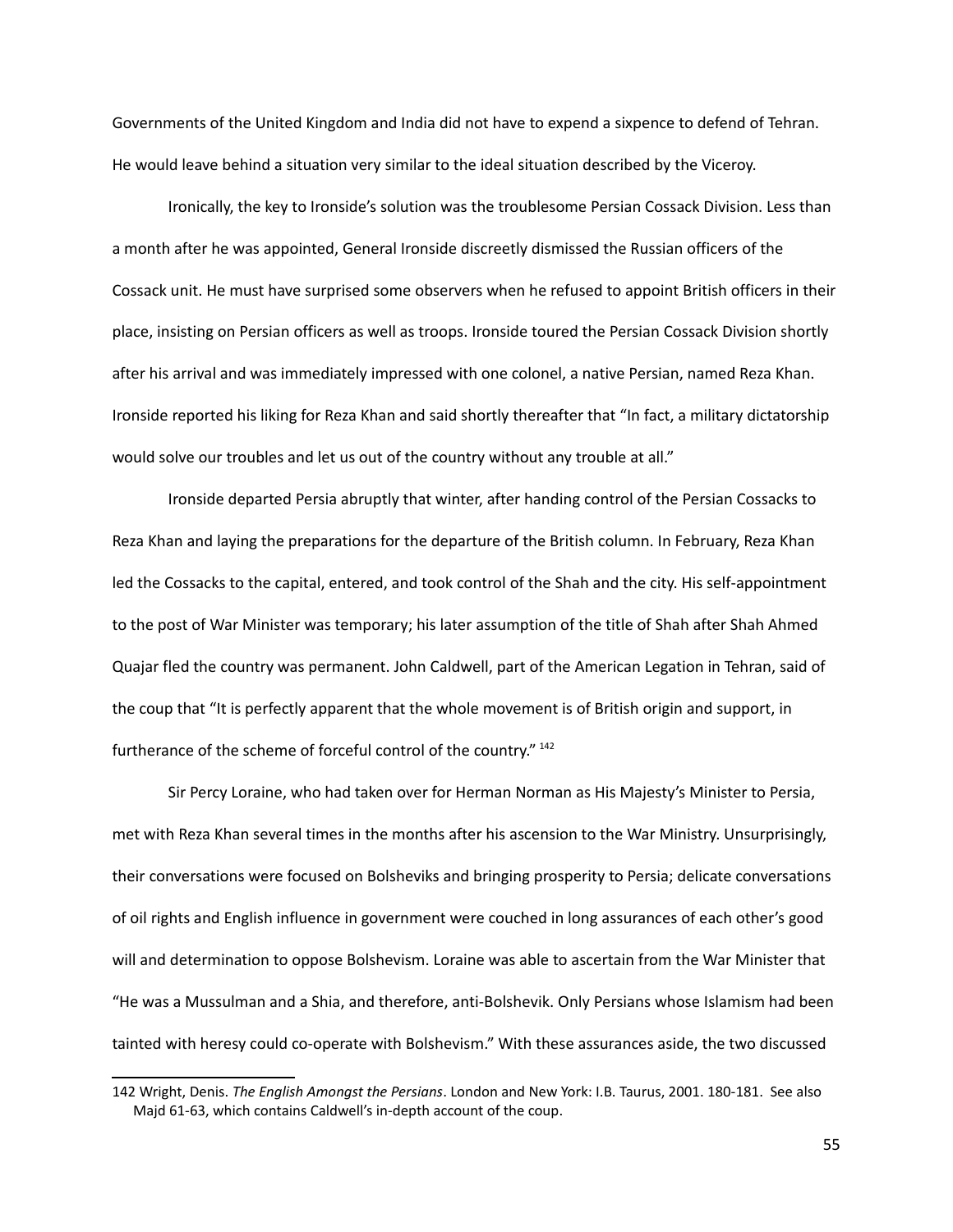Governments of the United Kingdom and India did not have to expend a sixpence to defend of Tehran. He would leave behind a situation very similar to the ideal situation described by the Viceroy.

Ironically, the key to Ironside's solution was the troublesome Persian Cossack Division. Less than a month after he was appointed, General Ironside discreetly dismissed the Russian officers of the Cossack unit. He must have surprised some observers when he refused to appoint British officers in their place, insisting on Persian officers as well as troops. Ironside toured the Persian Cossack Division shortly after his arrival and was immediately impressed with one colonel, a native Persian, named Reza Khan. Ironside reported his liking for Reza Khan and said shortly thereafter that "In fact, a military dictatorship would solve our troubles and let us out of the country without any trouble at all."

Ironside departed Persia abruptly that winter, after handing control of the Persian Cossacks to Reza Khan and laying the preparations for the departure of the British column. In February, Reza Khan led the Cossacks to the capital, entered, and took control of the Shah and the city. His self-appointment to the post of War Minister was temporary; his later assumption of the title of Shah after Shah Ahmed Quajar fled the country was permanent. John Caldwell, part of the American Legation in Tehran, said of the coup that "It is perfectly apparent that the whole movement is of British origin and support, in furtherance of the scheme of forceful control of the country." [142]

Sir Percy Loraine, who had taken over for Herman Norman as His Majesty's Minister to Persia, met with Reza Khan several times in the months after his ascension to the War Ministry. Unsurprisingly, their conversations were focused on Bolsheviks and bringing prosperity to Persia; delicate conversations of oil rights and English influence in government were couched in long assurances of each other's good will and determination to oppose Bolshevism. Loraine was able to ascertain from the War Minister that "He was a Mussulman and a Shia, and therefore, anti-Bolshevik. Only Persians whose Islamism had been tainted with heresy could co-operate with Bolshevism." With these assurances aside, the two discussed

---

142 Wright, Denis. *The English Amongst the Persians*. London and New York: I.B. Taurus, 2001. 180-181. See also Majd 61-63, which contains Caldwell's in-depth account of the coup.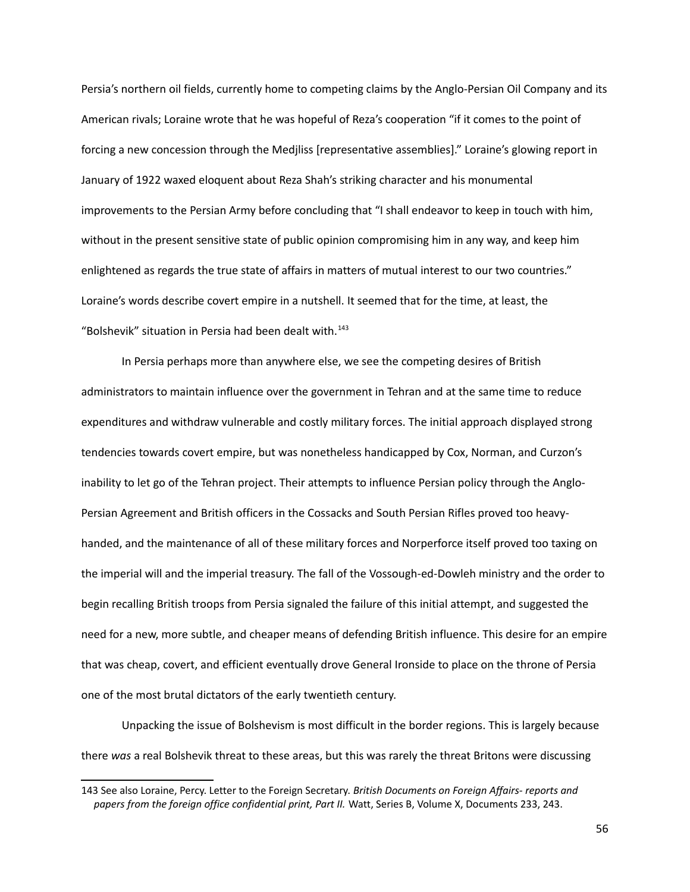Persia's northern oil fields, currently home to competing claims by the Anglo-Persian Oil Company and its American rivals; Loraine wrote that he was hopeful of Reza's cooperation "if it comes to the point of forcing a new concession through the Medjliss [representative assemblies]." Loraine's glowing report in January of 1922 waxed eloquent about Reza Shah's striking character and his monumental improvements to the Persian Army before concluding that "I shall endeavor to keep in touch with him, without in the present sensitive state of public opinion compromising him in any way, and keep him enlightened as regards the true state of affairs in matters of mutual interest to our two countries." Loraine's words describe covert empire in a nutshell. It seemed that for the time, at least, the "Bolshevik" situation in Persia had been dealt with.[143]

In Persia perhaps more than anywhere else, we see the competing desires of British administrators to maintain influence over the government in Tehran and at the same time to reduce expenditures and withdraw vulnerable and costly military forces. The initial approach displayed strong tendencies towards covert empire, but was nonetheless handicapped by Cox, Norman, and Curzon's inability to let go of the Tehran project. Their attempts to influence Persian policy through the Anglo-Persian Agreement and British officers in the Cossacks and South Persian Rifles proved too heavy-handed, and the maintenance of all of these military forces and Norperforce itself proved too taxing on the imperial will and the imperial treasury. The fall of the Vossough-ed-Dowleh ministry and the order to begin recalling British troops from Persia signaled the failure of this initial attempt, and suggested the need for a new, more subtle, and cheaper means of defending British influence. This desire for an empire that was cheap, covert, and efficient eventually drove General Ironside to place on the throne of Persia one of the most brutal dictators of the early twentieth century.

Unpacking the issue of Bolshevism is most difficult in the border regions. This is largely because there *was* a real Bolshevik threat to these areas, but this was rarely the threat Britons were discussing

143 See also Loraine, Percy. Letter to the Foreign Secretary. *British Documents on Foreign Affairs- reports and papers from the foreign office confidential print, Part II.* Watt, Series B, Volume X, Documents 233, 243.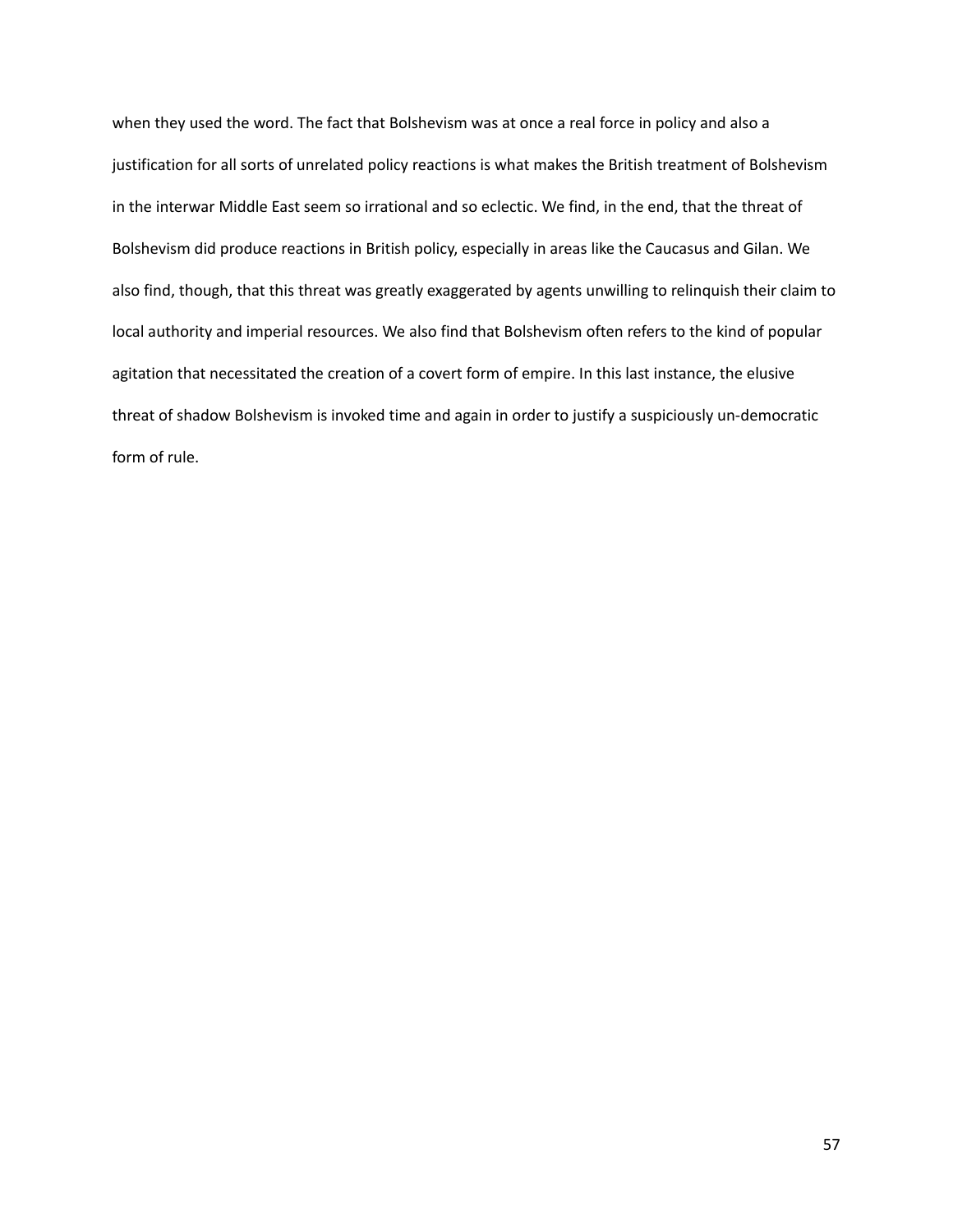when they used the word. The fact that Bolshevism was at once a real force in policy and also a justification for all sorts of unrelated policy reactions is what makes the British treatment of Bolshevism in the interwar Middle East seem so irrational and so eclectic. We find, in the end, that the threat of Bolshevism did produce reactions in British policy, especially in areas like the Caucasus and Gilan. We also find, though, that this threat was greatly exaggerated by agents unwilling to relinquish their claim to local authority and imperial resources. We also find that Bolshevism often refers to the kind of popular agitation that necessitated the creation of a covert form of empire. In this last instance, the elusive threat of shadow Bolshevism is invoked time and again in order to justify a suspiciously un-democratic form of rule.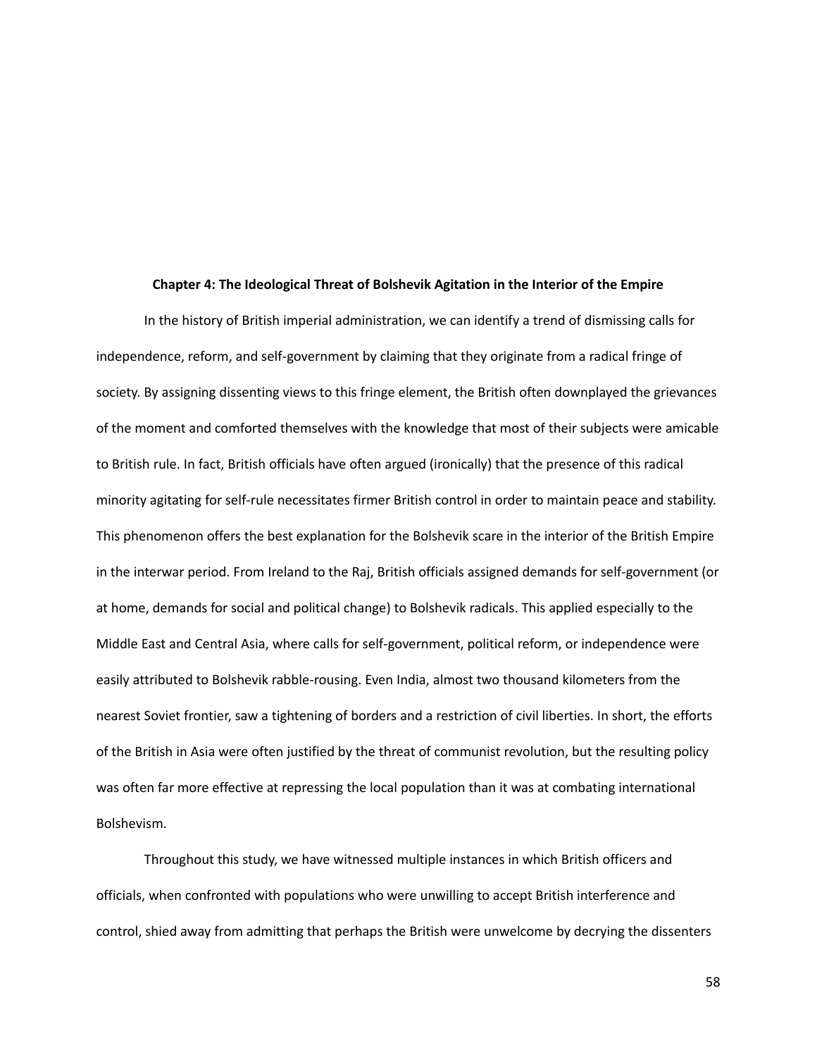## Chapter 4: The Ideological Threat of Bolshevik Agitation in the Interior of the Empire

In the history of British imperial administration, we can identify a trend of dismissing calls for independence, reform, and self-government by claiming that they originate from a radical fringe of society. By assigning dissenting views to this fringe element, the British often downplayed the grievances of the moment and comforted themselves with the knowledge that most of their subjects were amicable to British rule. In fact, British officials have often argued (ironically) that the presence of this radical minority agitating for self-rule necessitates firmer British control in order to maintain peace and stability. This phenomenon offers the best explanation for the Bolshevik scare in the interior of the British Empire in the interwar period. From Ireland to the Raj, British officials assigned demands for self-government (or at home, demands for social and political change) to Bolshevik radicals. This applied especially to the Middle East and Central Asia, where calls for self-government, political reform, or independence were easily attributed to Bolshevik rabble-rousing. Even India, almost two thousand kilometers from the nearest Soviet frontier, saw a tightening of borders and a restriction of civil liberties. In short, the efforts of the British in Asia were often justified by the threat of communist revolution, but the resulting policy was often far more effective at repressing the local population than it was at combating international Bolshevism.

Throughout this study, we have witnessed multiple instances in which British officers and officials, when confronted with populations who were unwilling to accept British interference and control, shied away from admitting that perhaps the British were unwelcome by decrying the dissenters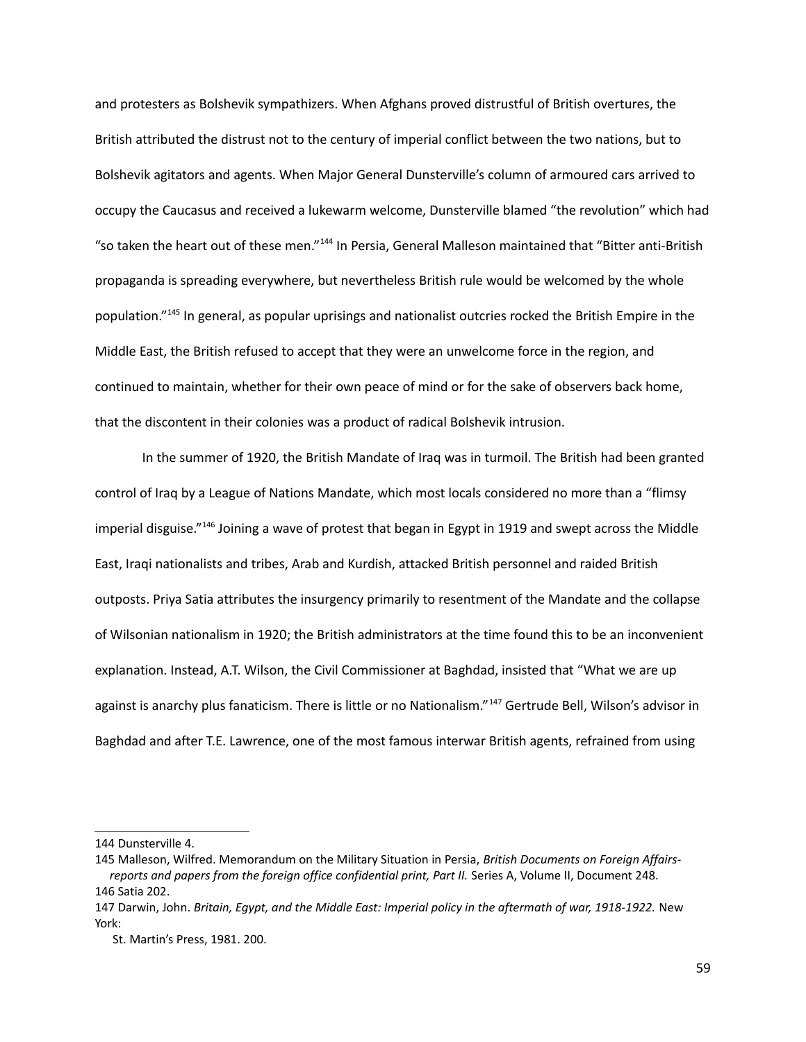and protesters as Bolshevik sympathizers. When Afghans proved distrustful of British overtures, the British attributed the distrust not to the century of imperial conflict between the two nations, but to Bolshevik agitators and agents. When Major General Dunsterville's column of armoured cars arrived to occupy the Caucasus and received a lukewarm welcome, Dunsterville blamed "the revolution" which had "so taken the heart out of these men."[144] In Persia, General Malleson maintained that "Bitter anti-British propaganda is spreading everywhere, but nevertheless British rule would be welcomed by the whole population."[145] In general, as popular uprisings and nationalist outcries rocked the British Empire in the Middle East, the British refused to accept that they were an unwelcome force in the region, and continued to maintain, whether for their own peace of mind or for the sake of observers back home, that the discontent in their colonies was a product of radical Bolshevik intrusion.

In the summer of 1920, the British Mandate of Iraq was in turmoil. The British had been granted control of Iraq by a League of Nations Mandate, which most locals considered no more than a "flimsy imperial disguise."[146] Joining a wave of protest that began in Egypt in 1919 and swept across the Middle East, Iraqi nationalists and tribes, Arab and Kurdish, attacked British personnel and raided British outposts. Priya Satia attributes the insurgency primarily to resentment of the Mandate and the collapse of Wilsonian nationalism in 1920; the British administrators at the time found this to be an inconvenient explanation. Instead, A.T. Wilson, the Civil Commissioner at Baghdad, insisted that "What we are up against is anarchy plus fanaticism. There is little or no Nationalism."[147] Gertrude Bell, Wilson's advisor in Baghdad and after T.E. Lawrence, one of the most famous interwar British agents, refrained from using

---

144 Dunsterville 4.

145 Malleson, Wilfred. Memorandum on the Military Situation in Persia, *British Documents on Foreign Affairs- reports and papers from the foreign office confidential print, Part II.* Series A, Volume II, Document 248.

146 Satia 202.

147 Darwin, John. *Britain, Egypt, and the Middle East: Imperial policy in the aftermath of war, 1918-1922.* New York: St. Martin's Press, 1981. 200.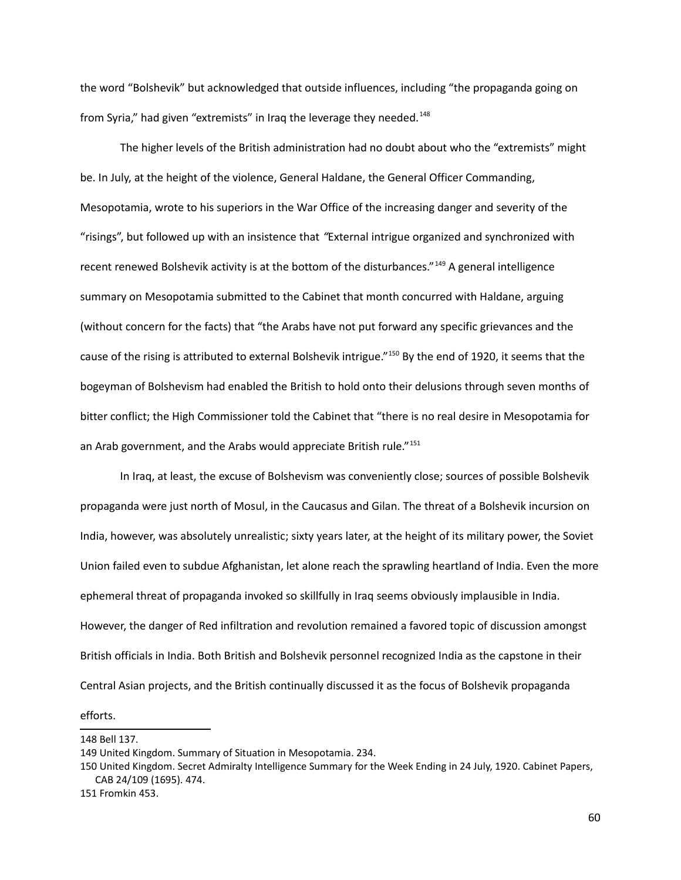the word "Bolshevik" but acknowledged that outside influences, including "the propaganda going on from Syria," had given "extremists" in Iraq the leverage they needed.[148]

The higher levels of the British administration had no doubt about who the "extremists" might be. In July, at the height of the violence, General Haldane, the General Officer Commanding, Mesopotamia, wrote to his superiors in the War Office of the increasing danger and severity of the "risings", but followed up with an insistence that *"*External intrigue organized and synchronized with recent renewed Bolshevik activity is at the bottom of the disturbances."[149] A general intelligence summary on Mesopotamia submitted to the Cabinet that month concurred with Haldane, arguing (without concern for the facts) that "the Arabs have not put forward any specific grievances and the cause of the rising is attributed to external Bolshevik intrigue."[150] By the end of 1920, it seems that the bogeyman of Bolshevism had enabled the British to hold onto their delusions through seven months of bitter conflict; the High Commissioner told the Cabinet that "there is no real desire in Mesopotamia for an Arab government, and the Arabs would appreciate British rule."[151]

In Iraq, at least, the excuse of Bolshevism was conveniently close; sources of possible Bolshevik propaganda were just north of Mosul, in the Caucasus and Gilan. The threat of a Bolshevik incursion on India, however, was absolutely unrealistic; sixty years later, at the height of its military power, the Soviet Union failed even to subdue Afghanistan, let alone reach the sprawling heartland of India. Even the more ephemeral threat of propaganda invoked so skillfully in Iraq seems obviously implausible in India. However, the danger of Red infiltration and revolution remained a favored topic of discussion amongst British officials in India. Both British and Bolshevik personnel recognized India as the capstone in their Central Asian projects, and the British continually discussed it as the focus of Bolshevik propaganda efforts.

---

148 Bell 137.

149 United Kingdom. Summary of Situation in Mesopotamia. 234.

150 United Kingdom. Secret Admiralty Intelligence Summary for the Week Ending in 24 July, 1920. Cabinet Papers, CAB 24/109 (1695). 474.

151 Fromkin 453.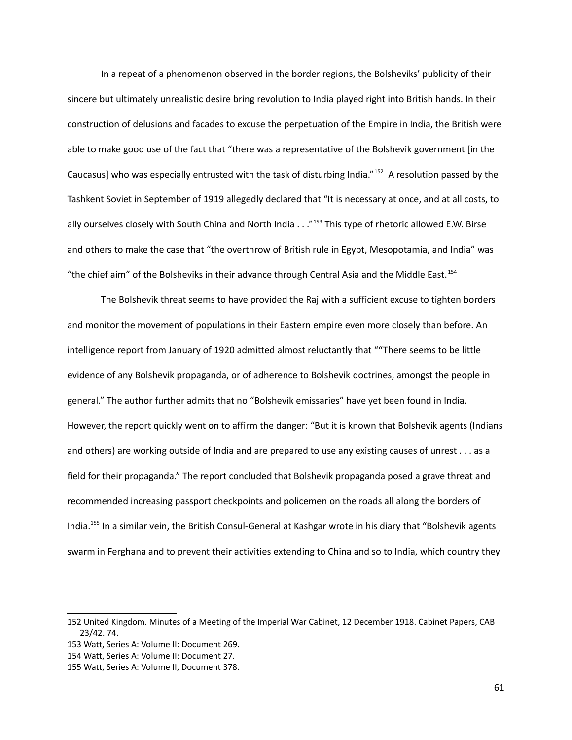In a repeat of a phenomenon observed in the border regions, the Bolsheviks' publicity of their sincere but ultimately unrealistic desire bring revolution to India played right into British hands. In their construction of delusions and facades to excuse the perpetuation of the Empire in India, the British were able to make good use of the fact that "there was a representative of the Bolshevik government [in the Caucasus] who was especially entrusted with the task of disturbing India."[152] A resolution passed by the Tashkent Soviet in September of 1919 allegedly declared that "It is necessary at once, and at all costs, to ally ourselves closely with South China and North India . . ."[153] This type of rhetoric allowed E.W. Birse and others to make the case that "the overthrow of British rule in Egypt, Mesopotamia, and India" was "the chief aim" of the Bolsheviks in their advance through Central Asia and the Middle East.[154]

The Bolshevik threat seems to have provided the Raj with a sufficient excuse to tighten borders and monitor the movement of populations in their Eastern empire even more closely than before. An intelligence report from January of 1920 admitted almost reluctantly that ""There seems to be little evidence of any Bolshevik propaganda, or of adherence to Bolshevik doctrines, amongst the people in general." The author further admits that no "Bolshevik emissaries" have yet been found in India. However, the report quickly went on to affirm the danger: "But it is known that Bolshevik agents (Indians and others) are working outside of India and are prepared to use any existing causes of unrest . . . as a field for their propaganda." The report concluded that Bolshevik propaganda posed a grave threat and recommended increasing passport checkpoints and policemen on the roads all along the borders of India.[155] In a similar vein, the British Consul-General at Kashgar wrote in his diary that "Bolshevik agents swarm in Ferghana and to prevent their activities extending to China and so to India, which country they

152 United Kingdom. Minutes of a Meeting of the Imperial War Cabinet, 12 December 1918. Cabinet Papers, CAB 23/42. 74.

153 Watt, Series A: Volume II: Document 269.

154 Watt, Series A: Volume II: Document 27.

155 Watt, Series A: Volume II, Document 378.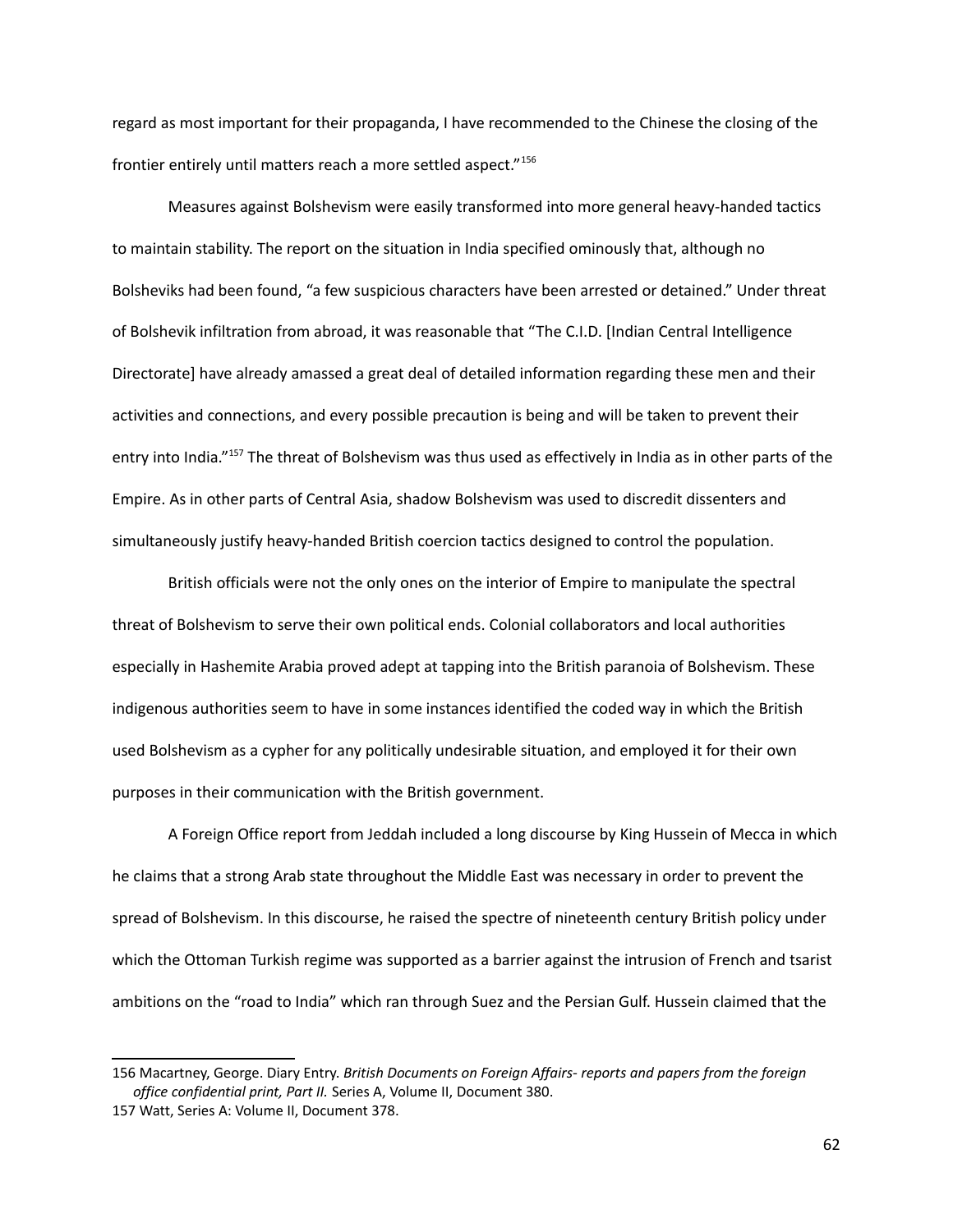regard as most important for their propaganda, I have recommended to the Chinese the closing of the frontier entirely until matters reach a more settled aspect."[156]

Measures against Bolshevism were easily transformed into more general heavy-handed tactics to maintain stability. The report on the situation in India specified ominously that, although no Bolsheviks had been found, "a few suspicious characters have been arrested or detained." Under threat of Bolshevik infiltration from abroad, it was reasonable that "The C.I.D. [Indian Central Intelligence Directorate] have already amassed a great deal of detailed information regarding these men and their activities and connections, and every possible precaution is being and will be taken to prevent their entry into India."[157] The threat of Bolshevism was thus used as effectively in India as in other parts of the Empire. As in other parts of Central Asia, shadow Bolshevism was used to discredit dissenters and simultaneously justify heavy-handed British coercion tactics designed to control the population.

British officials were not the only ones on the interior of Empire to manipulate the spectral threat of Bolshevism to serve their own political ends. Colonial collaborators and local authorities especially in Hashemite Arabia proved adept at tapping into the British paranoia of Bolshevism. These indigenous authorities seem to have in some instances identified the coded way in which the British used Bolshevism as a cypher for any politically undesirable situation, and employed it for their own purposes in their communication with the British government.

A Foreign Office report from Jeddah included a long discourse by King Hussein of Mecca in which he claims that a strong Arab state throughout the Middle East was necessary in order to prevent the spread of Bolshevism. In this discourse, he raised the spectre of nineteenth century British policy under which the Ottoman Turkish regime was supported as a barrier against the intrusion of French and tsarist ambitions on the "road to India" which ran through Suez and the Persian Gulf. Hussein claimed that the

---

156 Macartney, George. Diary Entry. *British Documents on Foreign Affairs- reports and papers from the foreign office confidential print, Part II.* Series A, Volume II, Document 380.

157 Watt, Series A: Volume II, Document 378.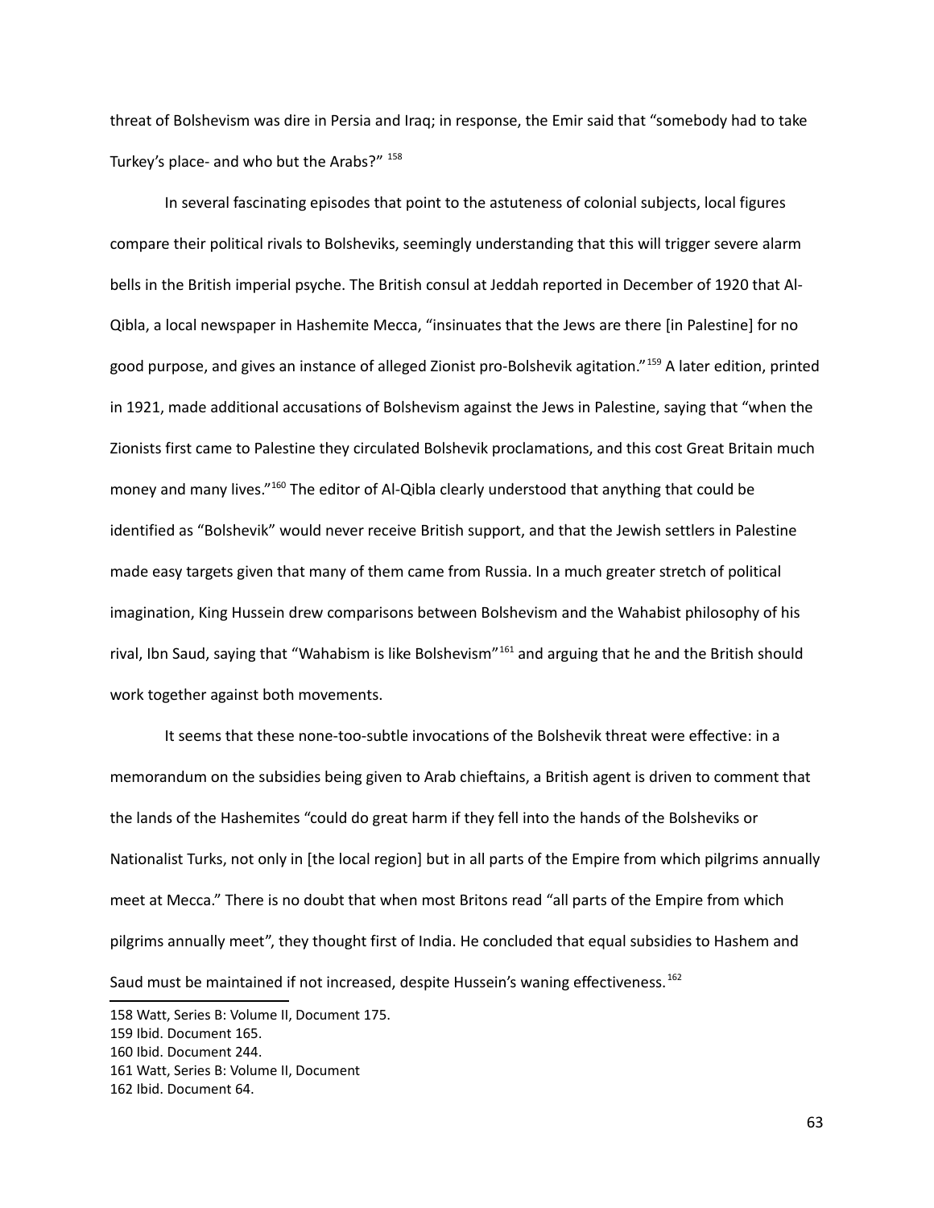threat of Bolshevism was dire in Persia and Iraq; in response, the Emir said that "somebody had to take Turkey's place- and who but the Arabs?" [158]

In several fascinating episodes that point to the astuteness of colonial subjects, local figures compare their political rivals to Bolsheviks, seemingly understanding that this will trigger severe alarm bells in the British imperial psyche. The British consul at Jeddah reported in December of 1920 that Al-Qibla, a local newspaper in Hashemite Mecca, "insinuates that the Jews are there [in Palestine] for no good purpose, and gives an instance of alleged Zionist pro-Bolshevik agitation."[159] A later edition, printed in 1921, made additional accusations of Bolshevism against the Jews in Palestine, saying that "when the Zionists first came to Palestine they circulated Bolshevik proclamations, and this cost Great Britain much money and many lives."[160] The editor of Al-Qibla clearly understood that anything that could be identified as "Bolshevik" would never receive British support, and that the Jewish settlers in Palestine made easy targets given that many of them came from Russia. In a much greater stretch of political imagination, King Hussein drew comparisons between Bolshevism and the Wahabist philosophy of his rival, Ibn Saud, saying that "Wahabism is like Bolshevism"[161] and arguing that he and the British should work together against both movements.

It seems that these none-too-subtle invocations of the Bolshevik threat were effective: in a memorandum on the subsidies being given to Arab chieftains, a British agent is driven to comment that the lands of the Hashemites "could do great harm if they fell into the hands of the Bolsheviks or Nationalist Turks, not only in [the local region] but in all parts of the Empire from which pilgrims annually meet at Mecca." There is no doubt that when most Britons read "all parts of the Empire from which pilgrims annually meet", they thought first of India. He concluded that equal subsidies to Hashem and Saud must be maintained if not increased, despite Hussein's waning effectiveness.[162]

---

158 Watt, Series B: Volume II, Document 175.

159 Ibid. Document 165.

160 Ibid. Document 244.

161 Watt, Series B: Volume II, Document

162 Ibid. Document 64.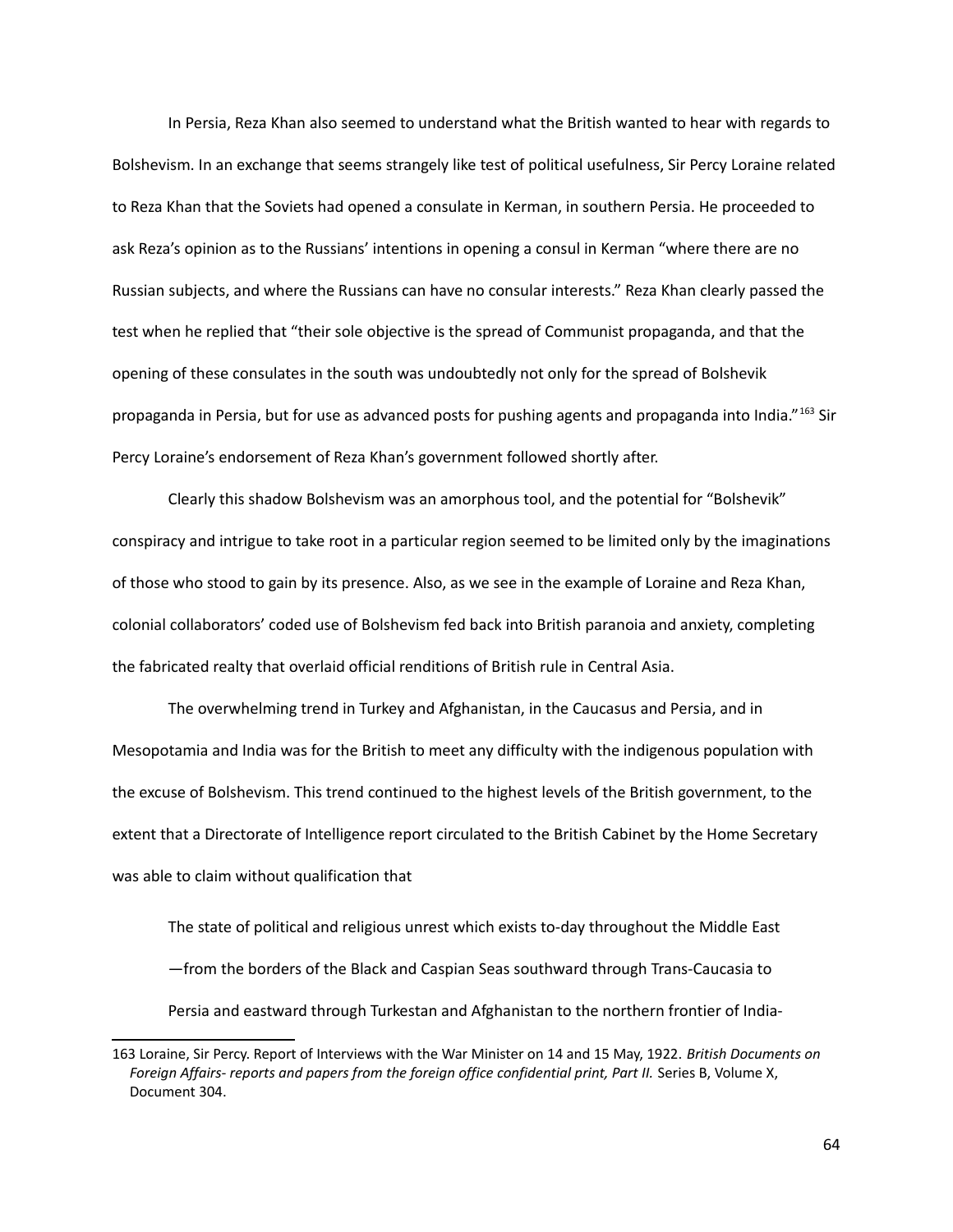In Persia, Reza Khan also seemed to understand what the British wanted to hear with regards to Bolshevism. In an exchange that seems strangely like test of political usefulness, Sir Percy Loraine related to Reza Khan that the Soviets had opened a consulate in Kerman, in southern Persia. He proceeded to ask Reza's opinion as to the Russians' intentions in opening a consul in Kerman "where there are no Russian subjects, and where the Russians can have no consular interests." Reza Khan clearly passed the test when he replied that "their sole objective is the spread of Communist propaganda, and that the opening of these consulates in the south was undoubtedly not only for the spread of Bolshevik propaganda in Persia, but for use as advanced posts for pushing agents and propaganda into India."[163] Sir Percy Loraine's endorsement of Reza Khan's government followed shortly after.

Clearly this shadow Bolshevism was an amorphous tool, and the potential for "Bolshevik" conspiracy and intrigue to take root in a particular region seemed to be limited only by the imaginations of those who stood to gain by its presence. Also, as we see in the example of Loraine and Reza Khan, colonial collaborators' coded use of Bolshevism fed back into British paranoia and anxiety, completing the fabricated realty that overlaid official renditions of British rule in Central Asia.

The overwhelming trend in Turkey and Afghanistan, in the Caucasus and Persia, and in Mesopotamia and India was for the British to meet any difficulty with the indigenous population with the excuse of Bolshevism. This trend continued to the highest levels of the British government, to the extent that a Directorate of Intelligence report circulated to the British Cabinet by the Home Secretary was able to claim without qualification that

> The state of political and religious unrest which exists to-day throughout the Middle East —from the borders of the Black and Caspian Seas southward through Trans-Caucasia to Persia and eastward through Turkestan and Afghanistan to the northern frontier of India-

163 Loraine, Sir Percy. Report of Interviews with the War Minister on 14 and 15 May, 1922. *British Documents on Foreign Affairs- reports and papers from the foreign office confidential print, Part II.* Series B, Volume X, Document 304.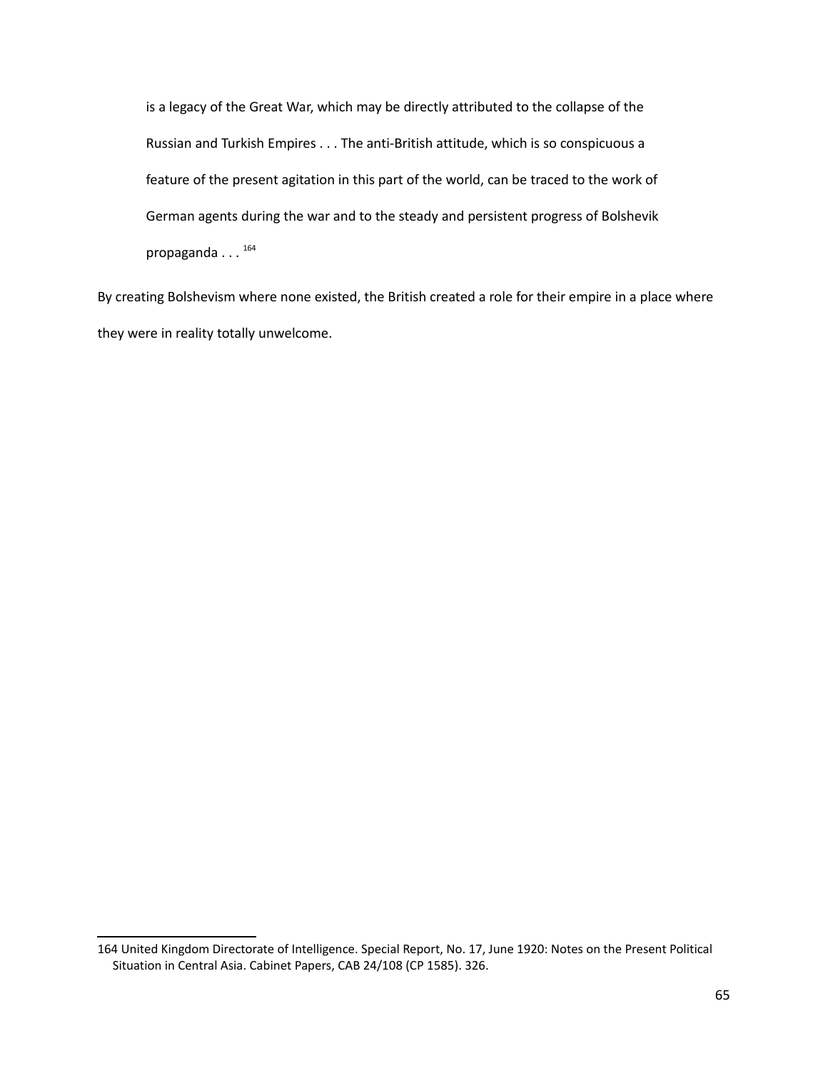> is a legacy of the Great War, which may be directly attributed to the collapse of the Russian and Turkish Empires . . . The anti-British attitude, which is so conspicuous a feature of the present agitation in this part of the world, can be traced to the work of German agents during the war and to the steady and persistent progress of Bolshevik propaganda . . . [164]

By creating Bolshevism where none existed, the British created a role for their empire in a place where they were in reality totally unwelcome.

---

164 United Kingdom Directorate of Intelligence. Special Report, No. 17, June 1920: Notes on the Present Political Situation in Central Asia. Cabinet Papers, CAB 24/108 (CP 1585). 326.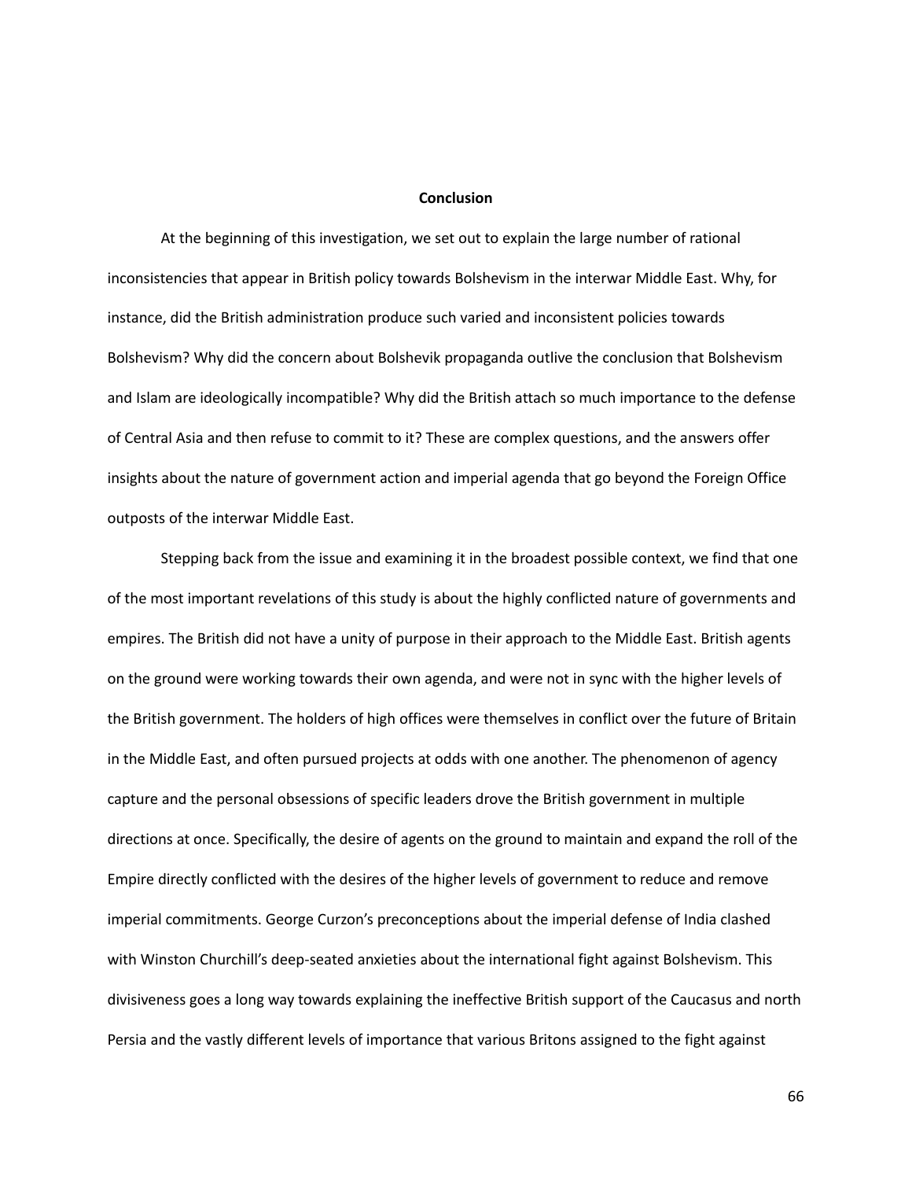## Conclusion

At the beginning of this investigation, we set out to explain the large number of rational inconsistencies that appear in British policy towards Bolshevism in the interwar Middle East. Why, for instance, did the British administration produce such varied and inconsistent policies towards Bolshevism? Why did the concern about Bolshevik propaganda outlive the conclusion that Bolshevism and Islam are ideologically incompatible? Why did the British attach so much importance to the defense of Central Asia and then refuse to commit to it? These are complex questions, and the answers offer insights about the nature of government action and imperial agenda that go beyond the Foreign Office outposts of the interwar Middle East.

Stepping back from the issue and examining it in the broadest possible context, we find that one of the most important revelations of this study is about the highly conflicted nature of governments and empires. The British did not have a unity of purpose in their approach to the Middle East. British agents on the ground were working towards their own agenda, and were not in sync with the higher levels of the British government. The holders of high offices were themselves in conflict over the future of Britain in the Middle East, and often pursued projects at odds with one another. The phenomenon of agency capture and the personal obsessions of specific leaders drove the British government in multiple directions at once. Specifically, the desire of agents on the ground to maintain and expand the roll of the Empire directly conflicted with the desires of the higher levels of government to reduce and remove imperial commitments. George Curzon's preconceptions about the imperial defense of India clashed with Winston Churchill's deep-seated anxieties about the international fight against Bolshevism. This divisiveness goes a long way towards explaining the ineffective British support of the Caucasus and north Persia and the vastly different levels of importance that various Britons assigned to the fight against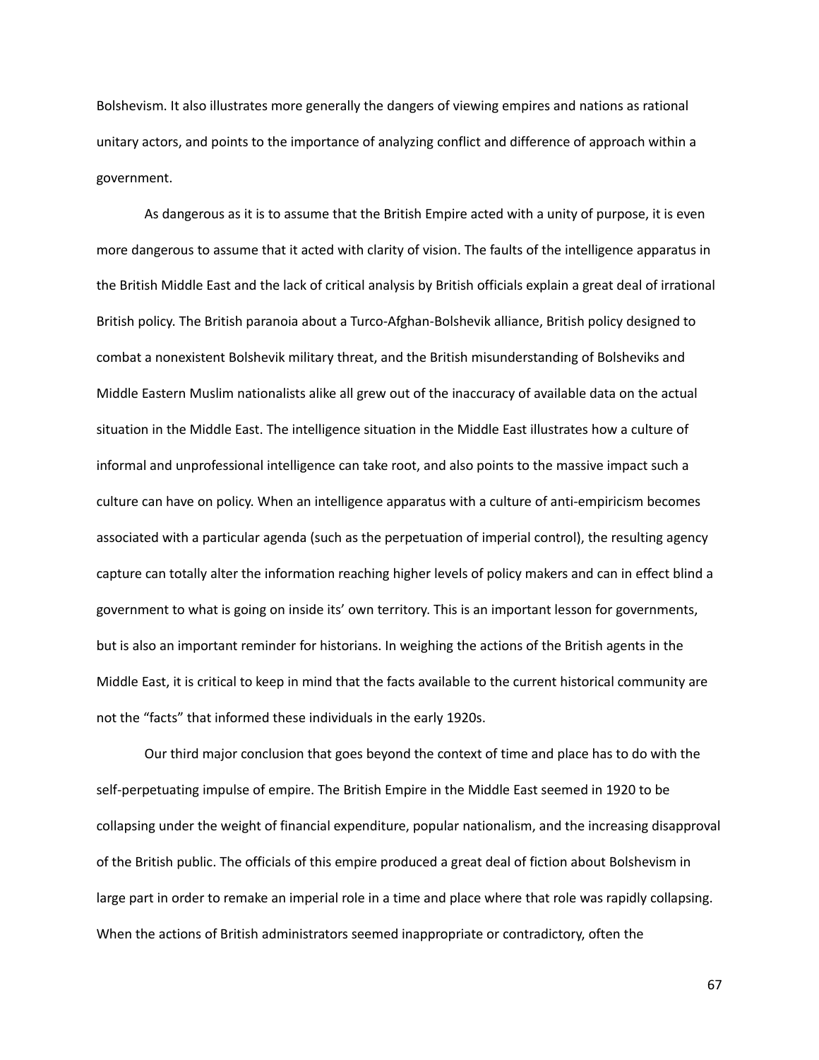Bolshevism. It also illustrates more generally the dangers of viewing empires and nations as rational unitary actors, and points to the importance of analyzing conflict and difference of approach within a government.

As dangerous as it is to assume that the British Empire acted with a unity of purpose, it is even more dangerous to assume that it acted with clarity of vision. The faults of the intelligence apparatus in the British Middle East and the lack of critical analysis by British officials explain a great deal of irrational British policy. The British paranoia about a Turco-Afghan-Bolshevik alliance, British policy designed to combat a nonexistent Bolshevik military threat, and the British misunderstanding of Bolsheviks and Middle Eastern Muslim nationalists alike all grew out of the inaccuracy of available data on the actual situation in the Middle East. The intelligence situation in the Middle East illustrates how a culture of informal and unprofessional intelligence can take root, and also points to the massive impact such a culture can have on policy. When an intelligence apparatus with a culture of anti-empiricism becomes associated with a particular agenda (such as the perpetuation of imperial control), the resulting agency capture can totally alter the information reaching higher levels of policy makers and can in effect blind a government to what is going on inside its' own territory. This is an important lesson for governments, but is also an important reminder for historians. In weighing the actions of the British agents in the Middle East, it is critical to keep in mind that the facts available to the current historical community are not the "facts" that informed these individuals in the early 1920s.

Our third major conclusion that goes beyond the context of time and place has to do with the self-perpetuating impulse of empire. The British Empire in the Middle East seemed in 1920 to be collapsing under the weight of financial expenditure, popular nationalism, and the increasing disapproval of the British public. The officials of this empire produced a great deal of fiction about Bolshevism in large part in order to remake an imperial role in a time and place where that role was rapidly collapsing. When the actions of British administrators seemed inappropriate or contradictory, often the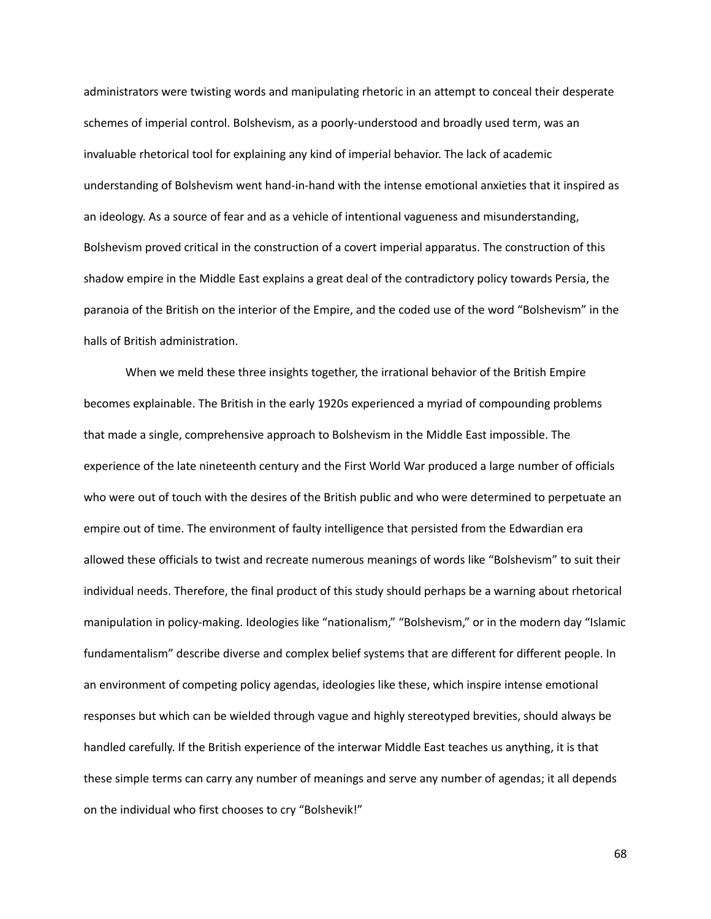administrators were twisting words and manipulating rhetoric in an attempt to conceal their desperate schemes of imperial control. Bolshevism, as a poorly-understood and broadly used term, was an invaluable rhetorical tool for explaining any kind of imperial behavior. The lack of academic understanding of Bolshevism went hand-in-hand with the intense emotional anxieties that it inspired as an ideology. As a source of fear and as a vehicle of intentional vagueness and misunderstanding, Bolshevism proved critical in the construction of a covert imperial apparatus. The construction of this shadow empire in the Middle East explains a great deal of the contradictory policy towards Persia, the paranoia of the British on the interior of the Empire, and the coded use of the word "Bolshevism" in the halls of British administration.

When we meld these three insights together, the irrational behavior of the British Empire becomes explainable. The British in the early 1920s experienced a myriad of compounding problems that made a single, comprehensive approach to Bolshevism in the Middle East impossible. The experience of the late nineteenth century and the First World War produced a large number of officials who were out of touch with the desires of the British public and who were determined to perpetuate an empire out of time. The environment of faulty intelligence that persisted from the Edwardian era allowed these officials to twist and recreate numerous meanings of words like "Bolshevism" to suit their individual needs. Therefore, the final product of this study should perhaps be a warning about rhetorical manipulation in policy-making. Ideologies like "nationalism," "Bolshevism," or in the modern day "Islamic fundamentalism" describe diverse and complex belief systems that are different for different people. In an environment of competing policy agendas, ideologies like these, which inspire intense emotional responses but which can be wielded through vague and highly stereotyped brevities, should always be handled carefully. If the British experience of the interwar Middle East teaches us anything, it is that these simple terms can carry any number of meanings and serve any number of agendas; it all depends on the individual who first chooses to cry "Bolshevik!"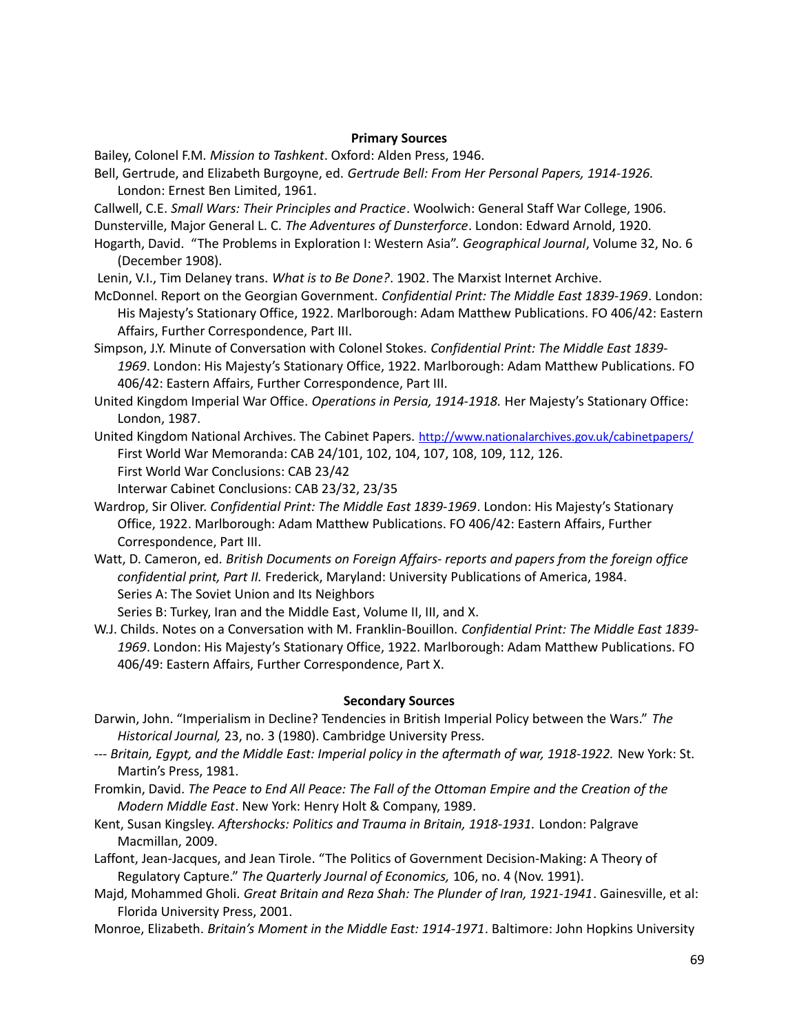**Primary Sources**

Bailey, Colonel F.M. *Mission to Tashkent*. Oxford: Alden Press, 1946.

Bell, Gertrude, and Elizabeth Burgoyne, ed. *Gertrude Bell: From Her Personal Papers, 1914-1926.* London: Ernest Ben Limited, 1961.

Callwell, C.E. *Small Wars: Their Principles and Practice*. Woolwich: General Staff War College, 1906.

Dunsterville, Major General L. C. *The Adventures of Dunsterforce*. London: Edward Arnold, 1920.

Hogarth, David. "The Problems in Exploration I: Western Asia". *Geographical Journal*, Volume 32, No. 6 (December 1908).

Lenin, V.I., Tim Delaney trans. *What is to Be Done?*. 1902. The Marxist Internet Archive.

McDonnel. Report on the Georgian Government. *Confidential Print: The Middle East 1839-1969*. London: His Majesty's Stationary Office, 1922. Marlborough: Adam Matthew Publications. FO 406/42: Eastern Affairs, Further Correspondence, Part III.

Simpson, J.Y. Minute of Conversation with Colonel Stokes. *Confidential Print: The Middle East 1839-1969*. London: His Majesty's Stationary Office, 1922. Marlborough: Adam Matthew Publications. FO 406/42: Eastern Affairs, Further Correspondence, Part III.

United Kingdom Imperial War Office. *Operations in Persia, 1914-1918.* Her Majesty's Stationary Office: London, 1987.

United Kingdom National Archives. The Cabinet Papers. http://www.nationalarchives.gov.uk/cabinetpapers/
First World War Memoranda: CAB 24/101, 102, 104, 107, 108, 109, 112, 126.
First World War Conclusions: CAB 23/42
Interwar Cabinet Conclusions: CAB 23/32, 23/35

Wardrop, Sir Oliver. *Confidential Print: The Middle East 1839-1969*. London: His Majesty's Stationary Office, 1922. Marlborough: Adam Matthew Publications. FO 406/42: Eastern Affairs, Further Correspondence, Part III.

Watt, D. Cameron, ed. *British Documents on Foreign Affairs- reports and papers from the foreign office confidential print, Part II.* Frederick, Maryland: University Publications of America, 1984.
Series A: The Soviet Union and Its Neighbors
Series B: Turkey, Iran and the Middle East, Volume II, III, and X.

W.J. Childs. Notes on a Conversation with M. Franklin-Bouillon. *Confidential Print: The Middle East 1839-1969*. London: His Majesty's Stationary Office, 1922. Marlborough: Adam Matthew Publications. FO 406/49: Eastern Affairs, Further Correspondence, Part X.

**Secondary Sources**

Darwin, John. "Imperialism in Decline? Tendencies in British Imperial Policy between the Wars." *The Historical Journal,* 23, no. 3 (1980). Cambridge University Press.

--- *Britain, Egypt, and the Middle East: Imperial policy in the aftermath of war, 1918-1922.* New York: St. Martin's Press, 1981.

Fromkin, David. *The Peace to End All Peace: The Fall of the Ottoman Empire and the Creation of the Modern Middle East*. New York: Henry Holt & Company, 1989.

Kent, Susan Kingsley. *Aftershocks: Politics and Trauma in Britain, 1918-1931.* London: Palgrave Macmillan, 2009.

Laffont, Jean-Jacques, and Jean Tirole. "The Politics of Government Decision-Making: A Theory of Regulatory Capture." *The Quarterly Journal of Economics,* 106, no. 4 (Nov. 1991).

Majd, Mohammed Gholi. *Great Britain and Reza Shah: The Plunder of Iran, 1921-1941*. Gainesville, et al: Florida University Press, 2001.

Monroe, Elizabeth. *Britain's Moment in the Middle East: 1914-1971*. Baltimore: John Hopkins University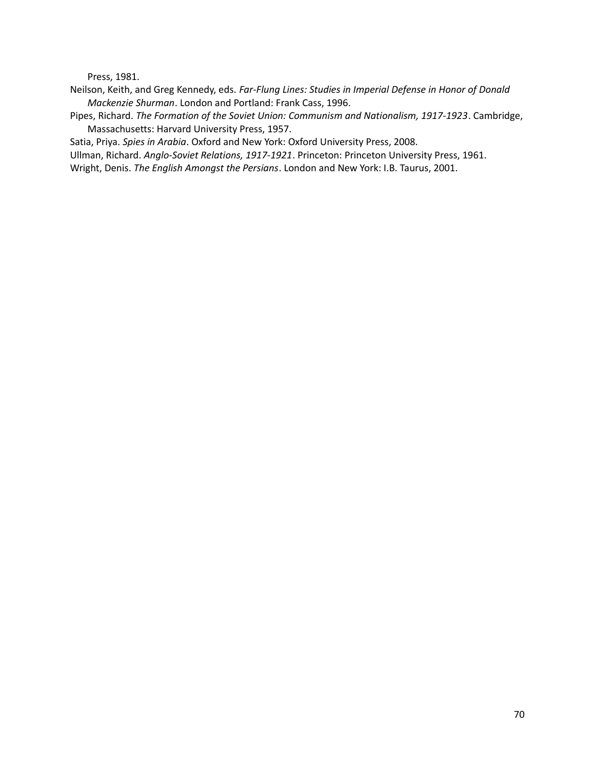Press, 1981.

Neilson, Keith, and Greg Kennedy, eds. *Far-Flung Lines: Studies in Imperial Defense in Honor of Donald Mackenzie Shurman*. London and Portland: Frank Cass, 1996.

Pipes, Richard. *The Formation of the Soviet Union: Communism and Nationalism, 1917-1923*. Cambridge, Massachusetts: Harvard University Press, 1957.

Satia, Priya. *Spies in Arabia*. Oxford and New York: Oxford University Press, 2008.

Ullman, Richard. *Anglo-Soviet Relations, 1917-1921*. Princeton: Princeton University Press, 1961.

Wright, Denis. *The English Amongst the Persians*. London and New York: I.B. Taurus, 2001.